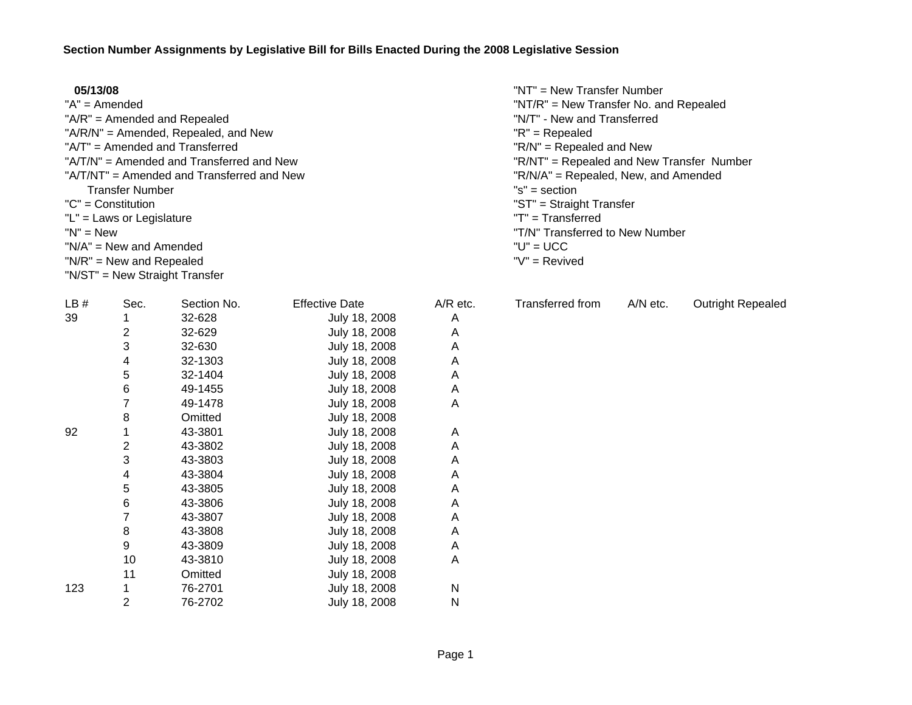**Section Number Assignments by Legislative Bill for Bills Enacted During the 2008 Legislative Session**

**05/13/08**

"A" = Amended
"A/R" = Amended and Repealed
"A/R/N" = Amended, Repealed, and New
"A/T" = Amended and Transferred
"A/T/N" = Amended and Transferred and New
"A/T/NT" = Amended and Transferred and New Transfer Number
"C" = Constitution
"L" = Laws or Legislature
"N" = New
"N/A" = New and Amended
"N/R" = New and Repealed
"N/ST" = New Straight Transfer
"NT" = New Transfer Number
"NT/R" = New Transfer No. and Repealed
"N/T" - New and Transferred
"R" = Repealed
"R/N" = Repealed and New
"R/NT" = Repealed and New Transfer Number
"R/N/A" = Repealed, New, and Amended
"s" = section
"ST" = Straight Transfer
"T" = Transferred
"T/N" Transferred to New Number
"U" = UCC
"V" = Revived

| LB # | Sec. | Section No. | Effective Date | A/R etc. | Transferred from | A/N etc. | Outright Repealed |
|---|---|---|---|---|---|---|---|
| 39 | 1 | 32-628 | July 18, 2008 | A | | | |
| | 2 | 32-629 | July 18, 2008 | A | | | |
| | 3 | 32-630 | July 18, 2008 | A | | | |
| | 4 | 32-1303 | July 18, 2008 | A | | | |
| | 5 | 32-1404 | July 18, 2008 | A | | | |
| | 6 | 49-1455 | July 18, 2008 | A | | | |
| | 7 | 49-1478 | July 18, 2008 | A | | | |
| | 8 | Omitted | July 18, 2008 | | | | |
| 92 | 1 | 43-3801 | July 18, 2008 | A | | | |
| | 2 | 43-3802 | July 18, 2008 | A | | | |
| | 3 | 43-3803 | July 18, 2008 | A | | | |
| | 4 | 43-3804 | July 18, 2008 | A | | | |
| | 5 | 43-3805 | July 18, 2008 | A | | | |
| | 6 | 43-3806 | July 18, 2008 | A | | | |
| | 7 | 43-3807 | July 18, 2008 | A | | | |
| | 8 | 43-3808 | July 18, 2008 | A | | | |
| | 9 | 43-3809 | July 18, 2008 | A | | | |
| | 10 | 43-3810 | July 18, 2008 | A | | | |
| | 11 | Omitted | July 18, 2008 | | | | |
| 123 | 1 | 76-2701 | July 18, 2008 | N | | | |
| | 2 | 76-2702 | July 18, 2008 | N | | | |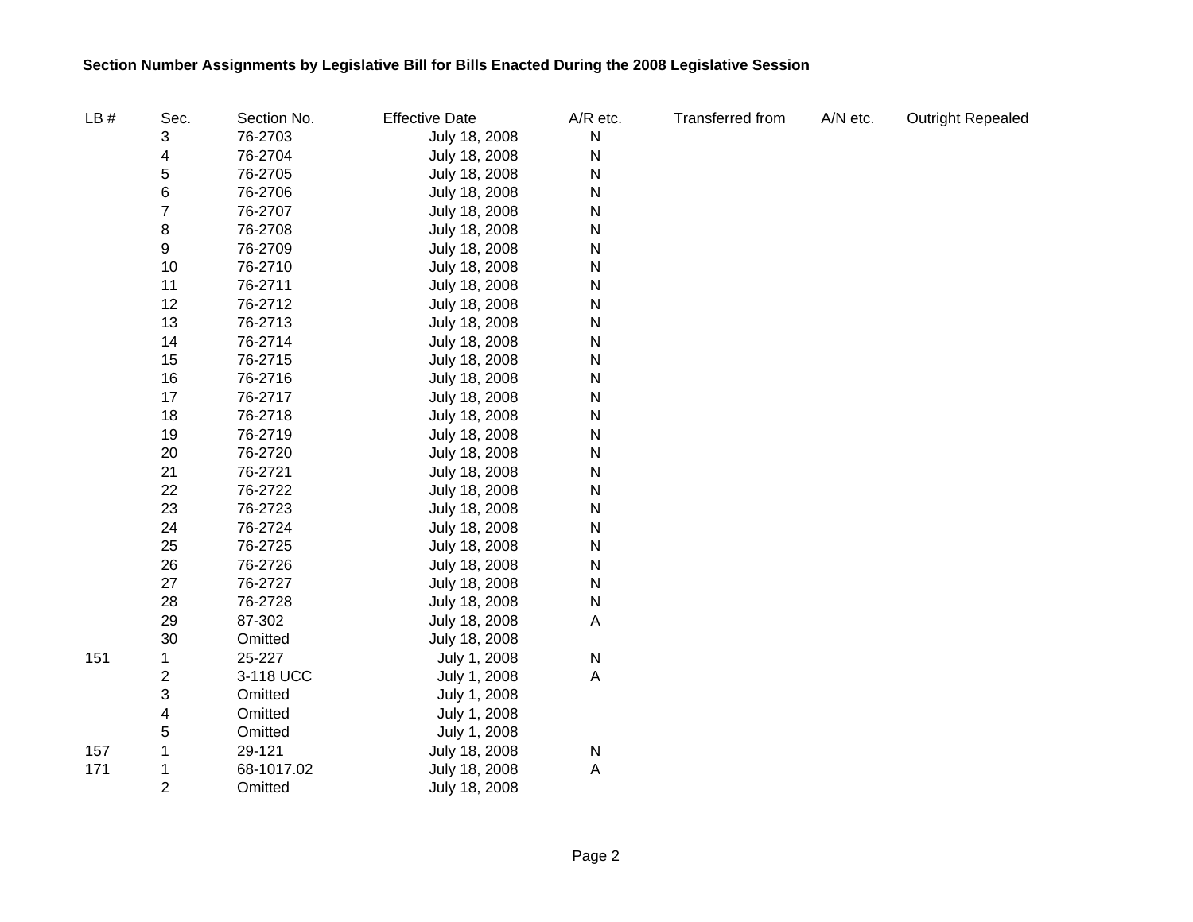**Section Number Assignments by Legislative Bill for Bills Enacted During the 2008 Legislative Session**

| LB # | Sec. | Section No. | Effective Date | A/R etc. | Transferred from | A/N etc. | Outright Repealed |
|---|---|---|---|---|---|---|---|
| | 3 | 76-2703 | July 18, 2008 | N | | | |
| | 4 | 76-2704 | July 18, 2008 | N | | | |
| | 5 | 76-2705 | July 18, 2008 | N | | | |
| | 6 | 76-2706 | July 18, 2008 | N | | | |
| | 7 | 76-2707 | July 18, 2008 | N | | | |
| | 8 | 76-2708 | July 18, 2008 | N | | | |
| | 9 | 76-2709 | July 18, 2008 | N | | | |
| | 10 | 76-2710 | July 18, 2008 | N | | | |
| | 11 | 76-2711 | July 18, 2008 | N | | | |
| | 12 | 76-2712 | July 18, 2008 | N | | | |
| | 13 | 76-2713 | July 18, 2008 | N | | | |
| | 14 | 76-2714 | July 18, 2008 | N | | | |
| | 15 | 76-2715 | July 18, 2008 | N | | | |
| | 16 | 76-2716 | July 18, 2008 | N | | | |
| | 17 | 76-2717 | July 18, 2008 | N | | | |
| | 18 | 76-2718 | July 18, 2008 | N | | | |
| | 19 | 76-2719 | July 18, 2008 | N | | | |
| | 20 | 76-2720 | July 18, 2008 | N | | | |
| | 21 | 76-2721 | July 18, 2008 | N | | | |
| | 22 | 76-2722 | July 18, 2008 | N | | | |
| | 23 | 76-2723 | July 18, 2008 | N | | | |
| | 24 | 76-2724 | July 18, 2008 | N | | | |
| | 25 | 76-2725 | July 18, 2008 | N | | | |
| | 26 | 76-2726 | July 18, 2008 | N | | | |
| | 27 | 76-2727 | July 18, 2008 | N | | | |
| | 28 | 76-2728 | July 18, 2008 | N | | | |
| | 29 | 87-302 | July 18, 2008 | A | | | |
| | 30 | Omitted | July 18, 2008 | | | | |
| 151 | 1 | 25-227 | July 1, 2008 | N | | | |
| | 2 | 3-118 UCC | July 1, 2008 | A | | | |
| | 3 | Omitted | July 1, 2008 | | | | |
| | 4 | Omitted | July 1, 2008 | | | | |
| | 5 | Omitted | July 1, 2008 | | | | |
| 157 | 1 | 29-121 | July 18, 2008 | N | | | |
| 171 | 1 | 68-1017.02 | July 18, 2008 | A | | | |
| | 2 | Omitted | July 18, 2008 | | | | |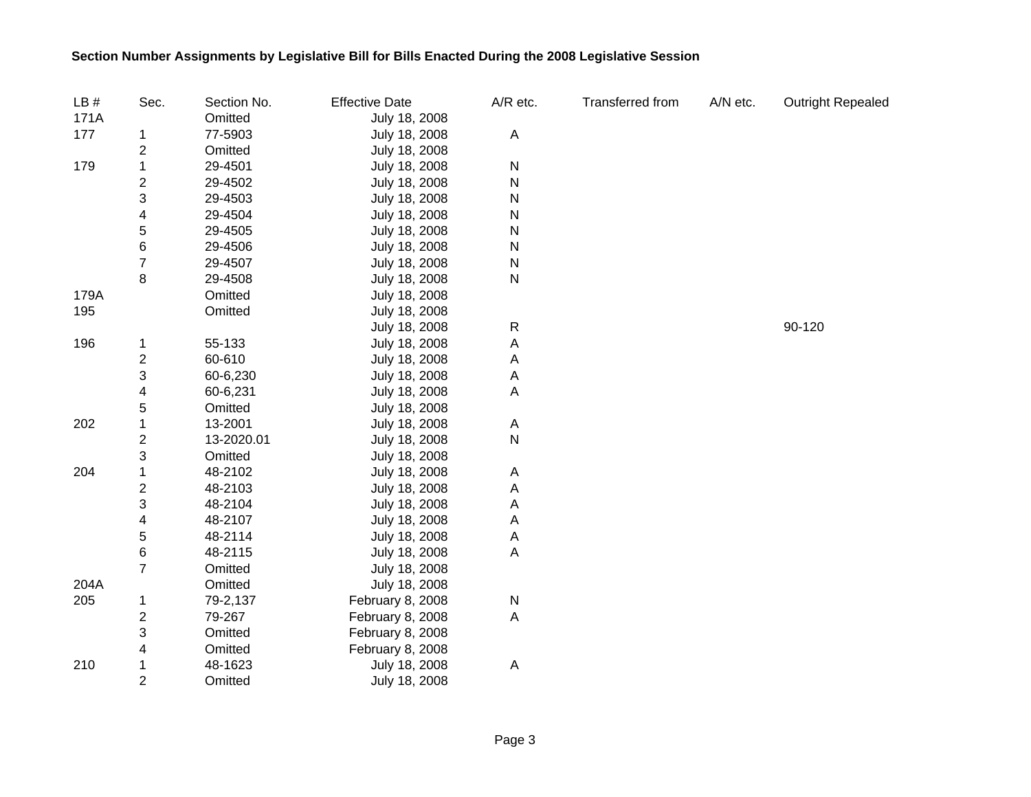**Section Number Assignments by Legislative Bill for Bills Enacted During the 2008 Legislative Session**

| LB # | Sec. | Section No. | Effective Date | A/R etc. | Transferred from | A/N etc. | Outright Repealed |
|---|---|---|---|---|---|---|---|
| 171A | | Omitted | July 18, 2008 | | | | |
| 177 | 1 | 77-5903 | July 18, 2008 | A | | | |
| | 2 | Omitted | July 18, 2008 | | | | |
| 179 | 1 | 29-4501 | July 18, 2008 | N | | | |
| | 2 | 29-4502 | July 18, 2008 | N | | | |
| | 3 | 29-4503 | July 18, 2008 | N | | | |
| | 4 | 29-4504 | July 18, 2008 | N | | | |
| | 5 | 29-4505 | July 18, 2008 | N | | | |
| | 6 | 29-4506 | July 18, 2008 | N | | | |
| | 7 | 29-4507 | July 18, 2008 | N | | | |
| | 8 | 29-4508 | July 18, 2008 | N | | | |
| 179A | | Omitted | July 18, 2008 | | | | |
| 195 | | Omitted | July 18, 2008 | | | | |
| | | | July 18, 2008 | R | | | 90-120 |
| 196 | 1 | 55-133 | July 18, 2008 | A | | | |
| | 2 | 60-610 | July 18, 2008 | A | | | |
| | 3 | 60-6,230 | July 18, 2008 | A | | | |
| | 4 | 60-6,231 | July 18, 2008 | A | | | |
| | 5 | Omitted | July 18, 2008 | | | | |
| 202 | 1 | 13-2001 | July 18, 2008 | A | | | |
| | 2 | 13-2020.01 | July 18, 2008 | N | | | |
| | 3 | Omitted | July 18, 2008 | | | | |
| 204 | 1 | 48-2102 | July 18, 2008 | A | | | |
| | 2 | 48-2103 | July 18, 2008 | A | | | |
| | 3 | 48-2104 | July 18, 2008 | A | | | |
| | 4 | 48-2107 | July 18, 2008 | A | | | |
| | 5 | 48-2114 | July 18, 2008 | A | | | |
| | 6 | 48-2115 | July 18, 2008 | A | | | |
| | 7 | Omitted | July 18, 2008 | | | | |
| 204A | | Omitted | July 18, 2008 | | | | |
| 205 | 1 | 79-2,137 | February 8, 2008 | N | | | |
| | 2 | 79-267 | February 8, 2008 | A | | | |
| | 3 | Omitted | February 8, 2008 | | | | |
| | 4 | Omitted | February 8, 2008 | | | | |
| 210 | 1 | 48-1623 | July 18, 2008 | A | | | |
| | 2 | Omitted | July 18, 2008 | | | | |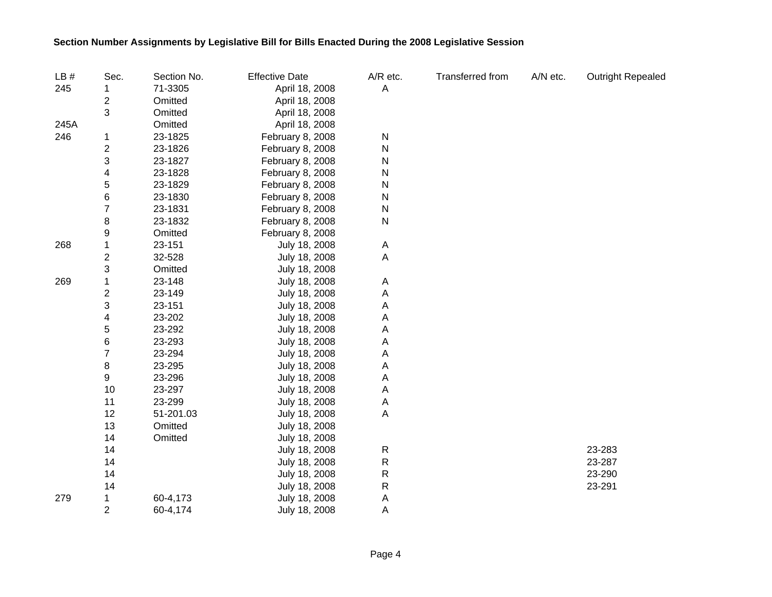**Section Number Assignments by Legislative Bill for Bills Enacted During the 2008 Legislative Session**

| LB # | Sec. | Section No. | Effective Date | A/R etc. | Transferred from | A/N etc. | Outright Repealed |
|---|---|---|---|---|---|---|---|
| 245 | 1 | 71-3305 | April 18, 2008 | A | | | |
| | 2 | Omitted | April 18, 2008 | | | | |
| | 3 | Omitted | April 18, 2008 | | | | |
| 245A | | Omitted | April 18, 2008 | | | | |
| 246 | 1 | 23-1825 | February 8, 2008 | N | | | |
| | 2 | 23-1826 | February 8, 2008 | N | | | |
| | 3 | 23-1827 | February 8, 2008 | N | | | |
| | 4 | 23-1828 | February 8, 2008 | N | | | |
| | 5 | 23-1829 | February 8, 2008 | N | | | |
| | 6 | 23-1830 | February 8, 2008 | N | | | |
| | 7 | 23-1831 | February 8, 2008 | N | | | |
| | 8 | 23-1832 | February 8, 2008 | N | | | |
| | 9 | Omitted | February 8, 2008 | | | | |
| 268 | 1 | 23-151 | July 18, 2008 | A | | | |
| | 2 | 32-528 | July 18, 2008 | A | | | |
| | 3 | Omitted | July 18, 2008 | | | | |
| 269 | 1 | 23-148 | July 18, 2008 | A | | | |
| | 2 | 23-149 | July 18, 2008 | A | | | |
| | 3 | 23-151 | July 18, 2008 | A | | | |
| | 4 | 23-202 | July 18, 2008 | A | | | |
| | 5 | 23-292 | July 18, 2008 | A | | | |
| | 6 | 23-293 | July 18, 2008 | A | | | |
| | 7 | 23-294 | July 18, 2008 | A | | | |
| | 8 | 23-295 | July 18, 2008 | A | | | |
| | 9 | 23-296 | July 18, 2008 | A | | | |
| | 10 | 23-297 | July 18, 2008 | A | | | |
| | 11 | 23-299 | July 18, 2008 | A | | | |
| | 12 | 51-201.03 | July 18, 2008 | A | | | |
| | 13 | Omitted | July 18, 2008 | | | | |
| | 14 | Omitted | July 18, 2008 | | | | |
| | 14 | | July 18, 2008 | R | | | 23-283 |
| | 14 | | July 18, 2008 | R | | | 23-287 |
| | 14 | | July 18, 2008 | R | | | 23-290 |
| | 14 | | July 18, 2008 | R | | | 23-291 |
| 279 | 1 | 60-4,173 | July 18, 2008 | A | | | |
| | 2 | 60-4,174 | July 18, 2008 | A | | | |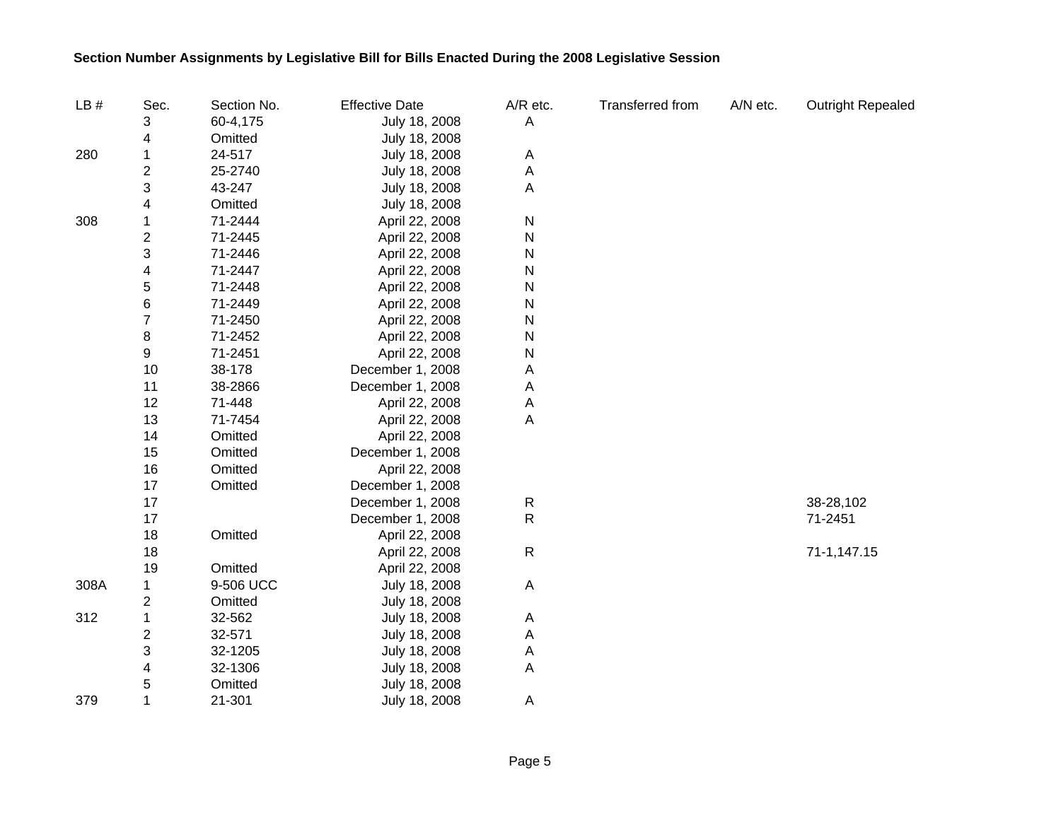**Section Number Assignments by Legislative Bill for Bills Enacted During the 2008 Legislative Session**

| LB # | Sec. | Section No. | Effective Date | A/R etc. | Transferred from | A/N etc. | Outright Repealed |
|---|---|---|---|---|---|---|---|
| | 3 | 60-4,175 | July 18, 2008 | A | | | |
| | 4 | Omitted | July 18, 2008 | | | | |
| 280 | 1 | 24-517 | July 18, 2008 | A | | | |
| | 2 | 25-2740 | July 18, 2008 | A | | | |
| | 3 | 43-247 | July 18, 2008 | A | | | |
| | 4 | Omitted | July 18, 2008 | | | | |
| 308 | 1 | 71-2444 | April 22, 2008 | N | | | |
| | 2 | 71-2445 | April 22, 2008 | N | | | |
| | 3 | 71-2446 | April 22, 2008 | N | | | |
| | 4 | 71-2447 | April 22, 2008 | N | | | |
| | 5 | 71-2448 | April 22, 2008 | N | | | |
| | 6 | 71-2449 | April 22, 2008 | N | | | |
| | 7 | 71-2450 | April 22, 2008 | N | | | |
| | 8 | 71-2452 | April 22, 2008 | N | | | |
| | 9 | 71-2451 | April 22, 2008 | N | | | |
| | 10 | 38-178 | December 1, 2008 | A | | | |
| | 11 | 38-2866 | December 1, 2008 | A | | | |
| | 12 | 71-448 | April 22, 2008 | A | | | |
| | 13 | 71-7454 | April 22, 2008 | A | | | |
| | 14 | Omitted | April 22, 2008 | | | | |
| | 15 | Omitted | December 1, 2008 | | | | |
| | 16 | Omitted | April 22, 2008 | | | | |
| | 17 | Omitted | December 1, 2008 | | | | |
| | 17 | | December 1, 2008 | R | | | 38-28,102 |
| | 17 | | December 1, 2008 | R | | | 71-2451 |
| | 18 | Omitted | April 22, 2008 | | | | |
| | 18 | | April 22, 2008 | R | | | 71-1,147.15 |
| | 19 | Omitted | April 22, 2008 | | | | |
| 308A | 1 | 9-506 UCC | July 18, 2008 | A | | | |
| | 2 | Omitted | July 18, 2008 | | | | |
| 312 | 1 | 32-562 | July 18, 2008 | A | | | |
| | 2 | 32-571 | July 18, 2008 | A | | | |
| | 3 | 32-1205 | July 18, 2008 | A | | | |
| | 4 | 32-1306 | July 18, 2008 | A | | | |
| | 5 | Omitted | July 18, 2008 | | | | |
| 379 | 1 | 21-301 | July 18, 2008 | A | | | |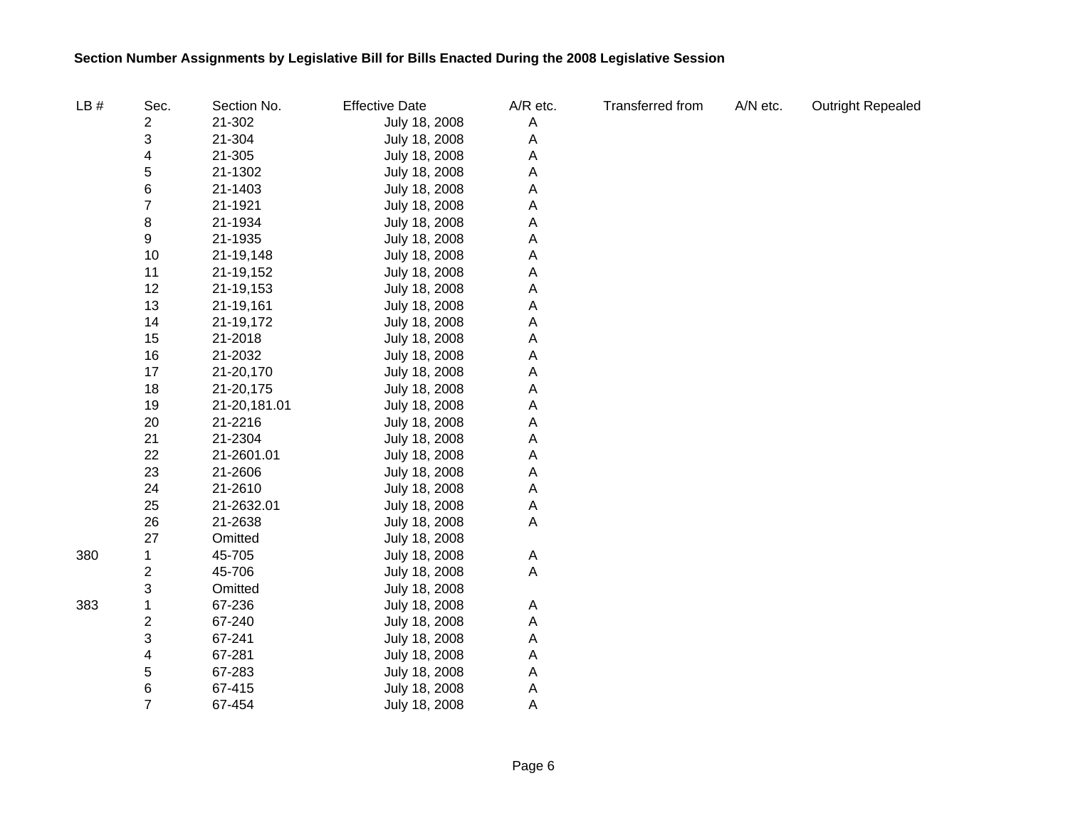**Section Number Assignments by Legislative Bill for Bills Enacted During the 2008 Legislative Session**

| LB # | Sec. | Section No. | Effective Date | A/R etc. | Transferred from | A/N etc. | Outright Repealed |
|---|---|---|---|---|---|---|---|
| | 2 | 21-302 | July 18, 2008 | A | | | |
| | 3 | 21-304 | July 18, 2008 | A | | | |
| | 4 | 21-305 | July 18, 2008 | A | | | |
| | 5 | 21-1302 | July 18, 2008 | A | | | |
| | 6 | 21-1403 | July 18, 2008 | A | | | |
| | 7 | 21-1921 | July 18, 2008 | A | | | |
| | 8 | 21-1934 | July 18, 2008 | A | | | |
| | 9 | 21-1935 | July 18, 2008 | A | | | |
| | 10 | 21-19,148 | July 18, 2008 | A | | | |
| | 11 | 21-19,152 | July 18, 2008 | A | | | |
| | 12 | 21-19,153 | July 18, 2008 | A | | | |
| | 13 | 21-19,161 | July 18, 2008 | A | | | |
| | 14 | 21-19,172 | July 18, 2008 | A | | | |
| | 15 | 21-2018 | July 18, 2008 | A | | | |
| | 16 | 21-2032 | July 18, 2008 | A | | | |
| | 17 | 21-20,170 | July 18, 2008 | A | | | |
| | 18 | 21-20,175 | July 18, 2008 | A | | | |
| | 19 | 21-20,181.01 | July 18, 2008 | A | | | |
| | 20 | 21-2216 | July 18, 2008 | A | | | |
| | 21 | 21-2304 | July 18, 2008 | A | | | |
| | 22 | 21-2601.01 | July 18, 2008 | A | | | |
| | 23 | 21-2606 | July 18, 2008 | A | | | |
| | 24 | 21-2610 | July 18, 2008 | A | | | |
| | 25 | 21-2632.01 | July 18, 2008 | A | | | |
| | 26 | 21-2638 | July 18, 2008 | A | | | |
| | 27 | Omitted | July 18, 2008 | | | | |
| 380 | 1 | 45-705 | July 18, 2008 | A | | | |
| | 2 | 45-706 | July 18, 2008 | A | | | |
| | 3 | Omitted | July 18, 2008 | | | | |
| 383 | 1 | 67-236 | July 18, 2008 | A | | | |
| | 2 | 67-240 | July 18, 2008 | A | | | |
| | 3 | 67-241 | July 18, 2008 | A | | | |
| | 4 | 67-281 | July 18, 2008 | A | | | |
| | 5 | 67-283 | July 18, 2008 | A | | | |
| | 6 | 67-415 | July 18, 2008 | A | | | |
| | 7 | 67-454 | July 18, 2008 | A | | | |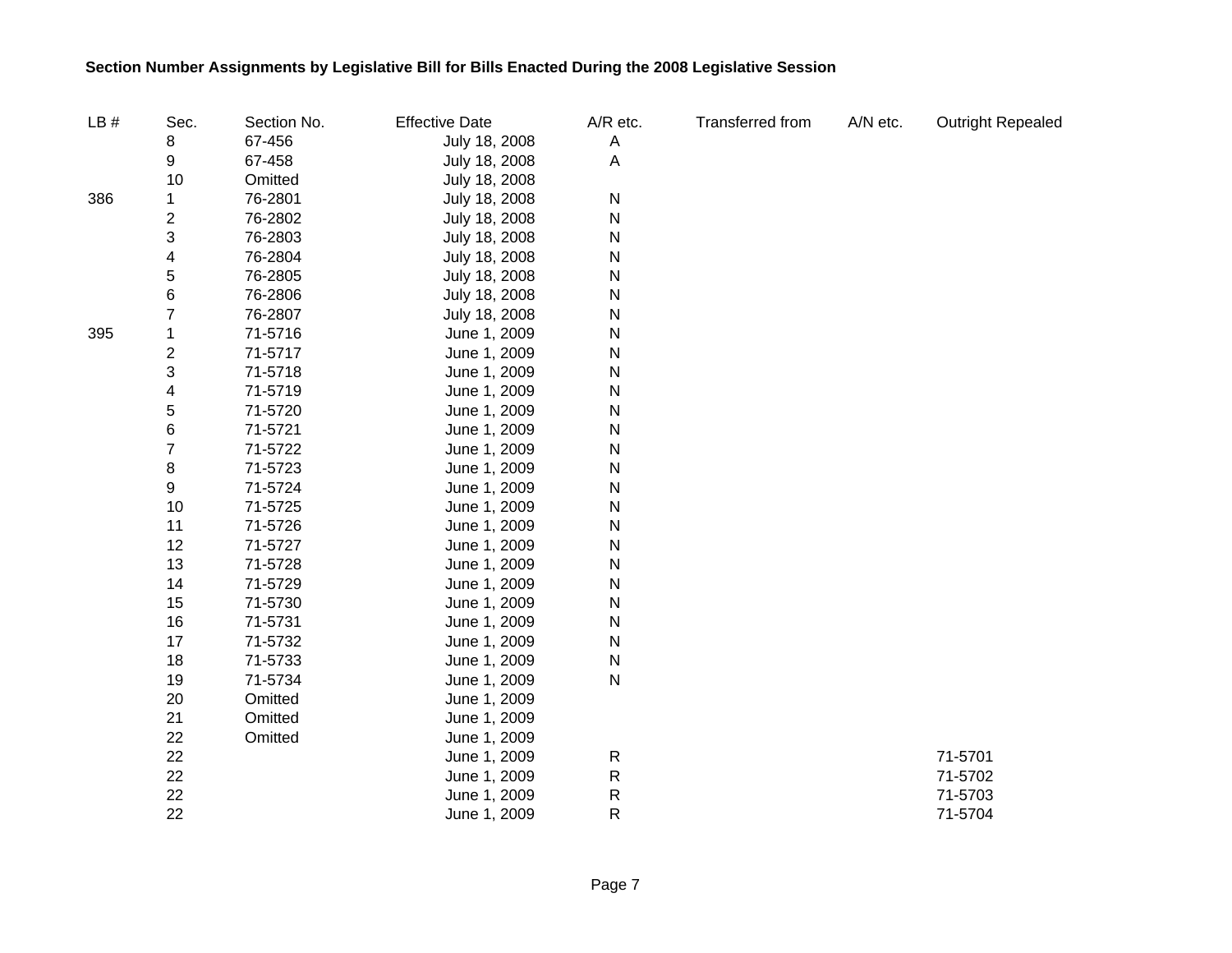**Section Number Assignments by Legislative Bill for Bills Enacted During the 2008 Legislative Session**

| LB # | Sec. | Section No. | Effective Date | A/R etc. | Transferred from | A/N etc. | Outright Repealed |
|---|---|---|---|---|---|---|---|
| | 8 | 67-456 | July 18, 2008 | A | | | |
| | 9 | 67-458 | July 18, 2008 | A | | | |
| | 10 | Omitted | July 18, 2008 | | | | |
| 386 | 1 | 76-2801 | July 18, 2008 | N | | | |
| | 2 | 76-2802 | July 18, 2008 | N | | | |
| | 3 | 76-2803 | July 18, 2008 | N | | | |
| | 4 | 76-2804 | July 18, 2008 | N | | | |
| | 5 | 76-2805 | July 18, 2008 | N | | | |
| | 6 | 76-2806 | July 18, 2008 | N | | | |
| | 7 | 76-2807 | July 18, 2008 | N | | | |
| 395 | 1 | 71-5716 | June 1, 2009 | N | | | |
| | 2 | 71-5717 | June 1, 2009 | N | | | |
| | 3 | 71-5718 | June 1, 2009 | N | | | |
| | 4 | 71-5719 | June 1, 2009 | N | | | |
| | 5 | 71-5720 | June 1, 2009 | N | | | |
| | 6 | 71-5721 | June 1, 2009 | N | | | |
| | 7 | 71-5722 | June 1, 2009 | N | | | |
| | 8 | 71-5723 | June 1, 2009 | N | | | |
| | 9 | 71-5724 | June 1, 2009 | N | | | |
| | 10 | 71-5725 | June 1, 2009 | N | | | |
| | 11 | 71-5726 | June 1, 2009 | N | | | |
| | 12 | 71-5727 | June 1, 2009 | N | | | |
| | 13 | 71-5728 | June 1, 2009 | N | | | |
| | 14 | 71-5729 | June 1, 2009 | N | | | |
| | 15 | 71-5730 | June 1, 2009 | N | | | |
| | 16 | 71-5731 | June 1, 2009 | N | | | |
| | 17 | 71-5732 | June 1, 2009 | N | | | |
| | 18 | 71-5733 | June 1, 2009 | N | | | |
| | 19 | 71-5734 | June 1, 2009 | N | | | |
| | 20 | Omitted | June 1, 2009 | | | | |
| | 21 | Omitted | June 1, 2009 | | | | |
| | 22 | Omitted | June 1, 2009 | | | | |
| | 22 | | June 1, 2009 | R | | | 71-5701 |
| | 22 | | June 1, 2009 | R | | | 71-5702 |
| | 22 | | June 1, 2009 | R | | | 71-5703 |
| | 22 | | June 1, 2009 | R | | | 71-5704 |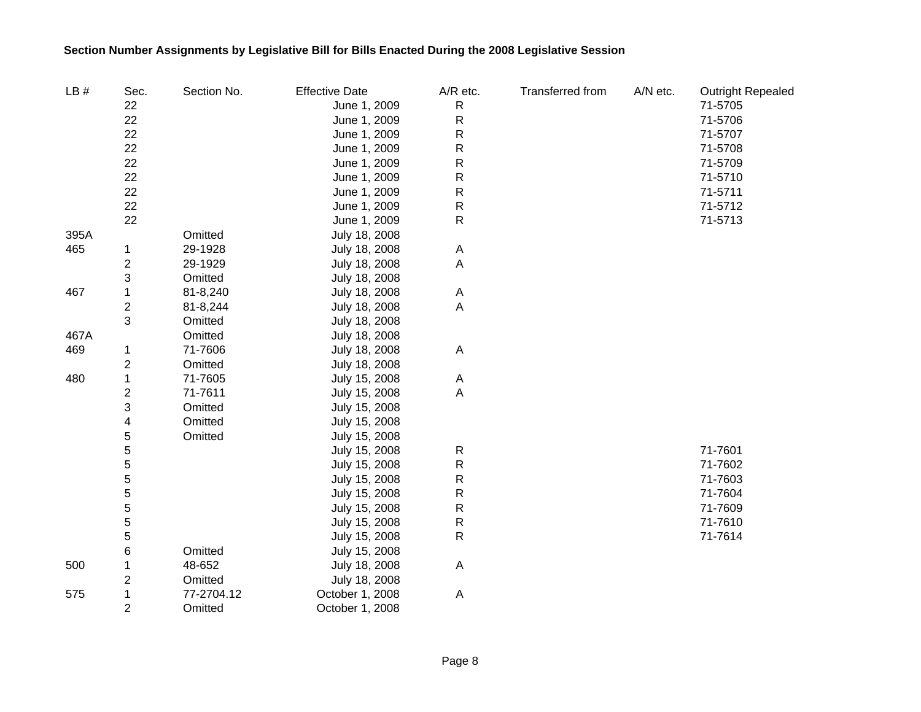**Section Number Assignments by Legislative Bill for Bills Enacted During the 2008 Legislative Session**

| LB # | Sec. | Section No. | Effective Date | A/R etc. | Transferred from | A/N etc. | Outright Repealed |
|---|---|---|---|---|---|---|---|
| | 22 | | June 1, 2009 | R | | | 71-5705 |
| | 22 | | June 1, 2009 | R | | | 71-5706 |
| | 22 | | June 1, 2009 | R | | | 71-5707 |
| | 22 | | June 1, 2009 | R | | | 71-5708 |
| | 22 | | June 1, 2009 | R | | | 71-5709 |
| | 22 | | June 1, 2009 | R | | | 71-5710 |
| | 22 | | June 1, 2009 | R | | | 71-5711 |
| | 22 | | June 1, 2009 | R | | | 71-5712 |
| | 22 | | June 1, 2009 | R | | | 71-5713 |
| 395A | | Omitted | July 18, 2008 | | | | |
| 465 | 1 | 29-1928 | July 18, 2008 | A | | | |
| | 2 | 29-1929 | July 18, 2008 | A | | | |
| | 3 | Omitted | July 18, 2008 | | | | |
| 467 | 1 | 81-8,240 | July 18, 2008 | A | | | |
| | 2 | 81-8,244 | July 18, 2008 | A | | | |
| | 3 | Omitted | July 18, 2008 | | | | |
| 467A | | Omitted | July 18, 2008 | | | | |
| 469 | 1 | 71-7606 | July 18, 2008 | A | | | |
| | 2 | Omitted | July 18, 2008 | | | | |
| 480 | 1 | 71-7605 | July 15, 2008 | A | | | |
| | 2 | 71-7611 | July 15, 2008 | A | | | |
| | 3 | Omitted | July 15, 2008 | | | | |
| | 4 | Omitted | July 15, 2008 | | | | |
| | 5 | Omitted | July 15, 2008 | | | | |
| | 5 | | July 15, 2008 | R | | | 71-7601 |
| | 5 | | July 15, 2008 | R | | | 71-7602 |
| | 5 | | July 15, 2008 | R | | | 71-7603 |
| | 5 | | July 15, 2008 | R | | | 71-7604 |
| | 5 | | July 15, 2008 | R | | | 71-7609 |
| | 5 | | July 15, 2008 | R | | | 71-7610 |
| | 5 | | July 15, 2008 | R | | | 71-7614 |
| | 6 | Omitted | July 15, 2008 | | | | |
| 500 | 1 | 48-652 | July 18, 2008 | A | | | |
| | 2 | Omitted | July 18, 2008 | | | | |
| 575 | 1 | 77-2704.12 | October 1, 2008 | A | | | |
| | 2 | Omitted | October 1, 2008 | | | | |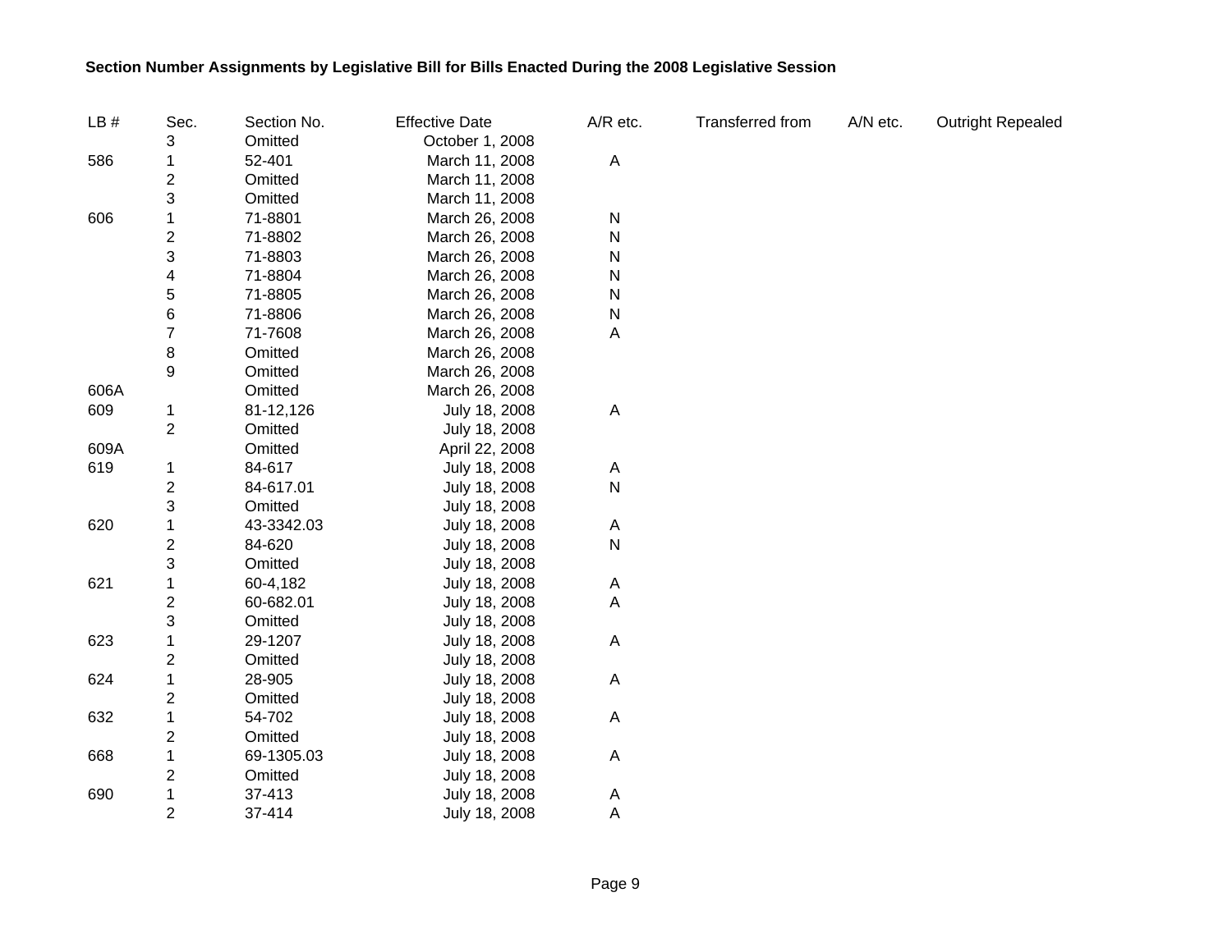**Section Number Assignments by Legislative Bill for Bills Enacted During the 2008 Legislative Session**

| LB # | Sec. | Section No. | Effective Date | A/R etc. | Transferred from | A/N etc. | Outright Repealed |
|---|---|---|---|---|---|---|---|
| | 3 | Omitted | October 1, 2008 | | | | |
| 586 | 1 | 52-401 | March 11, 2008 | A | | | |
| | 2 | Omitted | March 11, 2008 | | | | |
| | 3 | Omitted | March 11, 2008 | | | | |
| 606 | 1 | 71-8801 | March 26, 2008 | N | | | |
| | 2 | 71-8802 | March 26, 2008 | N | | | |
| | 3 | 71-8803 | March 26, 2008 | N | | | |
| | 4 | 71-8804 | March 26, 2008 | N | | | |
| | 5 | 71-8805 | March 26, 2008 | N | | | |
| | 6 | 71-8806 | March 26, 2008 | N | | | |
| | 7 | 71-7608 | March 26, 2008 | A | | | |
| | 8 | Omitted | March 26, 2008 | | | | |
| | 9 | Omitted | March 26, 2008 | | | | |
| 606A | | Omitted | March 26, 2008 | | | | |
| 609 | 1 | 81-12,126 | July 18, 2008 | A | | | |
| | 2 | Omitted | July 18, 2008 | | | | |
| 609A | | Omitted | April 22, 2008 | | | | |
| 619 | 1 | 84-617 | July 18, 2008 | A | | | |
| | 2 | 84-617.01 | July 18, 2008 | N | | | |
| | 3 | Omitted | July 18, 2008 | | | | |
| 620 | 1 | 43-3342.03 | July 18, 2008 | A | | | |
| | 2 | 84-620 | July 18, 2008 | N | | | |
| | 3 | Omitted | July 18, 2008 | | | | |
| 621 | 1 | 60-4,182 | July 18, 2008 | A | | | |
| | 2 | 60-682.01 | July 18, 2008 | A | | | |
| | 3 | Omitted | July 18, 2008 | | | | |
| 623 | 1 | 29-1207 | July 18, 2008 | A | | | |
| | 2 | Omitted | July 18, 2008 | | | | |
| 624 | 1 | 28-905 | July 18, 2008 | A | | | |
| | 2 | Omitted | July 18, 2008 | | | | |
| 632 | 1 | 54-702 | July 18, 2008 | A | | | |
| | 2 | Omitted | July 18, 2008 | | | | |
| 668 | 1 | 69-1305.03 | July 18, 2008 | A | | | |
| | 2 | Omitted | July 18, 2008 | | | | |
| 690 | 1 | 37-413 | July 18, 2008 | A | | | |
| | 2 | 37-414 | July 18, 2008 | A | | | |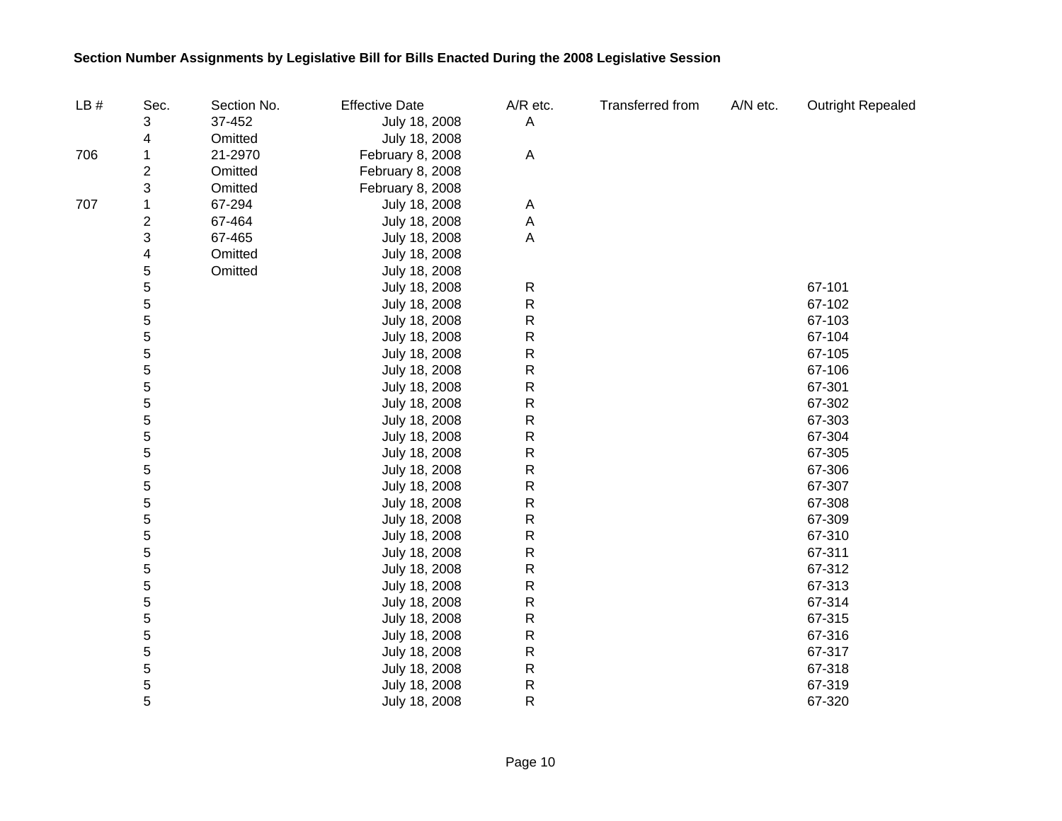**Section Number Assignments by Legislative Bill for Bills Enacted During the 2008 Legislative Session**

| LB # | Sec. | Section No. | Effective Date | A/R etc. | Transferred from | A/N etc. | Outright Repealed |
|---|---|---|---|---|---|---|---|
| | 3 | 37-452 | July 18, 2008 | A | | | |
| | 4 | Omitted | July 18, 2008 | | | | |
| 706 | 1 | 21-2970 | February 8, 2008 | A | | | |
| | 2 | Omitted | February 8, 2008 | | | | |
| | 3 | Omitted | February 8, 2008 | | | | |
| 707 | 1 | 67-294 | July 18, 2008 | A | | | |
| | 2 | 67-464 | July 18, 2008 | A | | | |
| | 3 | 67-465 | July 18, 2008 | A | | | |
| | 4 | Omitted | July 18, 2008 | | | | |
| | 5 | Omitted | July 18, 2008 | | | | |
| | 5 | | July 18, 2008 | R | | | 67-101 |
| | 5 | | July 18, 2008 | R | | | 67-102 |
| | 5 | | July 18, 2008 | R | | | 67-103 |
| | 5 | | July 18, 2008 | R | | | 67-104 |
| | 5 | | July 18, 2008 | R | | | 67-105 |
| | 5 | | July 18, 2008 | R | | | 67-106 |
| | 5 | | July 18, 2008 | R | | | 67-301 |
| | 5 | | July 18, 2008 | R | | | 67-302 |
| | 5 | | July 18, 2008 | R | | | 67-303 |
| | 5 | | July 18, 2008 | R | | | 67-304 |
| | 5 | | July 18, 2008 | R | | | 67-305 |
| | 5 | | July 18, 2008 | R | | | 67-306 |
| | 5 | | July 18, 2008 | R | | | 67-307 |
| | 5 | | July 18, 2008 | R | | | 67-308 |
| | 5 | | July 18, 2008 | R | | | 67-309 |
| | 5 | | July 18, 2008 | R | | | 67-310 |
| | 5 | | July 18, 2008 | R | | | 67-311 |
| | 5 | | July 18, 2008 | R | | | 67-312 |
| | 5 | | July 18, 2008 | R | | | 67-313 |
| | 5 | | July 18, 2008 | R | | | 67-314 |
| | 5 | | July 18, 2008 | R | | | 67-315 |
| | 5 | | July 18, 2008 | R | | | 67-316 |
| | 5 | | July 18, 2008 | R | | | 67-317 |
| | 5 | | July 18, 2008 | R | | | 67-318 |
| | 5 | | July 18, 2008 | R | | | 67-319 |
| | 5 | | July 18, 2008 | R | | | 67-320 |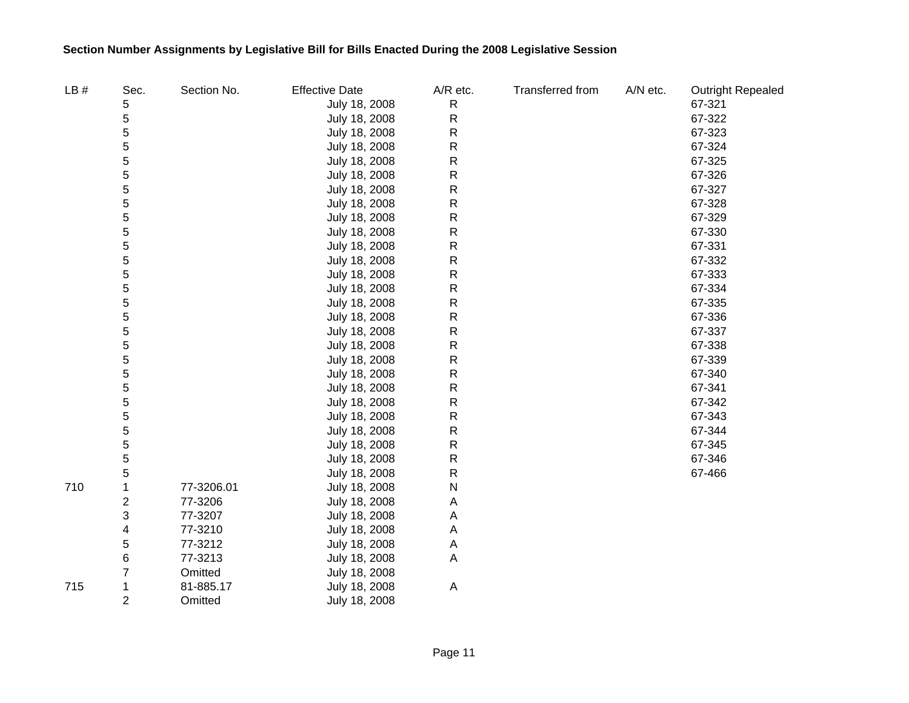**Section Number Assignments by Legislative Bill for Bills Enacted During the 2008 Legislative Session**

| LB # | Sec. | Section No. | Effective Date | A/R etc. | Transferred from | A/N etc. | Outright Repealed |
|---|---|---|---|---|---|---|---|
| | 5 | | July 18, 2008 | R | | | 67-321 |
| | 5 | | July 18, 2008 | R | | | 67-322 |
| | 5 | | July 18, 2008 | R | | | 67-323 |
| | 5 | | July 18, 2008 | R | | | 67-324 |
| | 5 | | July 18, 2008 | R | | | 67-325 |
| | 5 | | July 18, 2008 | R | | | 67-326 |
| | 5 | | July 18, 2008 | R | | | 67-327 |
| | 5 | | July 18, 2008 | R | | | 67-328 |
| | 5 | | July 18, 2008 | R | | | 67-329 |
| | 5 | | July 18, 2008 | R | | | 67-330 |
| | 5 | | July 18, 2008 | R | | | 67-331 |
| | 5 | | July 18, 2008 | R | | | 67-332 |
| | 5 | | July 18, 2008 | R | | | 67-333 |
| | 5 | | July 18, 2008 | R | | | 67-334 |
| | 5 | | July 18, 2008 | R | | | 67-335 |
| | 5 | | July 18, 2008 | R | | | 67-336 |
| | 5 | | July 18, 2008 | R | | | 67-337 |
| | 5 | | July 18, 2008 | R | | | 67-338 |
| | 5 | | July 18, 2008 | R | | | 67-339 |
| | 5 | | July 18, 2008 | R | | | 67-340 |
| | 5 | | July 18, 2008 | R | | | 67-341 |
| | 5 | | July 18, 2008 | R | | | 67-342 |
| | 5 | | July 18, 2008 | R | | | 67-343 |
| | 5 | | July 18, 2008 | R | | | 67-344 |
| | 5 | | July 18, 2008 | R | | | 67-345 |
| | 5 | | July 18, 2008 | R | | | 67-346 |
| | 5 | | July 18, 2008 | R | | | 67-466 |
| 710 | 1 | 77-3206.01 | July 18, 2008 | N | | | |
| | 2 | 77-3206 | July 18, 2008 | A | | | |
| | 3 | 77-3207 | July 18, 2008 | A | | | |
| | 4 | 77-3210 | July 18, 2008 | A | | | |
| | 5 | 77-3212 | July 18, 2008 | A | | | |
| | 6 | 77-3213 | July 18, 2008 | A | | | |
| | 7 | Omitted | July 18, 2008 | | | | |
| 715 | 1 | 81-885.17 | July 18, 2008 | A | | | |
| | 2 | Omitted | July 18, 2008 | | | | |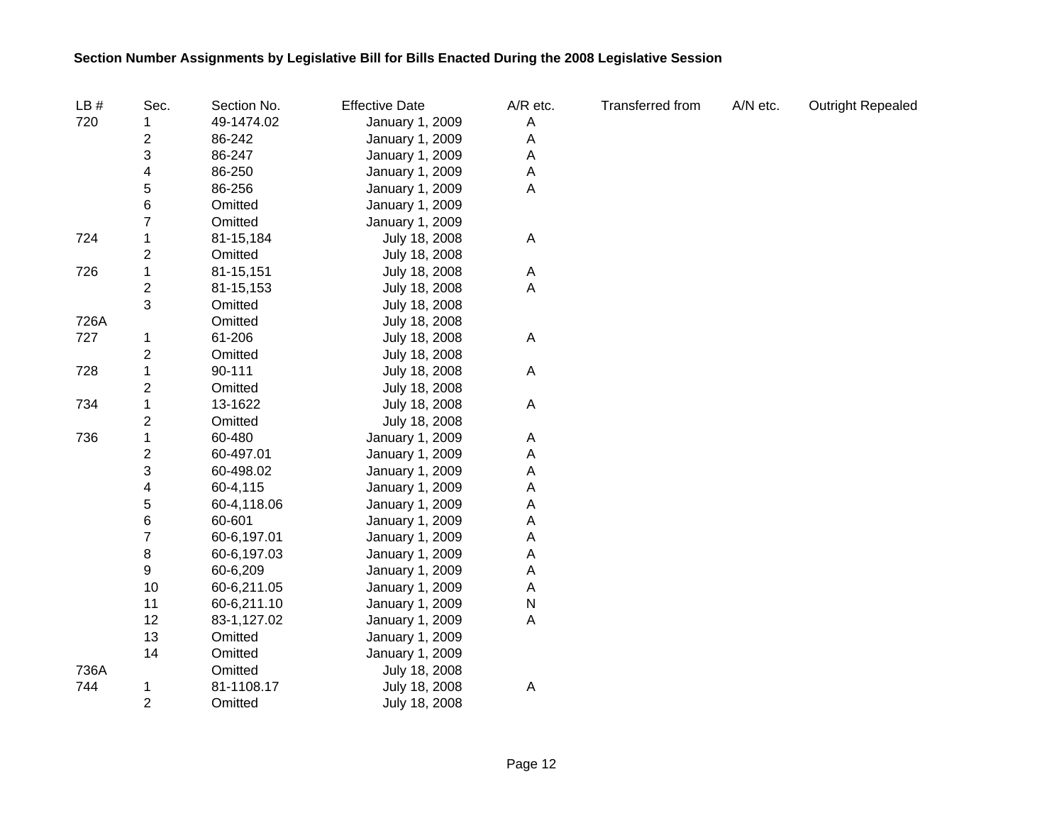**Section Number Assignments by Legislative Bill for Bills Enacted During the 2008 Legislative Session**

| LB # | Sec. | Section No. | Effective Date | A/R etc. | Transferred from | A/N etc. | Outright Repealed |
|---|---|---|---|---|---|---|---|
| 720 | 1 | 49-1474.02 | January 1, 2009 | A | | | |
| | 2 | 86-242 | January 1, 2009 | A | | | |
| | 3 | 86-247 | January 1, 2009 | A | | | |
| | 4 | 86-250 | January 1, 2009 | A | | | |
| | 5 | 86-256 | January 1, 2009 | A | | | |
| | 6 | Omitted | January 1, 2009 | | | | |
| | 7 | Omitted | January 1, 2009 | | | | |
| 724 | 1 | 81-15,184 | July 18, 2008 | A | | | |
| | 2 | Omitted | July 18, 2008 | | | | |
| 726 | 1 | 81-15,151 | July 18, 2008 | A | | | |
| | 2 | 81-15,153 | July 18, 2008 | A | | | |
| | 3 | Omitted | July 18, 2008 | | | | |
| 726A | | Omitted | July 18, 2008 | | | | |
| 727 | 1 | 61-206 | July 18, 2008 | A | | | |
| | 2 | Omitted | July 18, 2008 | | | | |
| 728 | 1 | 90-111 | July 18, 2008 | A | | | |
| | 2 | Omitted | July 18, 2008 | | | | |
| 734 | 1 | 13-1622 | July 18, 2008 | A | | | |
| | 2 | Omitted | July 18, 2008 | | | | |
| 736 | 1 | 60-480 | January 1, 2009 | A | | | |
| | 2 | 60-497.01 | January 1, 2009 | A | | | |
| | 3 | 60-498.02 | January 1, 2009 | A | | | |
| | 4 | 60-4,115 | January 1, 2009 | A | | | |
| | 5 | 60-4,118.06 | January 1, 2009 | A | | | |
| | 6 | 60-601 | January 1, 2009 | A | | | |
| | 7 | 60-6,197.01 | January 1, 2009 | A | | | |
| | 8 | 60-6,197.03 | January 1, 2009 | A | | | |
| | 9 | 60-6,209 | January 1, 2009 | A | | | |
| | 10 | 60-6,211.05 | January 1, 2009 | A | | | |
| | 11 | 60-6,211.10 | January 1, 2009 | N | | | |
| | 12 | 83-1,127.02 | January 1, 2009 | A | | | |
| | 13 | Omitted | January 1, 2009 | | | | |
| | 14 | Omitted | January 1, 2009 | | | | |
| 736A | | Omitted | July 18, 2008 | | | | |
| 744 | 1 | 81-1108.17 | July 18, 2008 | A | | | |
| | 2 | Omitted | July 18, 2008 | | | | |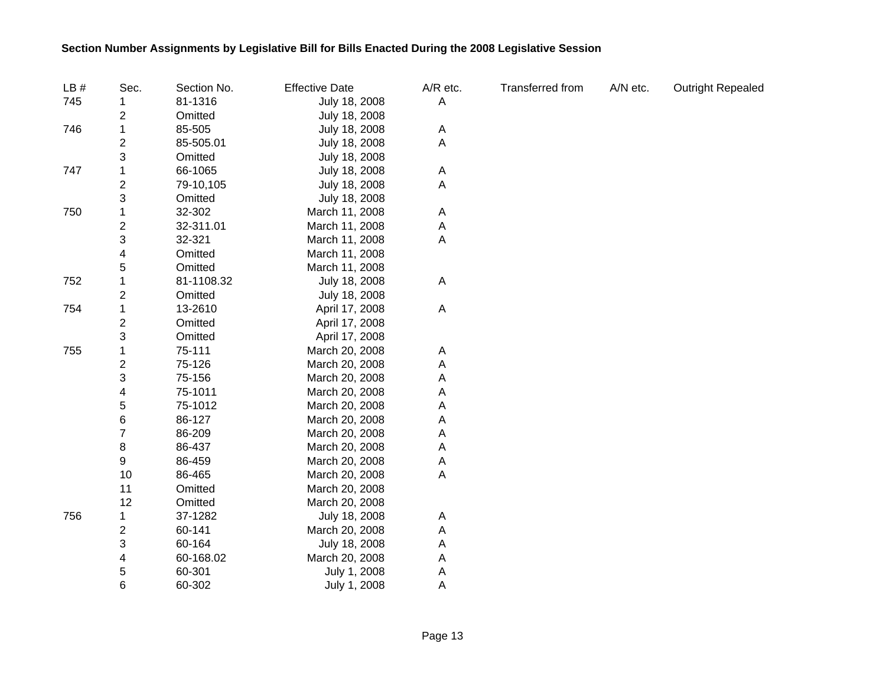**Section Number Assignments by Legislative Bill for Bills Enacted During the 2008 Legislative Session**

| LB # | Sec. | Section No. | Effective Date | A/R etc. | Transferred from | A/N etc. | Outright Repealed |
|---|---|---|---|---|---|---|---|
| 745 | 1 | 81-1316 | July 18, 2008 | A | | | |
| | 2 | Omitted | July 18, 2008 | | | | |
| 746 | 1 | 85-505 | July 18, 2008 | A | | | |
| | 2 | 85-505.01 | July 18, 2008 | A | | | |
| | 3 | Omitted | July 18, 2008 | | | | |
| 747 | 1 | 66-1065 | July 18, 2008 | A | | | |
| | 2 | 79-10,105 | July 18, 2008 | A | | | |
| | 3 | Omitted | July 18, 2008 | | | | |
| 750 | 1 | 32-302 | March 11, 2008 | A | | | |
| | 2 | 32-311.01 | March 11, 2008 | A | | | |
| | 3 | 32-321 | March 11, 2008 | A | | | |
| | 4 | Omitted | March 11, 2008 | | | | |
| | 5 | Omitted | March 11, 2008 | | | | |
| 752 | 1 | 81-1108.32 | July 18, 2008 | A | | | |
| | 2 | Omitted | July 18, 2008 | | | | |
| 754 | 1 | 13-2610 | April 17, 2008 | A | | | |
| | 2 | Omitted | April 17, 2008 | | | | |
| | 3 | Omitted | April 17, 2008 | | | | |
| 755 | 1 | 75-111 | March 20, 2008 | A | | | |
| | 2 | 75-126 | March 20, 2008 | A | | | |
| | 3 | 75-156 | March 20, 2008 | A | | | |
| | 4 | 75-1011 | March 20, 2008 | A | | | |
| | 5 | 75-1012 | March 20, 2008 | A | | | |
| | 6 | 86-127 | March 20, 2008 | A | | | |
| | 7 | 86-209 | March 20, 2008 | A | | | |
| | 8 | 86-437 | March 20, 2008 | A | | | |
| | 9 | 86-459 | March 20, 2008 | A | | | |
| | 10 | 86-465 | March 20, 2008 | A | | | |
| | 11 | Omitted | March 20, 2008 | | | | |
| | 12 | Omitted | March 20, 2008 | | | | |
| 756 | 1 | 37-1282 | July 18, 2008 | A | | | |
| | 2 | 60-141 | March 20, 2008 | A | | | |
| | 3 | 60-164 | July 18, 2008 | A | | | |
| | 4 | 60-168.02 | March 20, 2008 | A | | | |
| | 5 | 60-301 | July 1, 2008 | A | | | |
| | 6 | 60-302 | July 1, 2008 | A | | | |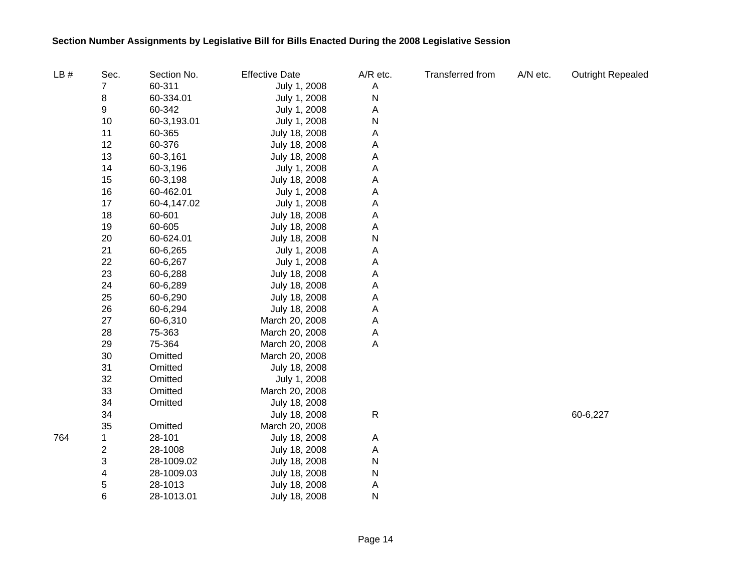**Section Number Assignments by Legislative Bill for Bills Enacted During the 2008 Legislative Session**

| LB # | Sec. | Section No. | Effective Date | A/R etc. | Transferred from | A/N etc. | Outright Repealed |
|---|---|---|---|---|---|---|---|
| | 7 | 60-311 | July 1, 2008 | A | | | |
| | 8 | 60-334.01 | July 1, 2008 | N | | | |
| | 9 | 60-342 | July 1, 2008 | A | | | |
| | 10 | 60-3,193.01 | July 1, 2008 | N | | | |
| | 11 | 60-365 | July 18, 2008 | A | | | |
| | 12 | 60-376 | July 18, 2008 | A | | | |
| | 13 | 60-3,161 | July 18, 2008 | A | | | |
| | 14 | 60-3,196 | July 1, 2008 | A | | | |
| | 15 | 60-3,198 | July 18, 2008 | A | | | |
| | 16 | 60-462.01 | July 1, 2008 | A | | | |
| | 17 | 60-4,147.02 | July 1, 2008 | A | | | |
| | 18 | 60-601 | July 18, 2008 | A | | | |
| | 19 | 60-605 | July 18, 2008 | A | | | |
| | 20 | 60-624.01 | July 18, 2008 | N | | | |
| | 21 | 60-6,265 | July 1, 2008 | A | | | |
| | 22 | 60-6,267 | July 1, 2008 | A | | | |
| | 23 | 60-6,288 | July 18, 2008 | A | | | |
| | 24 | 60-6,289 | July 18, 2008 | A | | | |
| | 25 | 60-6,290 | July 18, 2008 | A | | | |
| | 26 | 60-6,294 | July 18, 2008 | A | | | |
| | 27 | 60-6,310 | March 20, 2008 | A | | | |
| | 28 | 75-363 | March 20, 2008 | A | | | |
| | 29 | 75-364 | March 20, 2008 | A | | | |
| | 30 | Omitted | March 20, 2008 | | | | |
| | 31 | Omitted | July 18, 2008 | | | | |
| | 32 | Omitted | July 1, 2008 | | | | |
| | 33 | Omitted | March 20, 2008 | | | | |
| | 34 | Omitted | July 18, 2008 | | | | |
| | 34 | | July 18, 2008 | R | | | 60-6,227 |
| | 35 | Omitted | March 20, 2008 | | | | |
| 764 | 1 | 28-101 | July 18, 2008 | A | | | |
| | 2 | 28-1008 | July 18, 2008 | A | | | |
| | 3 | 28-1009.02 | July 18, 2008 | N | | | |
| | 4 | 28-1009.03 | July 18, 2008 | N | | | |
| | 5 | 28-1013 | July 18, 2008 | A | | | |
| | 6 | 28-1013.01 | July 18, 2008 | N | | | |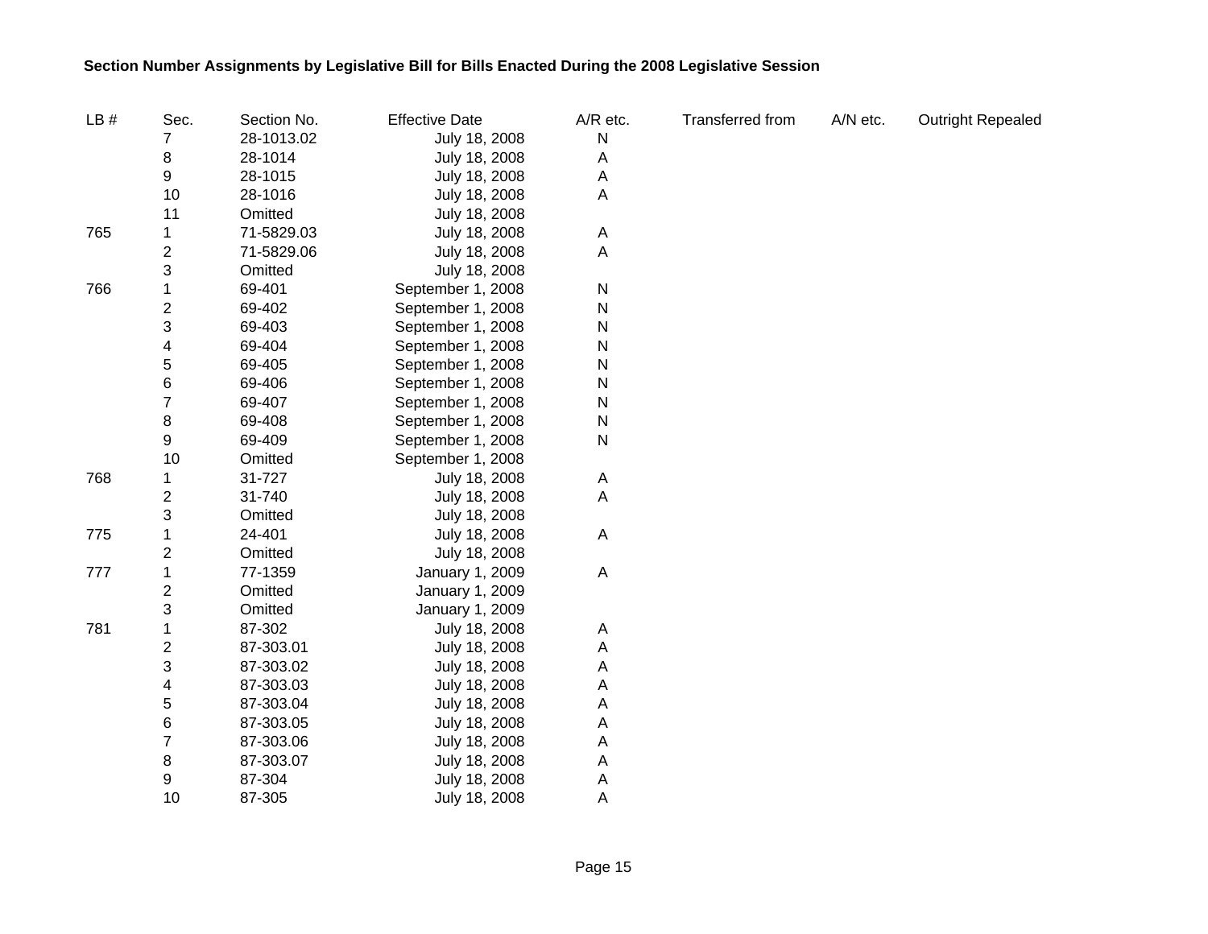**Section Number Assignments by Legislative Bill for Bills Enacted During the 2008 Legislative Session**

| LB # | Sec. | Section No. | Effective Date | A/R etc. | Transferred from | A/N etc. | Outright Repealed |
|---|---|---|---|---|---|---|---|
| | 7 | 28-1013.02 | July 18, 2008 | N | | | |
| | 8 | 28-1014 | July 18, 2008 | A | | | |
| | 9 | 28-1015 | July 18, 2008 | A | | | |
| | 10 | 28-1016 | July 18, 2008 | A | | | |
| | 11 | Omitted | July 18, 2008 | | | | |
| 765 | 1 | 71-5829.03 | July 18, 2008 | A | | | |
| | 2 | 71-5829.06 | July 18, 2008 | A | | | |
| | 3 | Omitted | July 18, 2008 | | | | |
| 766 | 1 | 69-401 | September 1, 2008 | N | | | |
| | 2 | 69-402 | September 1, 2008 | N | | | |
| | 3 | 69-403 | September 1, 2008 | N | | | |
| | 4 | 69-404 | September 1, 2008 | N | | | |
| | 5 | 69-405 | September 1, 2008 | N | | | |
| | 6 | 69-406 | September 1, 2008 | N | | | |
| | 7 | 69-407 | September 1, 2008 | N | | | |
| | 8 | 69-408 | September 1, 2008 | N | | | |
| | 9 | 69-409 | September 1, 2008 | N | | | |
| | 10 | Omitted | September 1, 2008 | | | | |
| 768 | 1 | 31-727 | July 18, 2008 | A | | | |
| | 2 | 31-740 | July 18, 2008 | A | | | |
| | 3 | Omitted | July 18, 2008 | | | | |
| 775 | 1 | 24-401 | July 18, 2008 | A | | | |
| | 2 | Omitted | July 18, 2008 | | | | |
| 777 | 1 | 77-1359 | January 1, 2009 | A | | | |
| | 2 | Omitted | January 1, 2009 | | | | |
| | 3 | Omitted | January 1, 2009 | | | | |
| 781 | 1 | 87-302 | July 18, 2008 | A | | | |
| | 2 | 87-303.01 | July 18, 2008 | A | | | |
| | 3 | 87-303.02 | July 18, 2008 | A | | | |
| | 4 | 87-303.03 | July 18, 2008 | A | | | |
| | 5 | 87-303.04 | July 18, 2008 | A | | | |
| | 6 | 87-303.05 | July 18, 2008 | A | | | |
| | 7 | 87-303.06 | July 18, 2008 | A | | | |
| | 8 | 87-303.07 | July 18, 2008 | A | | | |
| | 9 | 87-304 | July 18, 2008 | A | | | |
| | 10 | 87-305 | July 18, 2008 | A | | | |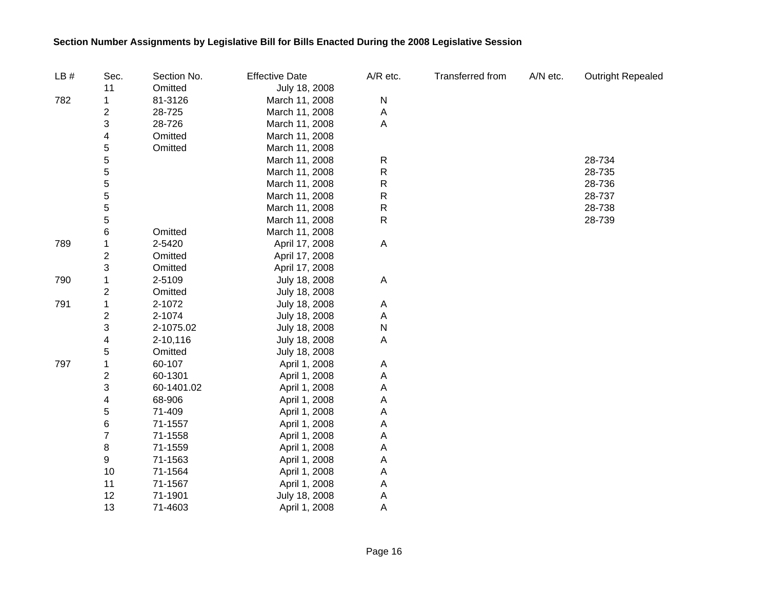**Section Number Assignments by Legislative Bill for Bills Enacted During the 2008 Legislative Session**

| LB # | Sec. | Section No. | Effective Date | A/R etc. | Transferred from | A/N etc. | Outright Repealed |
|---|---|---|---|---|---|---|---|
| | 11 | Omitted | July 18, 2008 | | | | |
| 782 | 1 | 81-3126 | March 11, 2008 | N | | | |
| | 2 | 28-725 | March 11, 2008 | A | | | |
| | 3 | 28-726 | March 11, 2008 | A | | | |
| | 4 | Omitted | March 11, 2008 | | | | |
| | 5 | Omitted | March 11, 2008 | | | | |
| | 5 | | March 11, 2008 | R | | | 28-734 |
| | 5 | | March 11, 2008 | R | | | 28-735 |
| | 5 | | March 11, 2008 | R | | | 28-736 |
| | 5 | | March 11, 2008 | R | | | 28-737 |
| | 5 | | March 11, 2008 | R | | | 28-738 |
| | 5 | | March 11, 2008 | R | | | 28-739 |
| | 6 | Omitted | March 11, 2008 | | | | |
| 789 | 1 | 2-5420 | April 17, 2008 | A | | | |
| | 2 | Omitted | April 17, 2008 | | | | |
| | 3 | Omitted | April 17, 2008 | | | | |
| 790 | 1 | 2-5109 | July 18, 2008 | A | | | |
| | 2 | Omitted | July 18, 2008 | | | | |
| 791 | 1 | 2-1072 | July 18, 2008 | A | | | |
| | 2 | 2-1074 | July 18, 2008 | A | | | |
| | 3 | 2-1075.02 | July 18, 2008 | N | | | |
| | 4 | 2-10,116 | July 18, 2008 | A | | | |
| | 5 | Omitted | July 18, 2008 | | | | |
| 797 | 1 | 60-107 | April 1, 2008 | A | | | |
| | 2 | 60-1301 | April 1, 2008 | A | | | |
| | 3 | 60-1401.02 | April 1, 2008 | A | | | |
| | 4 | 68-906 | April 1, 2008 | A | | | |
| | 5 | 71-409 | April 1, 2008 | A | | | |
| | 6 | 71-1557 | April 1, 2008 | A | | | |
| | 7 | 71-1558 | April 1, 2008 | A | | | |
| | 8 | 71-1559 | April 1, 2008 | A | | | |
| | 9 | 71-1563 | April 1, 2008 | A | | | |
| | 10 | 71-1564 | April 1, 2008 | A | | | |
| | 11 | 71-1567 | April 1, 2008 | A | | | |
| | 12 | 71-1901 | July 18, 2008 | A | | | |
| | 13 | 71-4603 | April 1, 2008 | A | | | |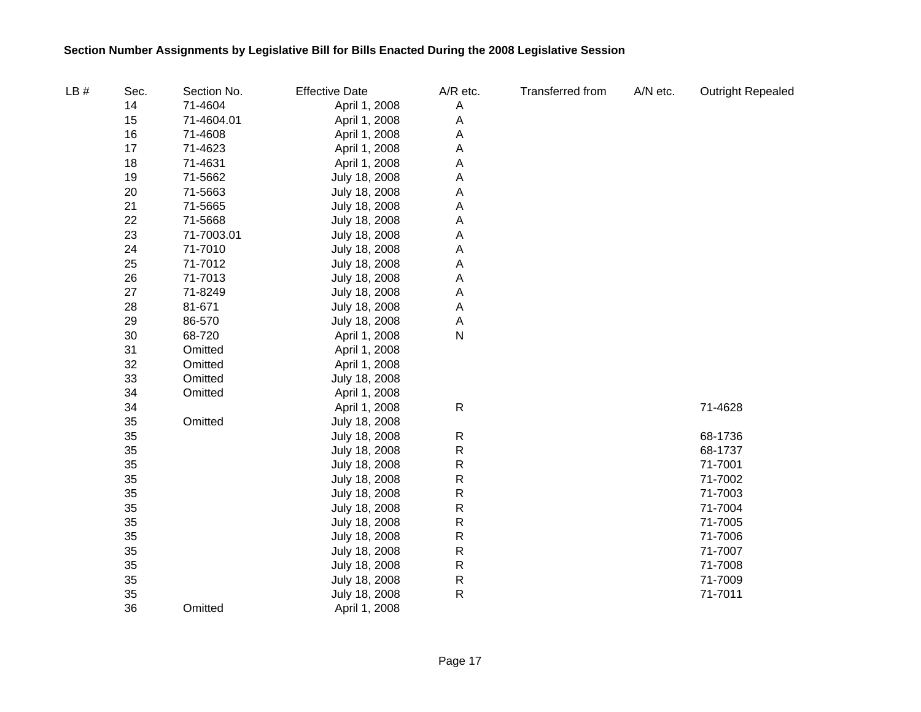**Section Number Assignments by Legislative Bill for Bills Enacted During the 2008 Legislative Session**

| LB # | Sec. | Section No. | Effective Date | A/R etc. | Transferred from | A/N etc. | Outright Repealed |
|---|---|---|---|---|---|---|---|
| | 14 | 71-4604 | April 1, 2008 | A | | | |
| | 15 | 71-4604.01 | April 1, 2008 | A | | | |
| | 16 | 71-4608 | April 1, 2008 | A | | | |
| | 17 | 71-4623 | April 1, 2008 | A | | | |
| | 18 | 71-4631 | April 1, 2008 | A | | | |
| | 19 | 71-5662 | July 18, 2008 | A | | | |
| | 20 | 71-5663 | July 18, 2008 | A | | | |
| | 21 | 71-5665 | July 18, 2008 | A | | | |
| | 22 | 71-5668 | July 18, 2008 | A | | | |
| | 23 | 71-7003.01 | July 18, 2008 | A | | | |
| | 24 | 71-7010 | July 18, 2008 | A | | | |
| | 25 | 71-7012 | July 18, 2008 | A | | | |
| | 26 | 71-7013 | July 18, 2008 | A | | | |
| | 27 | 71-8249 | July 18, 2008 | A | | | |
| | 28 | 81-671 | July 18, 2008 | A | | | |
| | 29 | 86-570 | July 18, 2008 | A | | | |
| | 30 | 68-720 | April 1, 2008 | N | | | |
| | 31 | Omitted | April 1, 2008 | | | | |
| | 32 | Omitted | April 1, 2008 | | | | |
| | 33 | Omitted | July 18, 2008 | | | | |
| | 34 | Omitted | April 1, 2008 | | | | |
| | 34 | | April 1, 2008 | R | | | 71-4628 |
| | 35 | Omitted | July 18, 2008 | | | | |
| | 35 | | July 18, 2008 | R | | | 68-1736 |
| | 35 | | July 18, 2008 | R | | | 68-1737 |
| | 35 | | July 18, 2008 | R | | | 71-7001 |
| | 35 | | July 18, 2008 | R | | | 71-7002 |
| | 35 | | July 18, 2008 | R | | | 71-7003 |
| | 35 | | July 18, 2008 | R | | | 71-7004 |
| | 35 | | July 18, 2008 | R | | | 71-7005 |
| | 35 | | July 18, 2008 | R | | | 71-7006 |
| | 35 | | July 18, 2008 | R | | | 71-7007 |
| | 35 | | July 18, 2008 | R | | | 71-7008 |
| | 35 | | July 18, 2008 | R | | | 71-7009 |
| | 35 | | July 18, 2008 | R | | | 71-7011 |
| | 36 | Omitted | April 1, 2008 | | | | |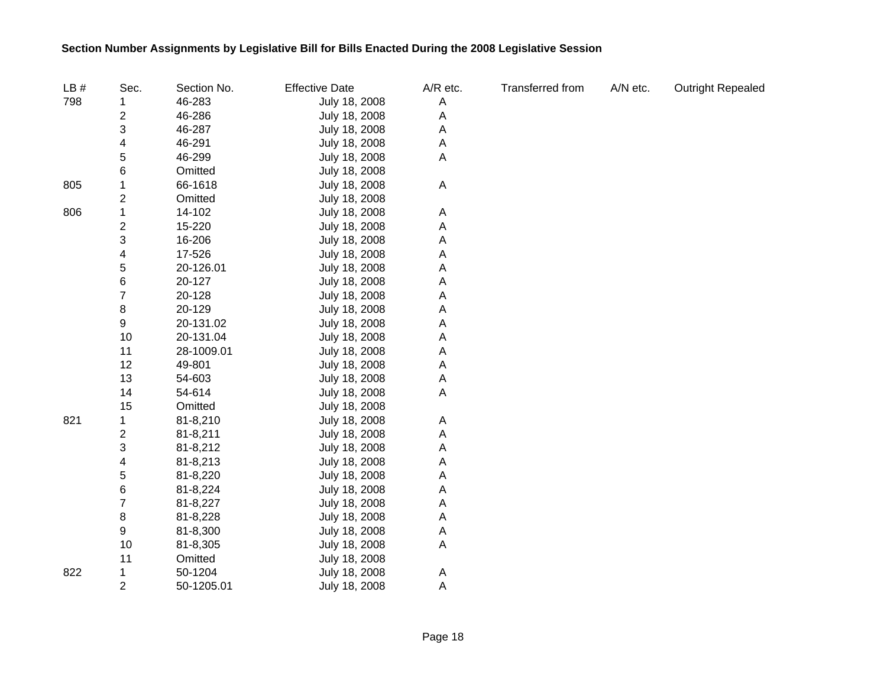**Section Number Assignments by Legislative Bill for Bills Enacted During the 2008 Legislative Session**

| LB # | Sec. | Section No. | Effective Date | A/R etc. | Transferred from | A/N etc. | Outright Repealed |
|---|---|---|---|---|---|---|---|
| 798 | 1 | 46-283 | July 18, 2008 | A | | | |
| | 2 | 46-286 | July 18, 2008 | A | | | |
| | 3 | 46-287 | July 18, 2008 | A | | | |
| | 4 | 46-291 | July 18, 2008 | A | | | |
| | 5 | 46-299 | July 18, 2008 | A | | | |
| | 6 | Omitted | July 18, 2008 | | | | |
| 805 | 1 | 66-1618 | July 18, 2008 | A | | | |
| | 2 | Omitted | July 18, 2008 | | | | |
| 806 | 1 | 14-102 | July 18, 2008 | A | | | |
| | 2 | 15-220 | July 18, 2008 | A | | | |
| | 3 | 16-206 | July 18, 2008 | A | | | |
| | 4 | 17-526 | July 18, 2008 | A | | | |
| | 5 | 20-126.01 | July 18, 2008 | A | | | |
| | 6 | 20-127 | July 18, 2008 | A | | | |
| | 7 | 20-128 | July 18, 2008 | A | | | |
| | 8 | 20-129 | July 18, 2008 | A | | | |
| | 9 | 20-131.02 | July 18, 2008 | A | | | |
| | 10 | 20-131.04 | July 18, 2008 | A | | | |
| | 11 | 28-1009.01 | July 18, 2008 | A | | | |
| | 12 | 49-801 | July 18, 2008 | A | | | |
| | 13 | 54-603 | July 18, 2008 | A | | | |
| | 14 | 54-614 | July 18, 2008 | A | | | |
| | 15 | Omitted | July 18, 2008 | | | | |
| 821 | 1 | 81-8,210 | July 18, 2008 | A | | | |
| | 2 | 81-8,211 | July 18, 2008 | A | | | |
| | 3 | 81-8,212 | July 18, 2008 | A | | | |
| | 4 | 81-8,213 | July 18, 2008 | A | | | |
| | 5 | 81-8,220 | July 18, 2008 | A | | | |
| | 6 | 81-8,224 | July 18, 2008 | A | | | |
| | 7 | 81-8,227 | July 18, 2008 | A | | | |
| | 8 | 81-8,228 | July 18, 2008 | A | | | |
| | 9 | 81-8,300 | July 18, 2008 | A | | | |
| | 10 | 81-8,305 | July 18, 2008 | A | | | |
| | 11 | Omitted | July 18, 2008 | | | | |
| 822 | 1 | 50-1204 | July 18, 2008 | A | | | |
| | 2 | 50-1205.01 | July 18, 2008 | A | | | |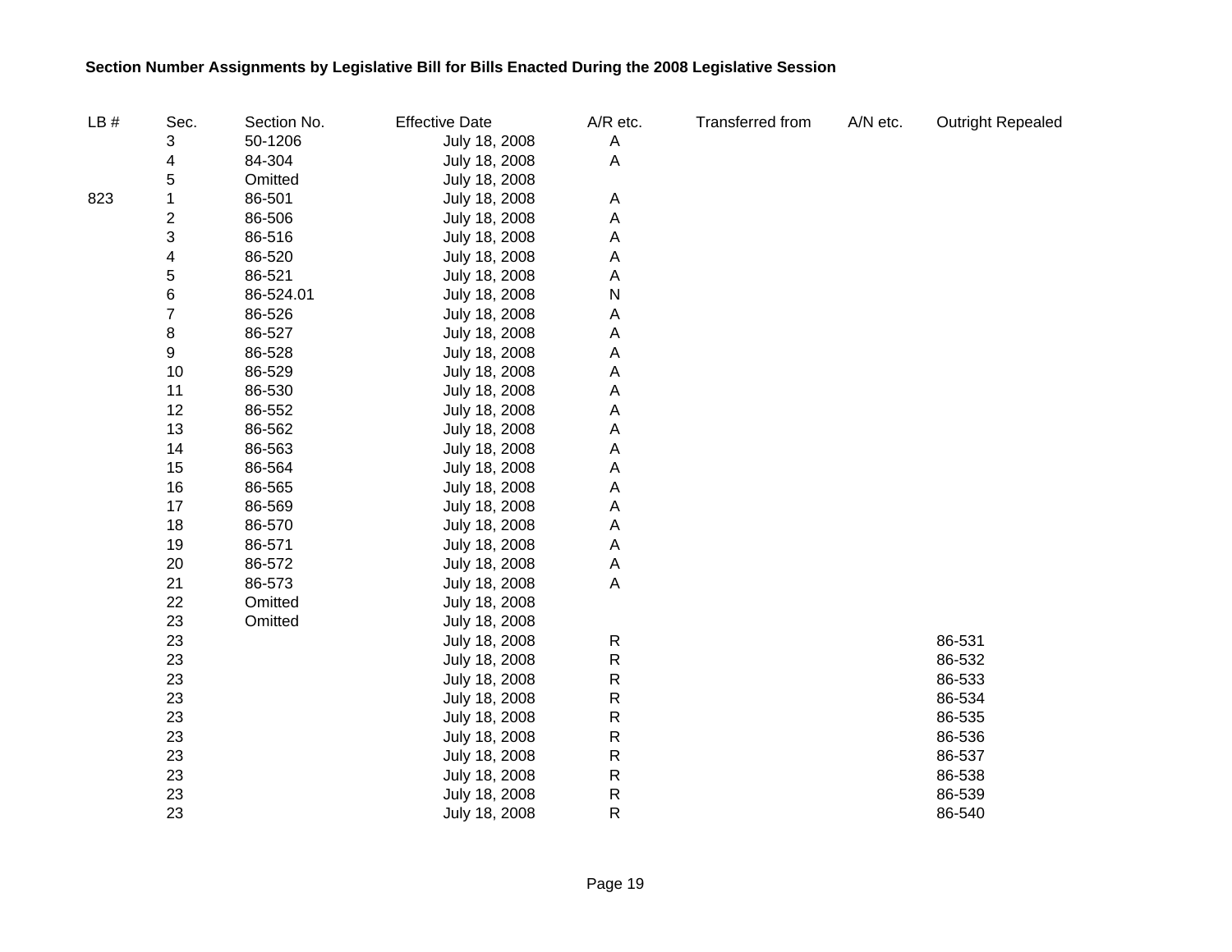**Section Number Assignments by Legislative Bill for Bills Enacted During the 2008 Legislative Session**

| LB # | Sec. | Section No. | Effective Date | A/R etc. | Transferred from | A/N etc. | Outright Repealed |
|---|---|---|---|---|---|---|---|
| | 3 | 50-1206 | July 18, 2008 | A | | | |
| | 4 | 84-304 | July 18, 2008 | A | | | |
| | 5 | Omitted | July 18, 2008 | | | | |
| 823 | 1 | 86-501 | July 18, 2008 | A | | | |
| | 2 | 86-506 | July 18, 2008 | A | | | |
| | 3 | 86-516 | July 18, 2008 | A | | | |
| | 4 | 86-520 | July 18, 2008 | A | | | |
| | 5 | 86-521 | July 18, 2008 | A | | | |
| | 6 | 86-524.01 | July 18, 2008 | N | | | |
| | 7 | 86-526 | July 18, 2008 | A | | | |
| | 8 | 86-527 | July 18, 2008 | A | | | |
| | 9 | 86-528 | July 18, 2008 | A | | | |
| | 10 | 86-529 | July 18, 2008 | A | | | |
| | 11 | 86-530 | July 18, 2008 | A | | | |
| | 12 | 86-552 | July 18, 2008 | A | | | |
| | 13 | 86-562 | July 18, 2008 | A | | | |
| | 14 | 86-563 | July 18, 2008 | A | | | |
| | 15 | 86-564 | July 18, 2008 | A | | | |
| | 16 | 86-565 | July 18, 2008 | A | | | |
| | 17 | 86-569 | July 18, 2008 | A | | | |
| | 18 | 86-570 | July 18, 2008 | A | | | |
| | 19 | 86-571 | July 18, 2008 | A | | | |
| | 20 | 86-572 | July 18, 2008 | A | | | |
| | 21 | 86-573 | July 18, 2008 | A | | | |
| | 22 | Omitted | July 18, 2008 | | | | |
| | 23 | Omitted | July 18, 2008 | | | | |
| | 23 | | July 18, 2008 | R | | | 86-531 |
| | 23 | | July 18, 2008 | R | | | 86-532 |
| | 23 | | July 18, 2008 | R | | | 86-533 |
| | 23 | | July 18, 2008 | R | | | 86-534 |
| | 23 | | July 18, 2008 | R | | | 86-535 |
| | 23 | | July 18, 2008 | R | | | 86-536 |
| | 23 | | July 18, 2008 | R | | | 86-537 |
| | 23 | | July 18, 2008 | R | | | 86-538 |
| | 23 | | July 18, 2008 | R | | | 86-539 |
| | 23 | | July 18, 2008 | R | | | 86-540 |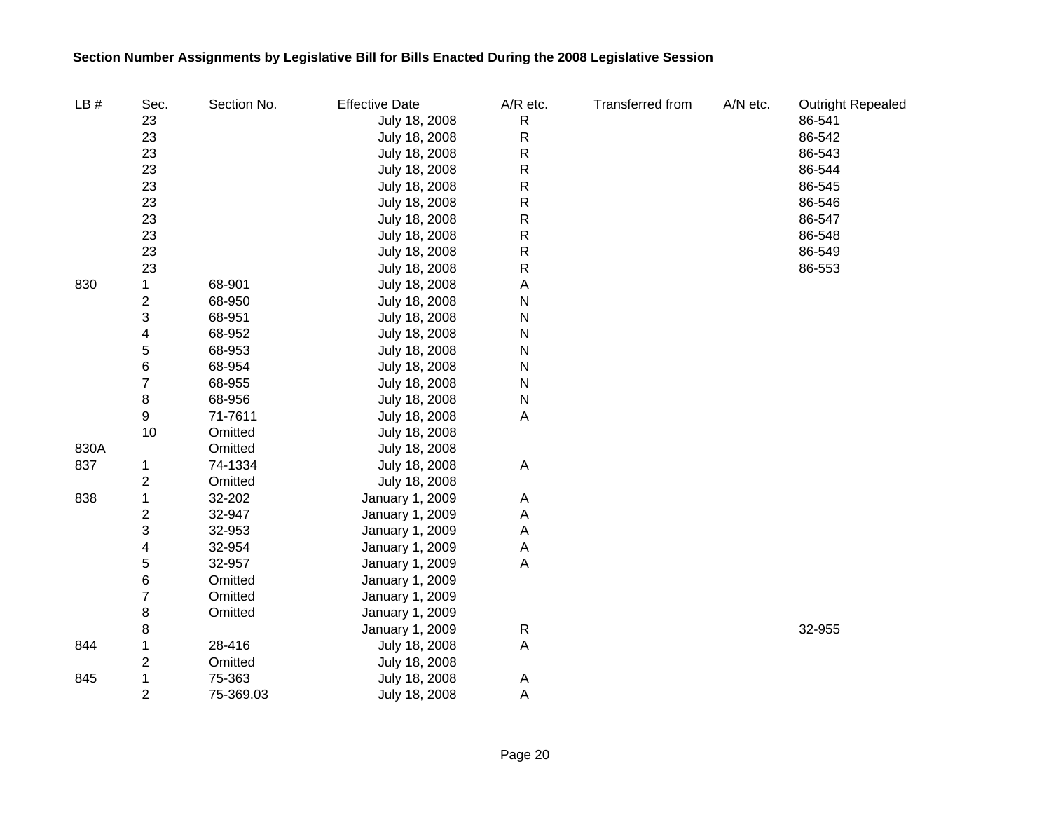**Section Number Assignments by Legislative Bill for Bills Enacted During the 2008 Legislative Session**

| LB # | Sec. | Section No. | Effective Date | A/R etc. | Transferred from | A/N etc. | Outright Repealed |
|---|---|---|---|---|---|---|---|
| | 23 | | July 18, 2008 | R | | | 86-541 |
| | 23 | | July 18, 2008 | R | | | 86-542 |
| | 23 | | July 18, 2008 | R | | | 86-543 |
| | 23 | | July 18, 2008 | R | | | 86-544 |
| | 23 | | July 18, 2008 | R | | | 86-545 |
| | 23 | | July 18, 2008 | R | | | 86-546 |
| | 23 | | July 18, 2008 | R | | | 86-547 |
| | 23 | | July 18, 2008 | R | | | 86-548 |
| | 23 | | July 18, 2008 | R | | | 86-549 |
| | 23 | | July 18, 2008 | R | | | 86-553 |
| 830 | 1 | 68-901 | July 18, 2008 | A | | | |
| | 2 | 68-950 | July 18, 2008 | N | | | |
| | 3 | 68-951 | July 18, 2008 | N | | | |
| | 4 | 68-952 | July 18, 2008 | N | | | |
| | 5 | 68-953 | July 18, 2008 | N | | | |
| | 6 | 68-954 | July 18, 2008 | N | | | |
| | 7 | 68-955 | July 18, 2008 | N | | | |
| | 8 | 68-956 | July 18, 2008 | N | | | |
| | 9 | 71-7611 | July 18, 2008 | A | | | |
| | 10 | Omitted | July 18, 2008 | | | | |
| 830A | | Omitted | July 18, 2008 | | | | |
| 837 | 1 | 74-1334 | July 18, 2008 | A | | | |
| | 2 | Omitted | July 18, 2008 | | | | |
| 838 | 1 | 32-202 | January 1, 2009 | A | | | |
| | 2 | 32-947 | January 1, 2009 | A | | | |
| | 3 | 32-953 | January 1, 2009 | A | | | |
| | 4 | 32-954 | January 1, 2009 | A | | | |
| | 5 | 32-957 | January 1, 2009 | A | | | |
| | 6 | Omitted | January 1, 2009 | | | | |
| | 7 | Omitted | January 1, 2009 | | | | |
| | 8 | Omitted | January 1, 2009 | | | | |
| | 8 | | January 1, 2009 | R | | | 32-955 |
| 844 | 1 | 28-416 | July 18, 2008 | A | | | |
| | 2 | Omitted | July 18, 2008 | | | | |
| 845 | 1 | 75-363 | July 18, 2008 | A | | | |
| | 2 | 75-369.03 | July 18, 2008 | A | | | |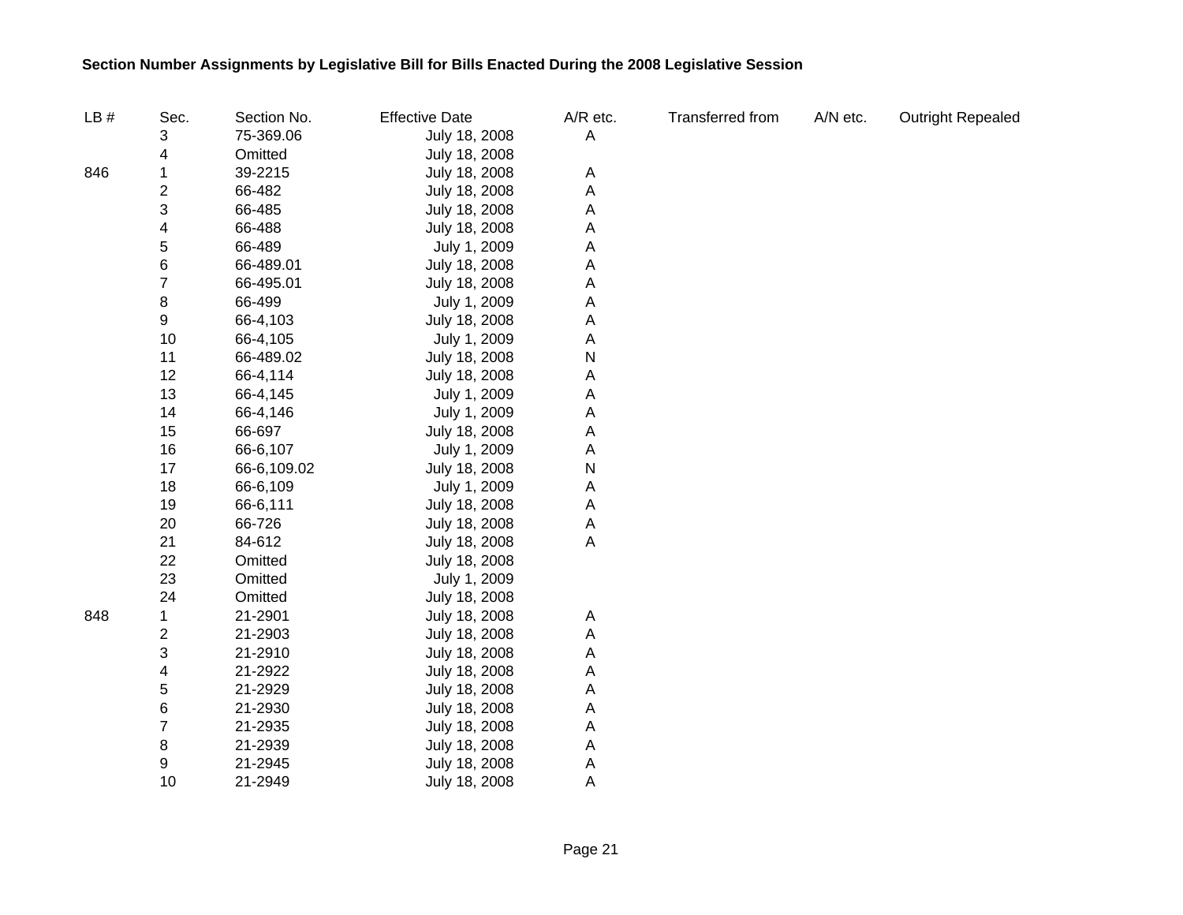**Section Number Assignments by Legislative Bill for Bills Enacted During the 2008 Legislative Session**

| LB # | Sec. | Section No. | Effective Date | A/R etc. | Transferred from | A/N etc. | Outright Repealed |
|---|---|---|---|---|---|---|---|
| | 3 | 75-369.06 | July 18, 2008 | A | | | |
| | 4 | Omitted | July 18, 2008 | | | | |
| 846 | 1 | 39-2215 | July 18, 2008 | A | | | |
| | 2 | 66-482 | July 18, 2008 | A | | | |
| | 3 | 66-485 | July 18, 2008 | A | | | |
| | 4 | 66-488 | July 18, 2008 | A | | | |
| | 5 | 66-489 | July 1, 2009 | A | | | |
| | 6 | 66-489.01 | July 18, 2008 | A | | | |
| | 7 | 66-495.01 | July 18, 2008 | A | | | |
| | 8 | 66-499 | July 1, 2009 | A | | | |
| | 9 | 66-4,103 | July 18, 2008 | A | | | |
| | 10 | 66-4,105 | July 1, 2009 | A | | | |
| | 11 | 66-489.02 | July 18, 2008 | N | | | |
| | 12 | 66-4,114 | July 18, 2008 | A | | | |
| | 13 | 66-4,145 | July 1, 2009 | A | | | |
| | 14 | 66-4,146 | July 1, 2009 | A | | | |
| | 15 | 66-697 | July 18, 2008 | A | | | |
| | 16 | 66-6,107 | July 1, 2009 | A | | | |
| | 17 | 66-6,109.02 | July 18, 2008 | N | | | |
| | 18 | 66-6,109 | July 1, 2009 | A | | | |
| | 19 | 66-6,111 | July 18, 2008 | A | | | |
| | 20 | 66-726 | July 18, 2008 | A | | | |
| | 21 | 84-612 | July 18, 2008 | A | | | |
| | 22 | Omitted | July 18, 2008 | | | | |
| | 23 | Omitted | July 1, 2009 | | | | |
| | 24 | Omitted | July 18, 2008 | | | | |
| 848 | 1 | 21-2901 | July 18, 2008 | A | | | |
| | 2 | 21-2903 | July 18, 2008 | A | | | |
| | 3 | 21-2910 | July 18, 2008 | A | | | |
| | 4 | 21-2922 | July 18, 2008 | A | | | |
| | 5 | 21-2929 | July 18, 2008 | A | | | |
| | 6 | 21-2930 | July 18, 2008 | A | | | |
| | 7 | 21-2935 | July 18, 2008 | A | | | |
| | 8 | 21-2939 | July 18, 2008 | A | | | |
| | 9 | 21-2945 | July 18, 2008 | A | | | |
| | 10 | 21-2949 | July 18, 2008 | A | | | |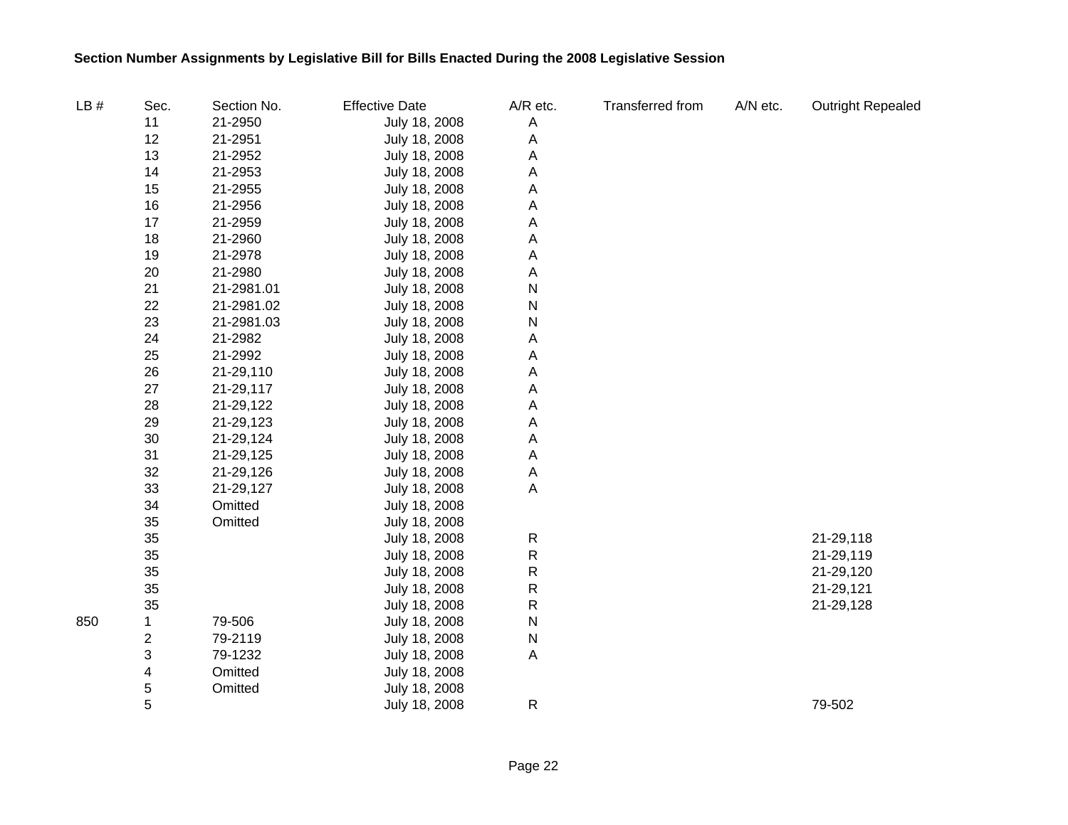**Section Number Assignments by Legislative Bill for Bills Enacted During the 2008 Legislative Session**

| LB # | Sec. | Section No. | Effective Date | A/R etc. | Transferred from | A/N etc. | Outright Repealed |
|---|---|---|---|---|---|---|---|
| | 11 | 21-2950 | July 18, 2008 | A | | | |
| | 12 | 21-2951 | July 18, 2008 | A | | | |
| | 13 | 21-2952 | July 18, 2008 | A | | | |
| | 14 | 21-2953 | July 18, 2008 | A | | | |
| | 15 | 21-2955 | July 18, 2008 | A | | | |
| | 16 | 21-2956 | July 18, 2008 | A | | | |
| | 17 | 21-2959 | July 18, 2008 | A | | | |
| | 18 | 21-2960 | July 18, 2008 | A | | | |
| | 19 | 21-2978 | July 18, 2008 | A | | | |
| | 20 | 21-2980 | July 18, 2008 | A | | | |
| | 21 | 21-2981.01 | July 18, 2008 | N | | | |
| | 22 | 21-2981.02 | July 18, 2008 | N | | | |
| | 23 | 21-2981.03 | July 18, 2008 | N | | | |
| | 24 | 21-2982 | July 18, 2008 | A | | | |
| | 25 | 21-2992 | July 18, 2008 | A | | | |
| | 26 | 21-29,110 | July 18, 2008 | A | | | |
| | 27 | 21-29,117 | July 18, 2008 | A | | | |
| | 28 | 21-29,122 | July 18, 2008 | A | | | |
| | 29 | 21-29,123 | July 18, 2008 | A | | | |
| | 30 | 21-29,124 | July 18, 2008 | A | | | |
| | 31 | 21-29,125 | July 18, 2008 | A | | | |
| | 32 | 21-29,126 | July 18, 2008 | A | | | |
| | 33 | 21-29,127 | July 18, 2008 | A | | | |
| | 34 | Omitted | July 18, 2008 | | | | |
| | 35 | Omitted | July 18, 2008 | | | | |
| | 35 | | July 18, 2008 | R | | | 21-29,118 |
| | 35 | | July 18, 2008 | R | | | 21-29,119 |
| | 35 | | July 18, 2008 | R | | | 21-29,120 |
| | 35 | | July 18, 2008 | R | | | 21-29,121 |
| | 35 | | July 18, 2008 | R | | | 21-29,128 |
| 850 | 1 | 79-506 | July 18, 2008 | N | | | |
| | 2 | 79-2119 | July 18, 2008 | N | | | |
| | 3 | 79-1232 | July 18, 2008 | A | | | |
| | 4 | Omitted | July 18, 2008 | | | | |
| | 5 | Omitted | July 18, 2008 | | | | |
| | 5 | | July 18, 2008 | R | | | 79-502 |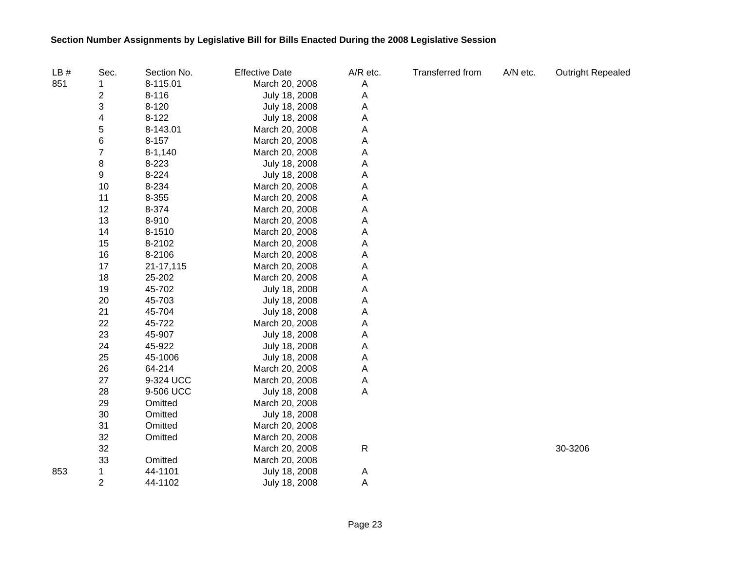**Section Number Assignments by Legislative Bill for Bills Enacted During the 2008 Legislative Session**

| LB # | Sec. | Section No. | Effective Date | A/R etc. | Transferred from | A/N etc. | Outright Repealed |
|---|---|---|---|---|---|---|---|
| 851 | 1 | 8-115.01 | March 20, 2008 | A | | | |
| | 2 | 8-116 | July 18, 2008 | A | | | |
| | 3 | 8-120 | July 18, 2008 | A | | | |
| | 4 | 8-122 | July 18, 2008 | A | | | |
| | 5 | 8-143.01 | March 20, 2008 | A | | | |
| | 6 | 8-157 | March 20, 2008 | A | | | |
| | 7 | 8-1,140 | March 20, 2008 | A | | | |
| | 8 | 8-223 | July 18, 2008 | A | | | |
| | 9 | 8-224 | July 18, 2008 | A | | | |
| | 10 | 8-234 | March 20, 2008 | A | | | |
| | 11 | 8-355 | March 20, 2008 | A | | | |
| | 12 | 8-374 | March 20, 2008 | A | | | |
| | 13 | 8-910 | March 20, 2008 | A | | | |
| | 14 | 8-1510 | March 20, 2008 | A | | | |
| | 15 | 8-2102 | March 20, 2008 | A | | | |
| | 16 | 8-2106 | March 20, 2008 | A | | | |
| | 17 | 21-17,115 | March 20, 2008 | A | | | |
| | 18 | 25-202 | March 20, 2008 | A | | | |
| | 19 | 45-702 | July 18, 2008 | A | | | |
| | 20 | 45-703 | July 18, 2008 | A | | | |
| | 21 | 45-704 | July 18, 2008 | A | | | |
| | 22 | 45-722 | March 20, 2008 | A | | | |
| | 23 | 45-907 | July 18, 2008 | A | | | |
| | 24 | 45-922 | July 18, 2008 | A | | | |
| | 25 | 45-1006 | July 18, 2008 | A | | | |
| | 26 | 64-214 | March 20, 2008 | A | | | |
| | 27 | 9-324 UCC | March 20, 2008 | A | | | |
| | 28 | 9-506 UCC | July 18, 2008 | A | | | |
| | 29 | Omitted | March 20, 2008 | | | | |
| | 30 | Omitted | July 18, 2008 | | | | |
| | 31 | Omitted | March 20, 2008 | | | | |
| | 32 | Omitted | March 20, 2008 | | | | |
| | 32 | | March 20, 2008 | R | | | 30-3206 |
| | 33 | Omitted | March 20, 2008 | | | | |
| 853 | 1 | 44-1101 | July 18, 2008 | A | | | |
| | 2 | 44-1102 | July 18, 2008 | A | | | |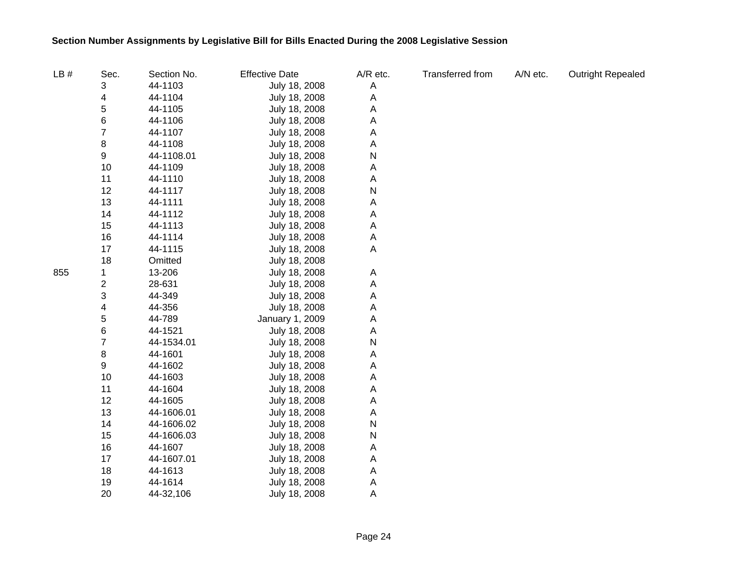**Section Number Assignments by Legislative Bill for Bills Enacted During the 2008 Legislative Session**

| LB # | Sec. | Section No. | Effective Date | A/R etc. | Transferred from | A/N etc. | Outright Repealed |
|---|---|---|---|---|---|---|---|
| | 3 | 44-1103 | July 18, 2008 | A | | | |
| | 4 | 44-1104 | July 18, 2008 | A | | | |
| | 5 | 44-1105 | July 18, 2008 | A | | | |
| | 6 | 44-1106 | July 18, 2008 | A | | | |
| | 7 | 44-1107 | July 18, 2008 | A | | | |
| | 8 | 44-1108 | July 18, 2008 | A | | | |
| | 9 | 44-1108.01 | July 18, 2008 | N | | | |
| | 10 | 44-1109 | July 18, 2008 | A | | | |
| | 11 | 44-1110 | July 18, 2008 | A | | | |
| | 12 | 44-1117 | July 18, 2008 | N | | | |
| | 13 | 44-1111 | July 18, 2008 | A | | | |
| | 14 | 44-1112 | July 18, 2008 | A | | | |
| | 15 | 44-1113 | July 18, 2008 | A | | | |
| | 16 | 44-1114 | July 18, 2008 | A | | | |
| | 17 | 44-1115 | July 18, 2008 | A | | | |
| | 18 | Omitted | July 18, 2008 | | | | |
| 855 | 1 | 13-206 | July 18, 2008 | A | | | |
| | 2 | 28-631 | July 18, 2008 | A | | | |
| | 3 | 44-349 | July 18, 2008 | A | | | |
| | 4 | 44-356 | July 18, 2008 | A | | | |
| | 5 | 44-789 | January 1, 2009 | A | | | |
| | 6 | 44-1521 | July 18, 2008 | A | | | |
| | 7 | 44-1534.01 | July 18, 2008 | N | | | |
| | 8 | 44-1601 | July 18, 2008 | A | | | |
| | 9 | 44-1602 | July 18, 2008 | A | | | |
| | 10 | 44-1603 | July 18, 2008 | A | | | |
| | 11 | 44-1604 | July 18, 2008 | A | | | |
| | 12 | 44-1605 | July 18, 2008 | A | | | |
| | 13 | 44-1606.01 | July 18, 2008 | A | | | |
| | 14 | 44-1606.02 | July 18, 2008 | N | | | |
| | 15 | 44-1606.03 | July 18, 2008 | N | | | |
| | 16 | 44-1607 | July 18, 2008 | A | | | |
| | 17 | 44-1607.01 | July 18, 2008 | A | | | |
| | 18 | 44-1613 | July 18, 2008 | A | | | |
| | 19 | 44-1614 | July 18, 2008 | A | | | |
| | 20 | 44-32,106 | July 18, 2008 | A | | | |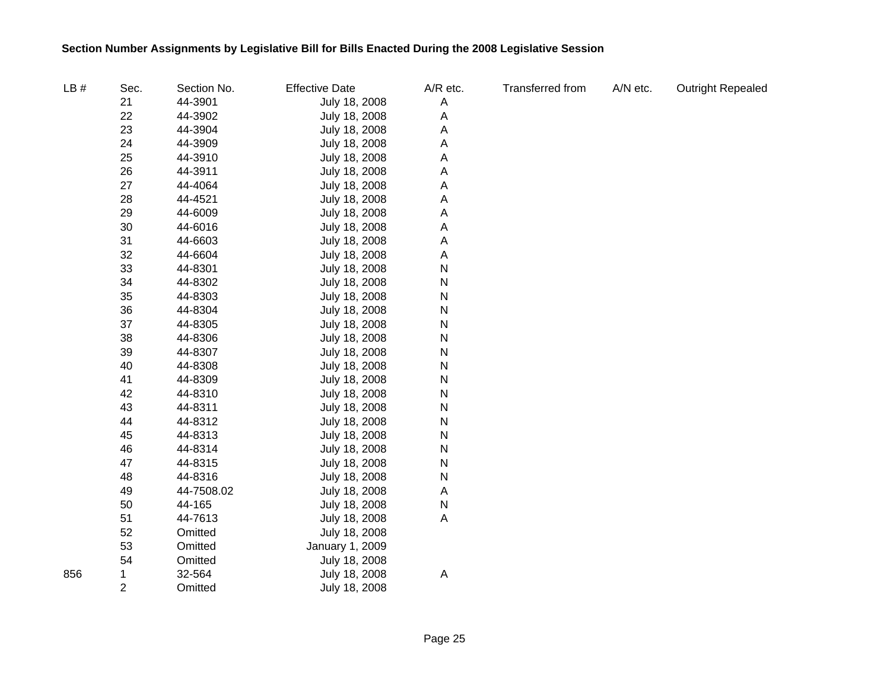**Section Number Assignments by Legislative Bill for Bills Enacted During the 2008 Legislative Session**

| LB # | Sec. | Section No. | Effective Date | A/R etc. | Transferred from | A/N etc. | Outright Repealed |
|---|---|---|---|---|---|---|---|
| | 21 | 44-3901 | July 18, 2008 | A | | | |
| | 22 | 44-3902 | July 18, 2008 | A | | | |
| | 23 | 44-3904 | July 18, 2008 | A | | | |
| | 24 | 44-3909 | July 18, 2008 | A | | | |
| | 25 | 44-3910 | July 18, 2008 | A | | | |
| | 26 | 44-3911 | July 18, 2008 | A | | | |
| | 27 | 44-4064 | July 18, 2008 | A | | | |
| | 28 | 44-4521 | July 18, 2008 | A | | | |
| | 29 | 44-6009 | July 18, 2008 | A | | | |
| | 30 | 44-6016 | July 18, 2008 | A | | | |
| | 31 | 44-6603 | July 18, 2008 | A | | | |
| | 32 | 44-6604 | July 18, 2008 | A | | | |
| | 33 | 44-8301 | July 18, 2008 | N | | | |
| | 34 | 44-8302 | July 18, 2008 | N | | | |
| | 35 | 44-8303 | July 18, 2008 | N | | | |
| | 36 | 44-8304 | July 18, 2008 | N | | | |
| | 37 | 44-8305 | July 18, 2008 | N | | | |
| | 38 | 44-8306 | July 18, 2008 | N | | | |
| | 39 | 44-8307 | July 18, 2008 | N | | | |
| | 40 | 44-8308 | July 18, 2008 | N | | | |
| | 41 | 44-8309 | July 18, 2008 | N | | | |
| | 42 | 44-8310 | July 18, 2008 | N | | | |
| | 43 | 44-8311 | July 18, 2008 | N | | | |
| | 44 | 44-8312 | July 18, 2008 | N | | | |
| | 45 | 44-8313 | July 18, 2008 | N | | | |
| | 46 | 44-8314 | July 18, 2008 | N | | | |
| | 47 | 44-8315 | July 18, 2008 | N | | | |
| | 48 | 44-8316 | July 18, 2008 | N | | | |
| | 49 | 44-7508.02 | July 18, 2008 | A | | | |
| | 50 | 44-165 | July 18, 2008 | N | | | |
| | 51 | 44-7613 | July 18, 2008 | A | | | |
| | 52 | Omitted | July 18, 2008 | | | | |
| | 53 | Omitted | January 1, 2009 | | | | |
| | 54 | Omitted | July 18, 2008 | | | | |
| 856 | 1 | 32-564 | July 18, 2008 | A | | | |
| | 2 | Omitted | July 18, 2008 | | | | |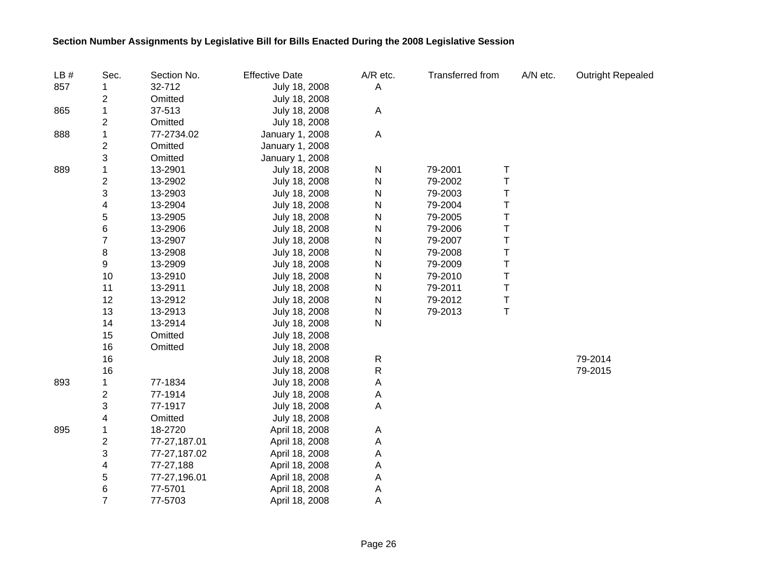**Section Number Assignments by Legislative Bill for Bills Enacted During the 2008 Legislative Session**

| LB # | Sec. | Section No. | Effective Date | A/R etc. | Transferred from | A/N etc. | Outright Repealed |
|---|---|---|---|---|---|---|---|
| 857 | 1 | 32-712 | July 18, 2008 | A | | | |
| | 2 | Omitted | July 18, 2008 | | | | |
| 865 | 1 | 37-513 | July 18, 2008 | A | | | |
| | 2 | Omitted | July 18, 2008 | | | | |
| 888 | 1 | 77-2734.02 | January 1, 2008 | A | | | |
| | 2 | Omitted | January 1, 2008 | | | | |
| | 3 | Omitted | January 1, 2008 | | | | |
| 889 | 1 | 13-2901 | July 18, 2008 | N | 79-2001 | T | |
| | 2 | 13-2902 | July 18, 2008 | N | 79-2002 | T | |
| | 3 | 13-2903 | July 18, 2008 | N | 79-2003 | T | |
| | 4 | 13-2904 | July 18, 2008 | N | 79-2004 | T | |
| | 5 | 13-2905 | July 18, 2008 | N | 79-2005 | T | |
| | 6 | 13-2906 | July 18, 2008 | N | 79-2006 | T | |
| | 7 | 13-2907 | July 18, 2008 | N | 79-2007 | T | |
| | 8 | 13-2908 | July 18, 2008 | N | 79-2008 | T | |
| | 9 | 13-2909 | July 18, 2008 | N | 79-2009 | T | |
| | 10 | 13-2910 | July 18, 2008 | N | 79-2010 | T | |
| | 11 | 13-2911 | July 18, 2008 | N | 79-2011 | T | |
| | 12 | 13-2912 | July 18, 2008 | N | 79-2012 | T | |
| | 13 | 13-2913 | July 18, 2008 | N | 79-2013 | T | |
| | 14 | 13-2914 | July 18, 2008 | N | | | |
| | 15 | Omitted | July 18, 2008 | | | | |
| | 16 | Omitted | July 18, 2008 | | | | |
| | 16 | | July 18, 2008 | R | | | 79-2014 |
| | 16 | | July 18, 2008 | R | | | 79-2015 |
| 893 | 1 | 77-1834 | July 18, 2008 | A | | | |
| | 2 | 77-1914 | July 18, 2008 | A | | | |
| | 3 | 77-1917 | July 18, 2008 | A | | | |
| | 4 | Omitted | July 18, 2008 | | | | |
| 895 | 1 | 18-2720 | April 18, 2008 | A | | | |
| | 2 | 77-27,187.01 | April 18, 2008 | A | | | |
| | 3 | 77-27,187.02 | April 18, 2008 | A | | | |
| | 4 | 77-27,188 | April 18, 2008 | A | | | |
| | 5 | 77-27,196.01 | April 18, 2008 | A | | | |
| | 6 | 77-5701 | April 18, 2008 | A | | | |
| | 7 | 77-5703 | April 18, 2008 | A | | | |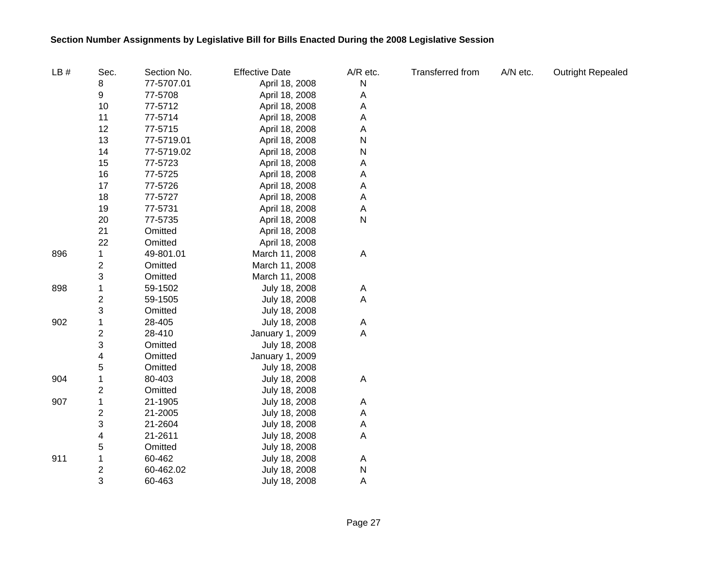**Section Number Assignments by Legislative Bill for Bills Enacted During the 2008 Legislative Session**

| LB # | Sec. | Section No. | Effective Date | A/R etc. | Transferred from | A/N etc. | Outright Repealed |
|---|---|---|---|---|---|---|---|
| | 8 | 77-5707.01 | April 18, 2008 | N | | | |
| | 9 | 77-5708 | April 18, 2008 | A | | | |
| | 10 | 77-5712 | April 18, 2008 | A | | | |
| | 11 | 77-5714 | April 18, 2008 | A | | | |
| | 12 | 77-5715 | April 18, 2008 | A | | | |
| | 13 | 77-5719.01 | April 18, 2008 | N | | | |
| | 14 | 77-5719.02 | April 18, 2008 | N | | | |
| | 15 | 77-5723 | April 18, 2008 | A | | | |
| | 16 | 77-5725 | April 18, 2008 | A | | | |
| | 17 | 77-5726 | April 18, 2008 | A | | | |
| | 18 | 77-5727 | April 18, 2008 | A | | | |
| | 19 | 77-5731 | April 18, 2008 | A | | | |
| | 20 | 77-5735 | April 18, 2008 | N | | | |
| | 21 | Omitted | April 18, 2008 | | | | |
| | 22 | Omitted | April 18, 2008 | | | | |
| 896 | 1 | 49-801.01 | March 11, 2008 | A | | | |
| | 2 | Omitted | March 11, 2008 | | | | |
| | 3 | Omitted | March 11, 2008 | | | | |
| 898 | 1 | 59-1502 | July 18, 2008 | A | | | |
| | 2 | 59-1505 | July 18, 2008 | A | | | |
| | 3 | Omitted | July 18, 2008 | | | | |
| 902 | 1 | 28-405 | July 18, 2008 | A | | | |
| | 2 | 28-410 | January 1, 2009 | A | | | |
| | 3 | Omitted | July 18, 2008 | | | | |
| | 4 | Omitted | January 1, 2009 | | | | |
| | 5 | Omitted | July 18, 2008 | | | | |
| 904 | 1 | 80-403 | July 18, 2008 | A | | | |
| | 2 | Omitted | July 18, 2008 | | | | |
| 907 | 1 | 21-1905 | July 18, 2008 | A | | | |
| | 2 | 21-2005 | July 18, 2008 | A | | | |
| | 3 | 21-2604 | July 18, 2008 | A | | | |
| | 4 | 21-2611 | July 18, 2008 | A | | | |
| | 5 | Omitted | July 18, 2008 | | | | |
| 911 | 1 | 60-462 | July 18, 2008 | A | | | |
| | 2 | 60-462.02 | July 18, 2008 | N | | | |
| | 3 | 60-463 | July 18, 2008 | A | | | |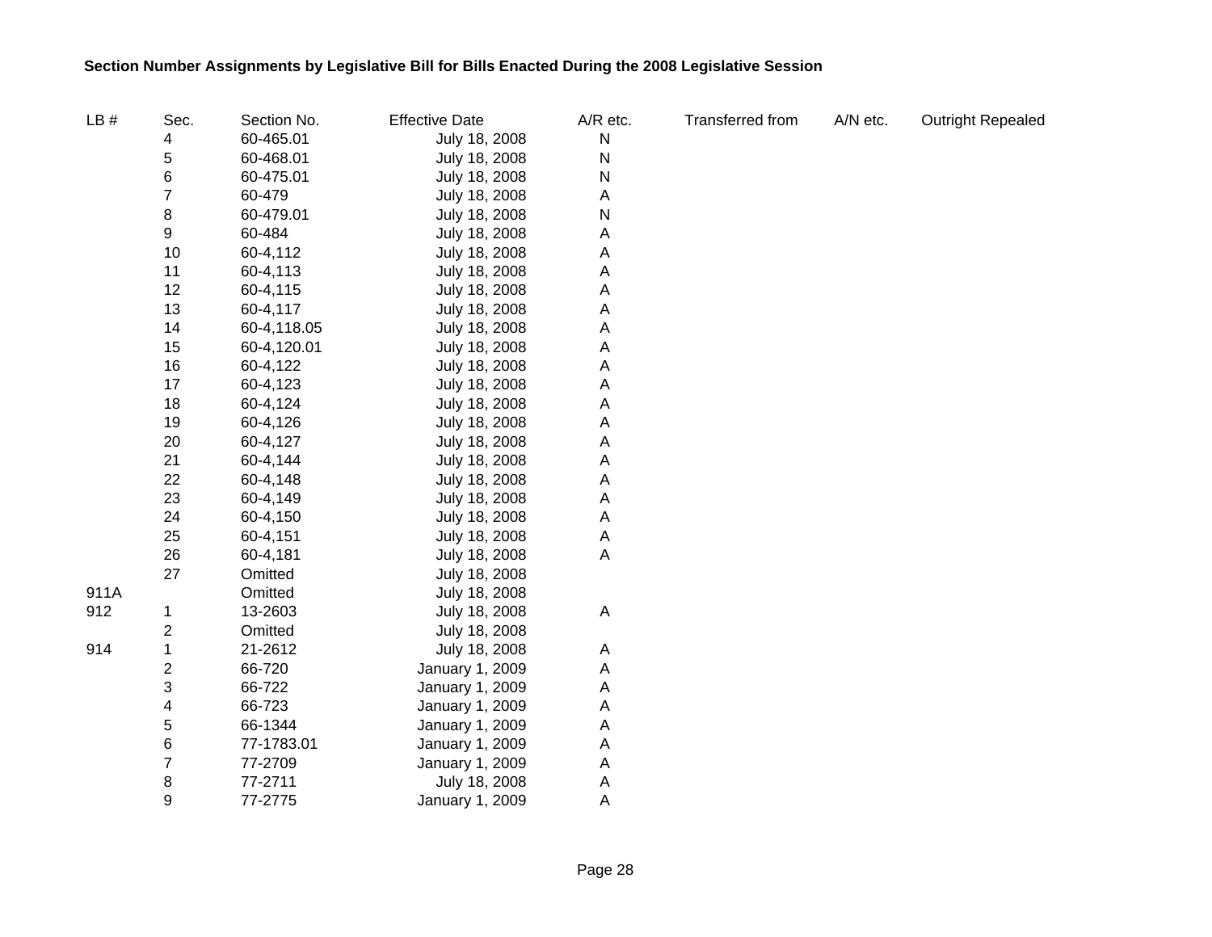**Section Number Assignments by Legislative Bill for Bills Enacted During the 2008 Legislative Session**

| LB # | Sec. | Section No. | Effective Date | A/R etc. | Transferred from | A/N etc. | Outright Repealed |
|---|---|---|---|---|---|---|---|
| | 4 | 60-465.01 | July 18, 2008 | N | | | |
| | 5 | 60-468.01 | July 18, 2008 | N | | | |
| | 6 | 60-475.01 | July 18, 2008 | N | | | |
| | 7 | 60-479 | July 18, 2008 | A | | | |
| | 8 | 60-479.01 | July 18, 2008 | N | | | |
| | 9 | 60-484 | July 18, 2008 | A | | | |
| | 10 | 60-4,112 | July 18, 2008 | A | | | |
| | 11 | 60-4,113 | July 18, 2008 | A | | | |
| | 12 | 60-4,115 | July 18, 2008 | A | | | |
| | 13 | 60-4,117 | July 18, 2008 | A | | | |
| | 14 | 60-4,118.05 | July 18, 2008 | A | | | |
| | 15 | 60-4,120.01 | July 18, 2008 | A | | | |
| | 16 | 60-4,122 | July 18, 2008 | A | | | |
| | 17 | 60-4,123 | July 18, 2008 | A | | | |
| | 18 | 60-4,124 | July 18, 2008 | A | | | |
| | 19 | 60-4,126 | July 18, 2008 | A | | | |
| | 20 | 60-4,127 | July 18, 2008 | A | | | |
| | 21 | 60-4,144 | July 18, 2008 | A | | | |
| | 22 | 60-4,148 | July 18, 2008 | A | | | |
| | 23 | 60-4,149 | July 18, 2008 | A | | | |
| | 24 | 60-4,150 | July 18, 2008 | A | | | |
| | 25 | 60-4,151 | July 18, 2008 | A | | | |
| | 26 | 60-4,181 | July 18, 2008 | A | | | |
| | 27 | Omitted | July 18, 2008 | | | | |
| 911A | | Omitted | July 18, 2008 | | | | |
| 912 | 1 | 13-2603 | July 18, 2008 | A | | | |
| | 2 | Omitted | July 18, 2008 | | | | |
| 914 | 1 | 21-2612 | July 18, 2008 | A | | | |
| | 2 | 66-720 | January 1, 2009 | A | | | |
| | 3 | 66-722 | January 1, 2009 | A | | | |
| | 4 | 66-723 | January 1, 2009 | A | | | |
| | 5 | 66-1344 | January 1, 2009 | A | | | |
| | 6 | 77-1783.01 | January 1, 2009 | A | | | |
| | 7 | 77-2709 | January 1, 2009 | A | | | |
| | 8 | 77-2711 | July 18, 2008 | A | | | |
| | 9 | 77-2775 | January 1, 2009 | A | | | |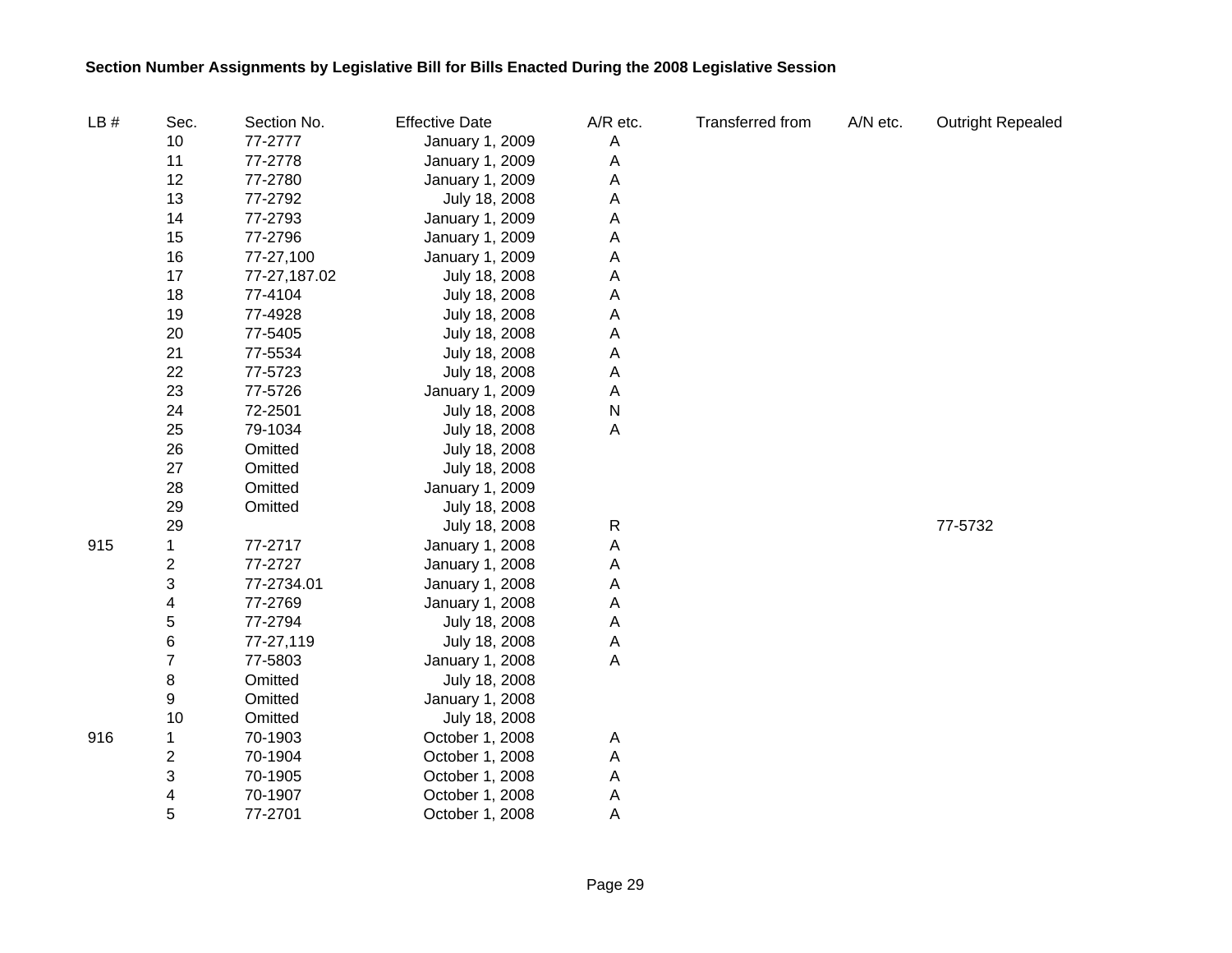**Section Number Assignments by Legislative Bill for Bills Enacted During the 2008 Legislative Session**

| LB # | Sec. | Section No. | Effective Date | A/R etc. | Transferred from | A/N etc. | Outright Repealed |
|---|---|---|---|---|---|---|---|
| | 10 | 77-2777 | January 1, 2009 | A | | | |
| | 11 | 77-2778 | January 1, 2009 | A | | | |
| | 12 | 77-2780 | January 1, 2009 | A | | | |
| | 13 | 77-2792 | July 18, 2008 | A | | | |
| | 14 | 77-2793 | January 1, 2009 | A | | | |
| | 15 | 77-2796 | January 1, 2009 | A | | | |
| | 16 | 77-27,100 | January 1, 2009 | A | | | |
| | 17 | 77-27,187.02 | July 18, 2008 | A | | | |
| | 18 | 77-4104 | July 18, 2008 | A | | | |
| | 19 | 77-4928 | July 18, 2008 | A | | | |
| | 20 | 77-5405 | July 18, 2008 | A | | | |
| | 21 | 77-5534 | July 18, 2008 | A | | | |
| | 22 | 77-5723 | July 18, 2008 | A | | | |
| | 23 | 77-5726 | January 1, 2009 | A | | | |
| | 24 | 72-2501 | July 18, 2008 | N | | | |
| | 25 | 79-1034 | July 18, 2008 | A | | | |
| | 26 | Omitted | July 18, 2008 | | | | |
| | 27 | Omitted | July 18, 2008 | | | | |
| | 28 | Omitted | January 1, 2009 | | | | |
| | 29 | Omitted | July 18, 2008 | | | | |
| | 29 | | July 18, 2008 | R | | | 77-5732 |
| 915 | 1 | 77-2717 | January 1, 2008 | A | | | |
| | 2 | 77-2727 | January 1, 2008 | A | | | |
| | 3 | 77-2734.01 | January 1, 2008 | A | | | |
| | 4 | 77-2769 | January 1, 2008 | A | | | |
| | 5 | 77-2794 | July 18, 2008 | A | | | |
| | 6 | 77-27,119 | July 18, 2008 | A | | | |
| | 7 | 77-5803 | January 1, 2008 | A | | | |
| | 8 | Omitted | July 18, 2008 | | | | |
| | 9 | Omitted | January 1, 2008 | | | | |
| | 10 | Omitted | July 18, 2008 | | | | |
| 916 | 1 | 70-1903 | October 1, 2008 | A | | | |
| | 2 | 70-1904 | October 1, 2008 | A | | | |
| | 3 | 70-1905 | October 1, 2008 | A | | | |
| | 4 | 70-1907 | October 1, 2008 | A | | | |
| | 5 | 77-2701 | October 1, 2008 | A | | | |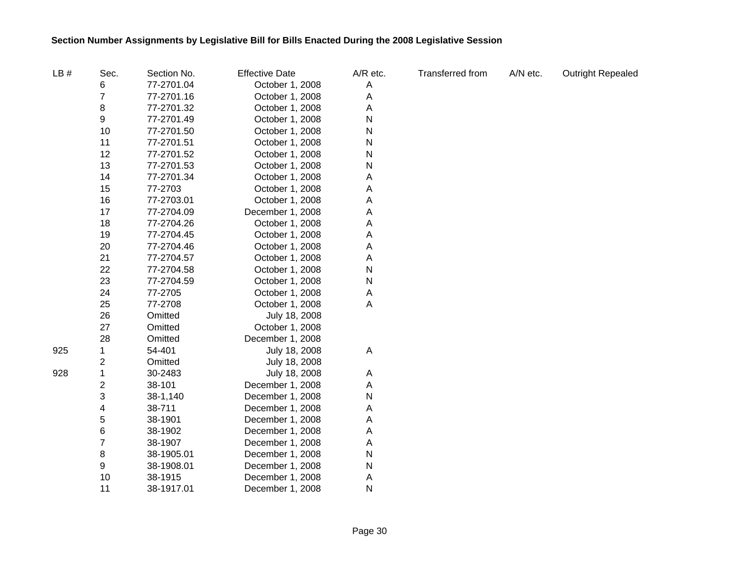**Section Number Assignments by Legislative Bill for Bills Enacted During the 2008 Legislative Session**

| LB # | Sec. | Section No. | Effective Date | A/R etc. | Transferred from | A/N etc. | Outright Repealed |
|---|---|---|---|---|---|---|---|
| | 6 | 77-2701.04 | October 1, 2008 | A | | | |
| | 7 | 77-2701.16 | October 1, 2008 | A | | | |
| | 8 | 77-2701.32 | October 1, 2008 | A | | | |
| | 9 | 77-2701.49 | October 1, 2008 | N | | | |
| | 10 | 77-2701.50 | October 1, 2008 | N | | | |
| | 11 | 77-2701.51 | October 1, 2008 | N | | | |
| | 12 | 77-2701.52 | October 1, 2008 | N | | | |
| | 13 | 77-2701.53 | October 1, 2008 | N | | | |
| | 14 | 77-2701.34 | October 1, 2008 | A | | | |
| | 15 | 77-2703 | October 1, 2008 | A | | | |
| | 16 | 77-2703.01 | October 1, 2008 | A | | | |
| | 17 | 77-2704.09 | December 1, 2008 | A | | | |
| | 18 | 77-2704.26 | October 1, 2008 | A | | | |
| | 19 | 77-2704.45 | October 1, 2008 | A | | | |
| | 20 | 77-2704.46 | October 1, 2008 | A | | | |
| | 21 | 77-2704.57 | October 1, 2008 | A | | | |
| | 22 | 77-2704.58 | October 1, 2008 | N | | | |
| | 23 | 77-2704.59 | October 1, 2008 | N | | | |
| | 24 | 77-2705 | October 1, 2008 | A | | | |
| | 25 | 77-2708 | October 1, 2008 | A | | | |
| | 26 | Omitted | July 18, 2008 | | | | |
| | 27 | Omitted | October 1, 2008 | | | | |
| | 28 | Omitted | December 1, 2008 | | | | |
| 925 | 1 | 54-401 | July 18, 2008 | A | | | |
| | 2 | Omitted | July 18, 2008 | | | | |
| 928 | 1 | 30-2483 | July 18, 2008 | A | | | |
| | 2 | 38-101 | December 1, 2008 | A | | | |
| | 3 | 38-1,140 | December 1, 2008 | N | | | |
| | 4 | 38-711 | December 1, 2008 | A | | | |
| | 5 | 38-1901 | December 1, 2008 | A | | | |
| | 6 | 38-1902 | December 1, 2008 | A | | | |
| | 7 | 38-1907 | December 1, 2008 | A | | | |
| | 8 | 38-1905.01 | December 1, 2008 | N | | | |
| | 9 | 38-1908.01 | December 1, 2008 | N | | | |
| | 10 | 38-1915 | December 1, 2008 | A | | | |
| | 11 | 38-1917.01 | December 1, 2008 | N | | | |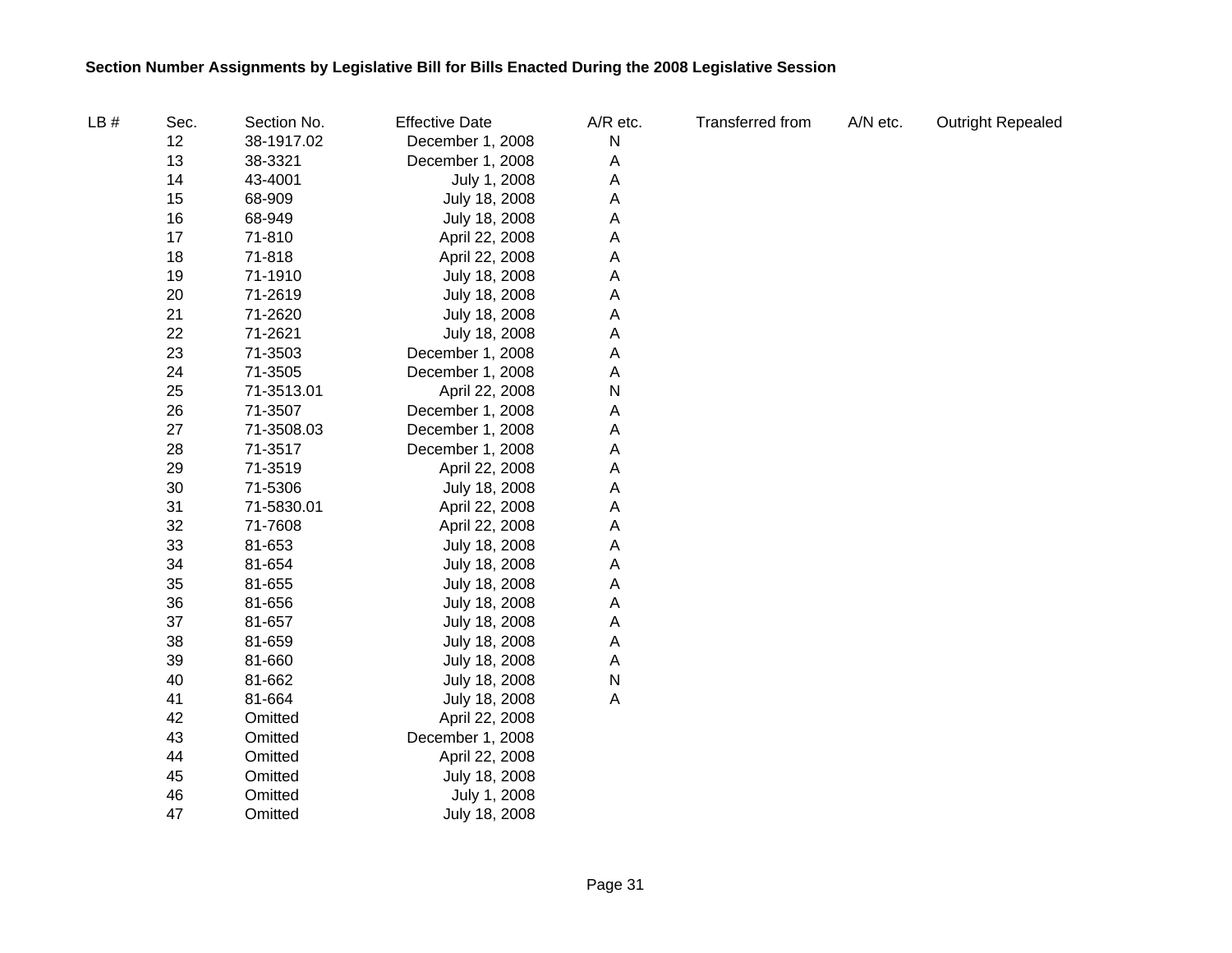**Section Number Assignments by Legislative Bill for Bills Enacted During the 2008 Legislative Session**

| LB # | Sec. | Section No. | Effective Date | A/R etc. | Transferred from | A/N etc. | Outright Repealed |
|---|---|---|---|---|---|---|---|
| | 12 | 38-1917.02 | December 1, 2008 | N | | | |
| | 13 | 38-3321 | December 1, 2008 | A | | | |
| | 14 | 43-4001 | July 1, 2008 | A | | | |
| | 15 | 68-909 | July 18, 2008 | A | | | |
| | 16 | 68-949 | July 18, 2008 | A | | | |
| | 17 | 71-810 | April 22, 2008 | A | | | |
| | 18 | 71-818 | April 22, 2008 | A | | | |
| | 19 | 71-1910 | July 18, 2008 | A | | | |
| | 20 | 71-2619 | July 18, 2008 | A | | | |
| | 21 | 71-2620 | July 18, 2008 | A | | | |
| | 22 | 71-2621 | July 18, 2008 | A | | | |
| | 23 | 71-3503 | December 1, 2008 | A | | | |
| | 24 | 71-3505 | December 1, 2008 | A | | | |
| | 25 | 71-3513.01 | April 22, 2008 | N | | | |
| | 26 | 71-3507 | December 1, 2008 | A | | | |
| | 27 | 71-3508.03 | December 1, 2008 | A | | | |
| | 28 | 71-3517 | December 1, 2008 | A | | | |
| | 29 | 71-3519 | April 22, 2008 | A | | | |
| | 30 | 71-5306 | July 18, 2008 | A | | | |
| | 31 | 71-5830.01 | April 22, 2008 | A | | | |
| | 32 | 71-7608 | April 22, 2008 | A | | | |
| | 33 | 81-653 | July 18, 2008 | A | | | |
| | 34 | 81-654 | July 18, 2008 | A | | | |
| | 35 | 81-655 | July 18, 2008 | A | | | |
| | 36 | 81-656 | July 18, 2008 | A | | | |
| | 37 | 81-657 | July 18, 2008 | A | | | |
| | 38 | 81-659 | July 18, 2008 | A | | | |
| | 39 | 81-660 | July 18, 2008 | A | | | |
| | 40 | 81-662 | July 18, 2008 | N | | | |
| | 41 | 81-664 | July 18, 2008 | A | | | |
| | 42 | Omitted | April 22, 2008 | | | | |
| | 43 | Omitted | December 1, 2008 | | | | |
| | 44 | Omitted | April 22, 2008 | | | | |
| | 45 | Omitted | July 18, 2008 | | | | |
| | 46 | Omitted | July 1, 2008 | | | | |
| | 47 | Omitted | July 18, 2008 | | | | |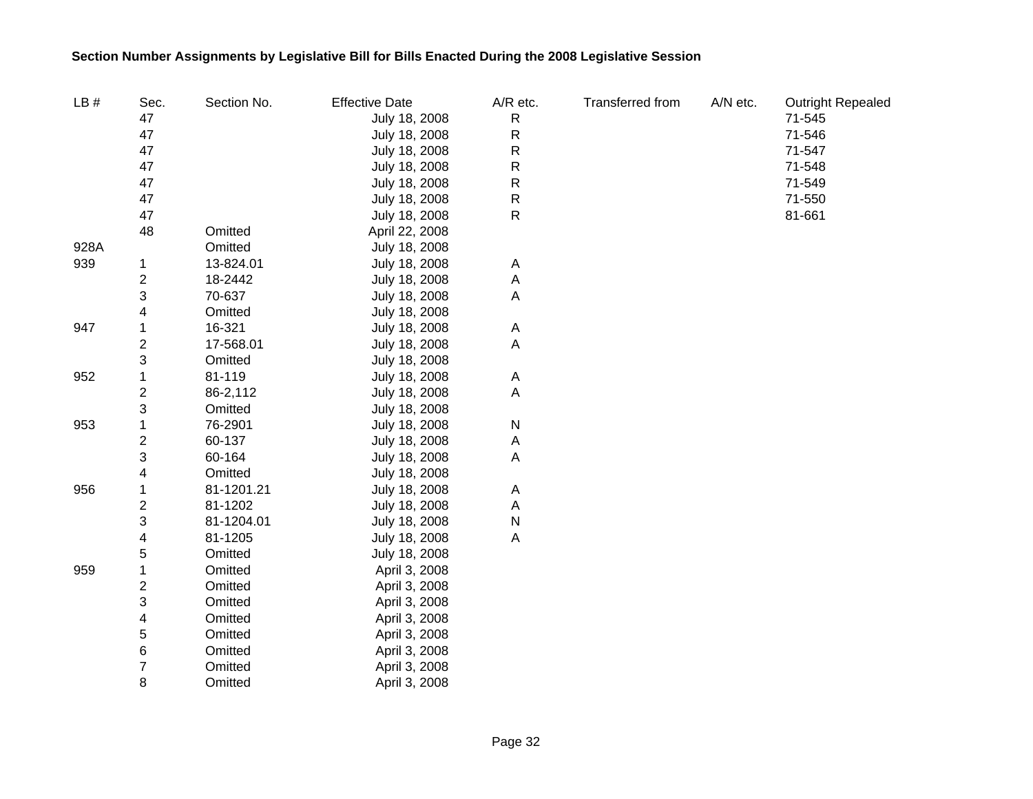**Section Number Assignments by Legislative Bill for Bills Enacted During the 2008 Legislative Session**

| LB # | Sec. | Section No. | Effective Date | A/R etc. | Transferred from | A/N etc. | Outright Repealed |
|---|---|---|---|---|---|---|---|
| | 47 | | July 18, 2008 | R | | | 71-545 |
| | 47 | | July 18, 2008 | R | | | 71-546 |
| | 47 | | July 18, 2008 | R | | | 71-547 |
| | 47 | | July 18, 2008 | R | | | 71-548 |
| | 47 | | July 18, 2008 | R | | | 71-549 |
| | 47 | | July 18, 2008 | R | | | 71-550 |
| | 47 | | July 18, 2008 | R | | | 81-661 |
| | 48 | Omitted | April 22, 2008 | | | | |
| 928A | | Omitted | July 18, 2008 | | | | |
| 939 | 1 | 13-824.01 | July 18, 2008 | A | | | |
| | 2 | 18-2442 | July 18, 2008 | A | | | |
| | 3 | 70-637 | July 18, 2008 | A | | | |
| | 4 | Omitted | July 18, 2008 | | | | |
| 947 | 1 | 16-321 | July 18, 2008 | A | | | |
| | 2 | 17-568.01 | July 18, 2008 | A | | | |
| | 3 | Omitted | July 18, 2008 | | | | |
| 952 | 1 | 81-119 | July 18, 2008 | A | | | |
| | 2 | 86-2,112 | July 18, 2008 | A | | | |
| | 3 | Omitted | July 18, 2008 | | | | |
| 953 | 1 | 76-2901 | July 18, 2008 | N | | | |
| | 2 | 60-137 | July 18, 2008 | A | | | |
| | 3 | 60-164 | July 18, 2008 | A | | | |
| | 4 | Omitted | July 18, 2008 | | | | |
| 956 | 1 | 81-1201.21 | July 18, 2008 | A | | | |
| | 2 | 81-1202 | July 18, 2008 | A | | | |
| | 3 | 81-1204.01 | July 18, 2008 | N | | | |
| | 4 | 81-1205 | July 18, 2008 | A | | | |
| | 5 | Omitted | July 18, 2008 | | | | |
| 959 | 1 | Omitted | April 3, 2008 | | | | |
| | 2 | Omitted | April 3, 2008 | | | | |
| | 3 | Omitted | April 3, 2008 | | | | |
| | 4 | Omitted | April 3, 2008 | | | | |
| | 5 | Omitted | April 3, 2008 | | | | |
| | 6 | Omitted | April 3, 2008 | | | | |
| | 7 | Omitted | April 3, 2008 | | | | |
| | 8 | Omitted | April 3, 2008 | | | | |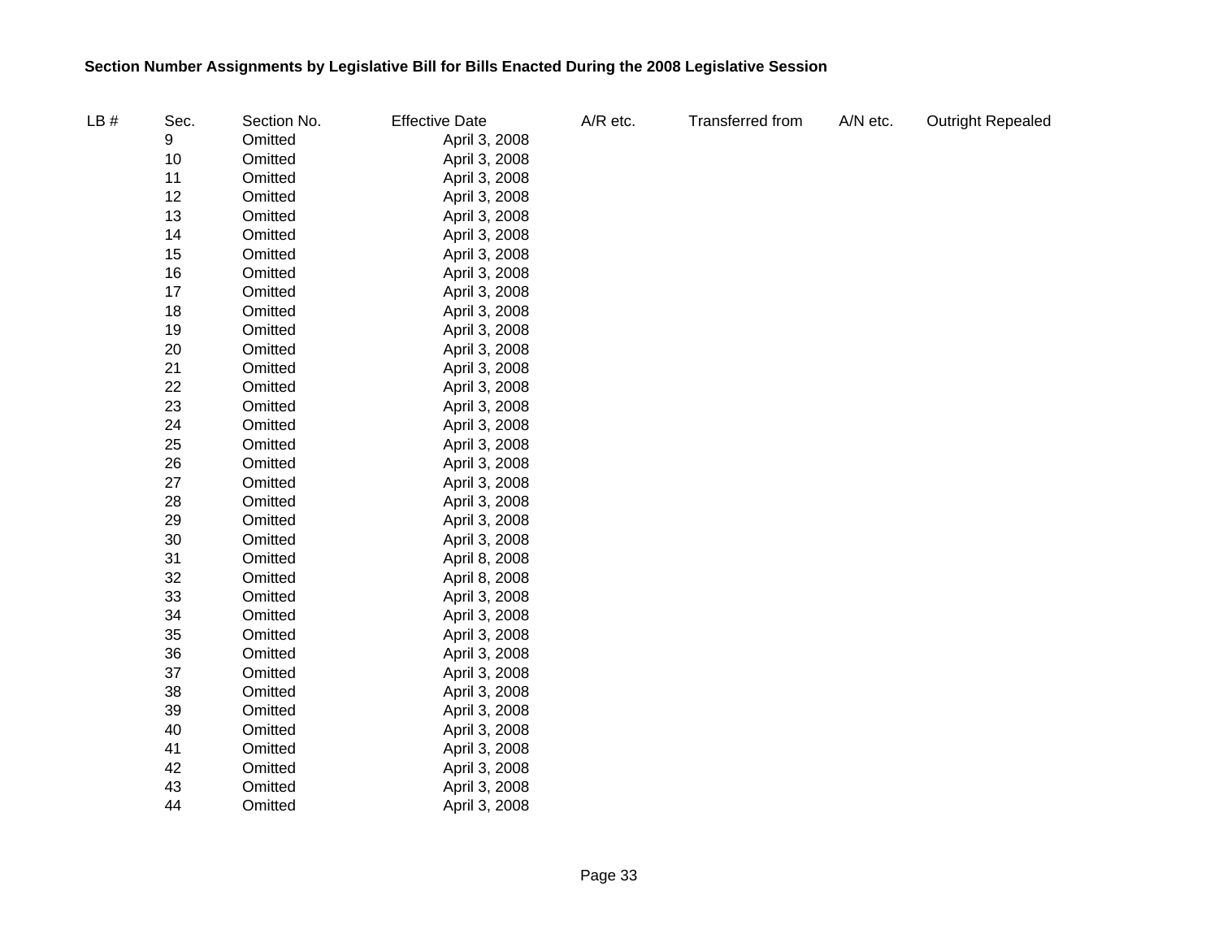**Section Number Assignments by Legislative Bill for Bills Enacted During the 2008 Legislative Session**

| LB # | Sec. | Section No. | Effective Date | A/R etc. | Transferred from | A/N etc. | Outright Repealed |
|---|---|---|---|---|---|---|---|
| | 9 | Omitted | April 3, 2008 | | | | |
| | 10 | Omitted | April 3, 2008 | | | | |
| | 11 | Omitted | April 3, 2008 | | | | |
| | 12 | Omitted | April 3, 2008 | | | | |
| | 13 | Omitted | April 3, 2008 | | | | |
| | 14 | Omitted | April 3, 2008 | | | | |
| | 15 | Omitted | April 3, 2008 | | | | |
| | 16 | Omitted | April 3, 2008 | | | | |
| | 17 | Omitted | April 3, 2008 | | | | |
| | 18 | Omitted | April 3, 2008 | | | | |
| | 19 | Omitted | April 3, 2008 | | | | |
| | 20 | Omitted | April 3, 2008 | | | | |
| | 21 | Omitted | April 3, 2008 | | | | |
| | 22 | Omitted | April 3, 2008 | | | | |
| | 23 | Omitted | April 3, 2008 | | | | |
| | 24 | Omitted | April 3, 2008 | | | | |
| | 25 | Omitted | April 3, 2008 | | | | |
| | 26 | Omitted | April 3, 2008 | | | | |
| | 27 | Omitted | April 3, 2008 | | | | |
| | 28 | Omitted | April 3, 2008 | | | | |
| | 29 | Omitted | April 3, 2008 | | | | |
| | 30 | Omitted | April 3, 2008 | | | | |
| | 31 | Omitted | April 8, 2008 | | | | |
| | 32 | Omitted | April 8, 2008 | | | | |
| | 33 | Omitted | April 3, 2008 | | | | |
| | 34 | Omitted | April 3, 2008 | | | | |
| | 35 | Omitted | April 3, 2008 | | | | |
| | 36 | Omitted | April 3, 2008 | | | | |
| | 37 | Omitted | April 3, 2008 | | | | |
| | 38 | Omitted | April 3, 2008 | | | | |
| | 39 | Omitted | April 3, 2008 | | | | |
| | 40 | Omitted | April 3, 2008 | | | | |
| | 41 | Omitted | April 3, 2008 | | | | |
| | 42 | Omitted | April 3, 2008 | | | | |
| | 43 | Omitted | April 3, 2008 | | | | |
| | 44 | Omitted | April 3, 2008 | | | | |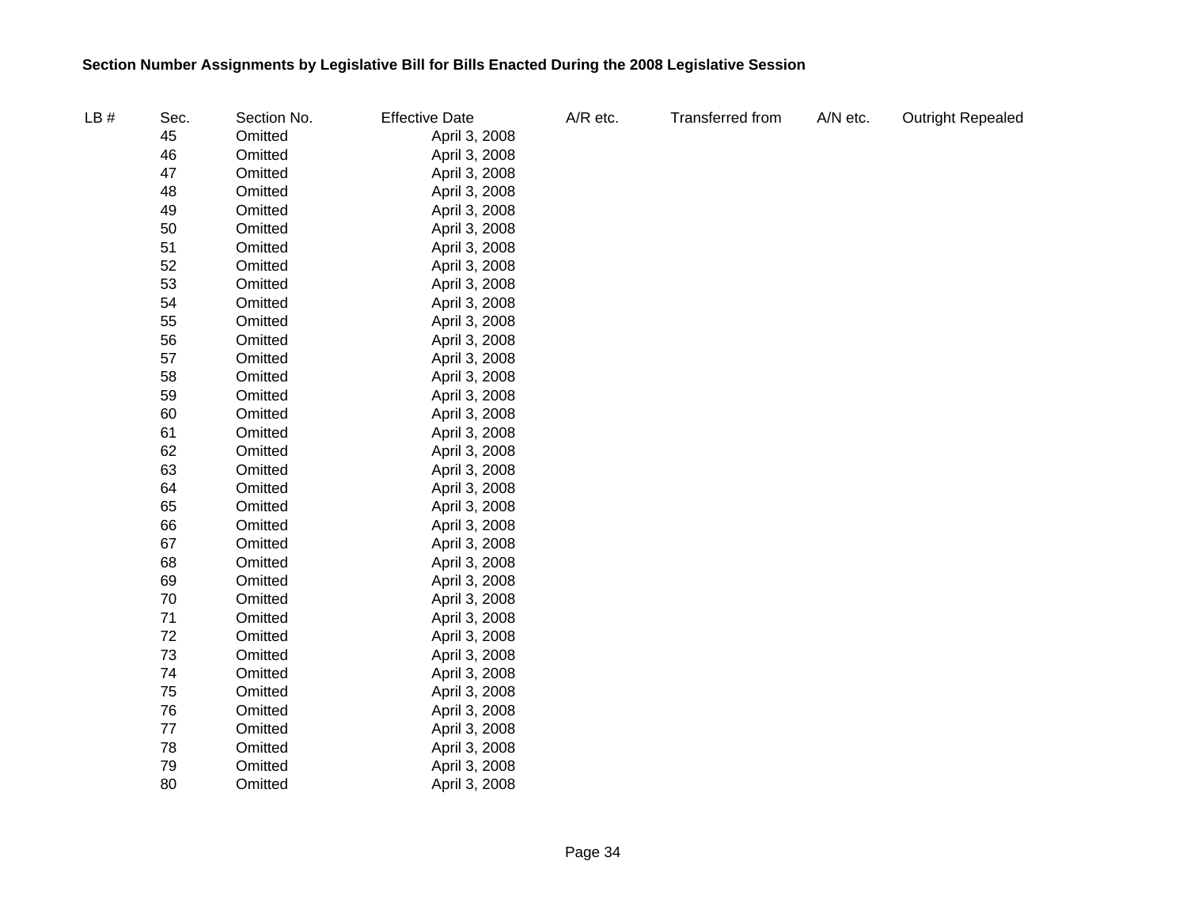**Section Number Assignments by Legislative Bill for Bills Enacted During the 2008 Legislative Session**

| LB # | Sec. | Section No. | Effective Date | A/R etc. | Transferred from | A/N etc. | Outright Repealed |
|---|---|---|---|---|---|---|---|
| | 45 | Omitted | April 3, 2008 | | | | |
| | 46 | Omitted | April 3, 2008 | | | | |
| | 47 | Omitted | April 3, 2008 | | | | |
| | 48 | Omitted | April 3, 2008 | | | | |
| | 49 | Omitted | April 3, 2008 | | | | |
| | 50 | Omitted | April 3, 2008 | | | | |
| | 51 | Omitted | April 3, 2008 | | | | |
| | 52 | Omitted | April 3, 2008 | | | | |
| | 53 | Omitted | April 3, 2008 | | | | |
| | 54 | Omitted | April 3, 2008 | | | | |
| | 55 | Omitted | April 3, 2008 | | | | |
| | 56 | Omitted | April 3, 2008 | | | | |
| | 57 | Omitted | April 3, 2008 | | | | |
| | 58 | Omitted | April 3, 2008 | | | | |
| | 59 | Omitted | April 3, 2008 | | | | |
| | 60 | Omitted | April 3, 2008 | | | | |
| | 61 | Omitted | April 3, 2008 | | | | |
| | 62 | Omitted | April 3, 2008 | | | | |
| | 63 | Omitted | April 3, 2008 | | | | |
| | 64 | Omitted | April 3, 2008 | | | | |
| | 65 | Omitted | April 3, 2008 | | | | |
| | 66 | Omitted | April 3, 2008 | | | | |
| | 67 | Omitted | April 3, 2008 | | | | |
| | 68 | Omitted | April 3, 2008 | | | | |
| | 69 | Omitted | April 3, 2008 | | | | |
| | 70 | Omitted | April 3, 2008 | | | | |
| | 71 | Omitted | April 3, 2008 | | | | |
| | 72 | Omitted | April 3, 2008 | | | | |
| | 73 | Omitted | April 3, 2008 | | | | |
| | 74 | Omitted | April 3, 2008 | | | | |
| | 75 | Omitted | April 3, 2008 | | | | |
| | 76 | Omitted | April 3, 2008 | | | | |
| | 77 | Omitted | April 3, 2008 | | | | |
| | 78 | Omitted | April 3, 2008 | | | | |
| | 79 | Omitted | April 3, 2008 | | | | |
| | 80 | Omitted | April 3, 2008 | | | | |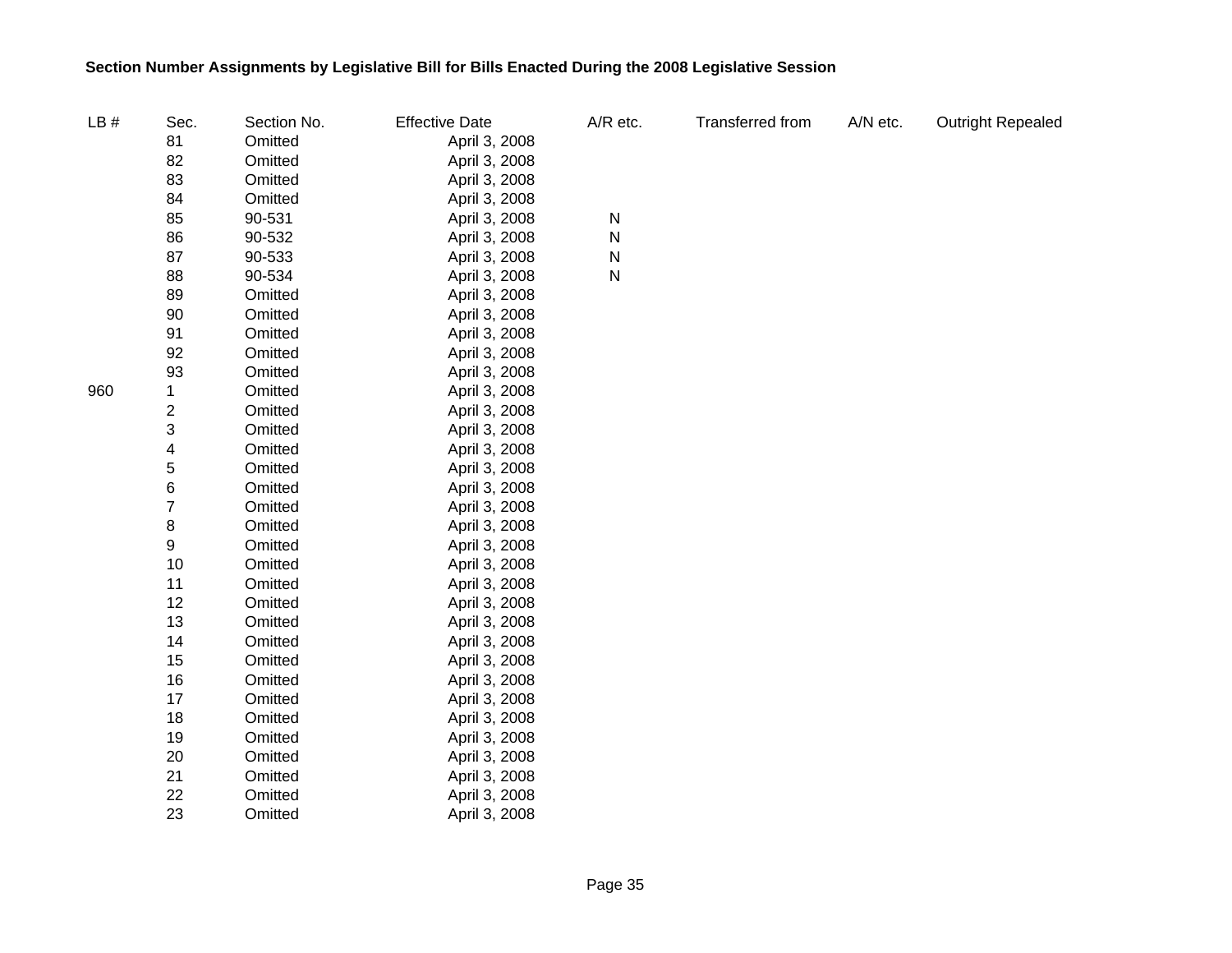**Section Number Assignments by Legislative Bill for Bills Enacted During the 2008 Legislative Session**

| LB # | Sec. | Section No. | Effective Date | A/R etc. | Transferred from | A/N etc. | Outright Repealed |
|---|---|---|---|---|---|---|---|
| | 81 | Omitted | April 3, 2008 | | | | |
| | 82 | Omitted | April 3, 2008 | | | | |
| | 83 | Omitted | April 3, 2008 | | | | |
| | 84 | Omitted | April 3, 2008 | | | | |
| | 85 | 90-531 | April 3, 2008 | N | | | |
| | 86 | 90-532 | April 3, 2008 | N | | | |
| | 87 | 90-533 | April 3, 2008 | N | | | |
| | 88 | 90-534 | April 3, 2008 | N | | | |
| | 89 | Omitted | April 3, 2008 | | | | |
| | 90 | Omitted | April 3, 2008 | | | | |
| | 91 | Omitted | April 3, 2008 | | | | |
| | 92 | Omitted | April 3, 2008 | | | | |
| | 93 | Omitted | April 3, 2008 | | | | |
| 960 | 1 | Omitted | April 3, 2008 | | | | |
| | 2 | Omitted | April 3, 2008 | | | | |
| | 3 | Omitted | April 3, 2008 | | | | |
| | 4 | Omitted | April 3, 2008 | | | | |
| | 5 | Omitted | April 3, 2008 | | | | |
| | 6 | Omitted | April 3, 2008 | | | | |
| | 7 | Omitted | April 3, 2008 | | | | |
| | 8 | Omitted | April 3, 2008 | | | | |
| | 9 | Omitted | April 3, 2008 | | | | |
| | 10 | Omitted | April 3, 2008 | | | | |
| | 11 | Omitted | April 3, 2008 | | | | |
| | 12 | Omitted | April 3, 2008 | | | | |
| | 13 | Omitted | April 3, 2008 | | | | |
| | 14 | Omitted | April 3, 2008 | | | | |
| | 15 | Omitted | April 3, 2008 | | | | |
| | 16 | Omitted | April 3, 2008 | | | | |
| | 17 | Omitted | April 3, 2008 | | | | |
| | 18 | Omitted | April 3, 2008 | | | | |
| | 19 | Omitted | April 3, 2008 | | | | |
| | 20 | Omitted | April 3, 2008 | | | | |
| | 21 | Omitted | April 3, 2008 | | | | |
| | 22 | Omitted | April 3, 2008 | | | | |
| | 23 | Omitted | April 3, 2008 | | | | |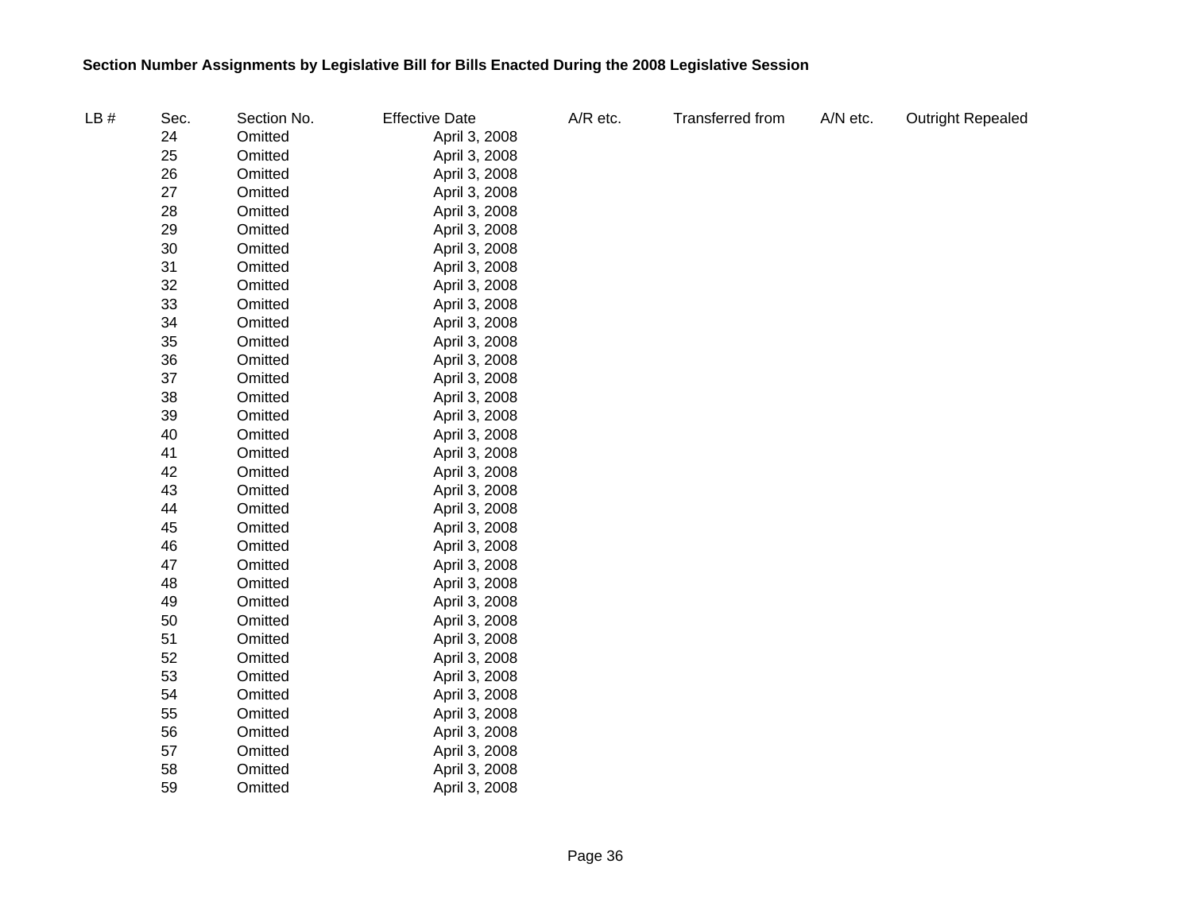**Section Number Assignments by Legislative Bill for Bills Enacted During the 2008 Legislative Session**

| LB # | Sec. | Section No. | Effective Date | A/R etc. | Transferred from | A/N etc. | Outright Repealed |
|---|---|---|---|---|---|---|---|
| | 24 | Omitted | April 3, 2008 | | | | |
| | 25 | Omitted | April 3, 2008 | | | | |
| | 26 | Omitted | April 3, 2008 | | | | |
| | 27 | Omitted | April 3, 2008 | | | | |
| | 28 | Omitted | April 3, 2008 | | | | |
| | 29 | Omitted | April 3, 2008 | | | | |
| | 30 | Omitted | April 3, 2008 | | | | |
| | 31 | Omitted | April 3, 2008 | | | | |
| | 32 | Omitted | April 3, 2008 | | | | |
| | 33 | Omitted | April 3, 2008 | | | | |
| | 34 | Omitted | April 3, 2008 | | | | |
| | 35 | Omitted | April 3, 2008 | | | | |
| | 36 | Omitted | April 3, 2008 | | | | |
| | 37 | Omitted | April 3, 2008 | | | | |
| | 38 | Omitted | April 3, 2008 | | | | |
| | 39 | Omitted | April 3, 2008 | | | | |
| | 40 | Omitted | April 3, 2008 | | | | |
| | 41 | Omitted | April 3, 2008 | | | | |
| | 42 | Omitted | April 3, 2008 | | | | |
| | 43 | Omitted | April 3, 2008 | | | | |
| | 44 | Omitted | April 3, 2008 | | | | |
| | 45 | Omitted | April 3, 2008 | | | | |
| | 46 | Omitted | April 3, 2008 | | | | |
| | 47 | Omitted | April 3, 2008 | | | | |
| | 48 | Omitted | April 3, 2008 | | | | |
| | 49 | Omitted | April 3, 2008 | | | | |
| | 50 | Omitted | April 3, 2008 | | | | |
| | 51 | Omitted | April 3, 2008 | | | | |
| | 52 | Omitted | April 3, 2008 | | | | |
| | 53 | Omitted | April 3, 2008 | | | | |
| | 54 | Omitted | April 3, 2008 | | | | |
| | 55 | Omitted | April 3, 2008 | | | | |
| | 56 | Omitted | April 3, 2008 | | | | |
| | 57 | Omitted | April 3, 2008 | | | | |
| | 58 | Omitted | April 3, 2008 | | | | |
| | 59 | Omitted | April 3, 2008 | | | | |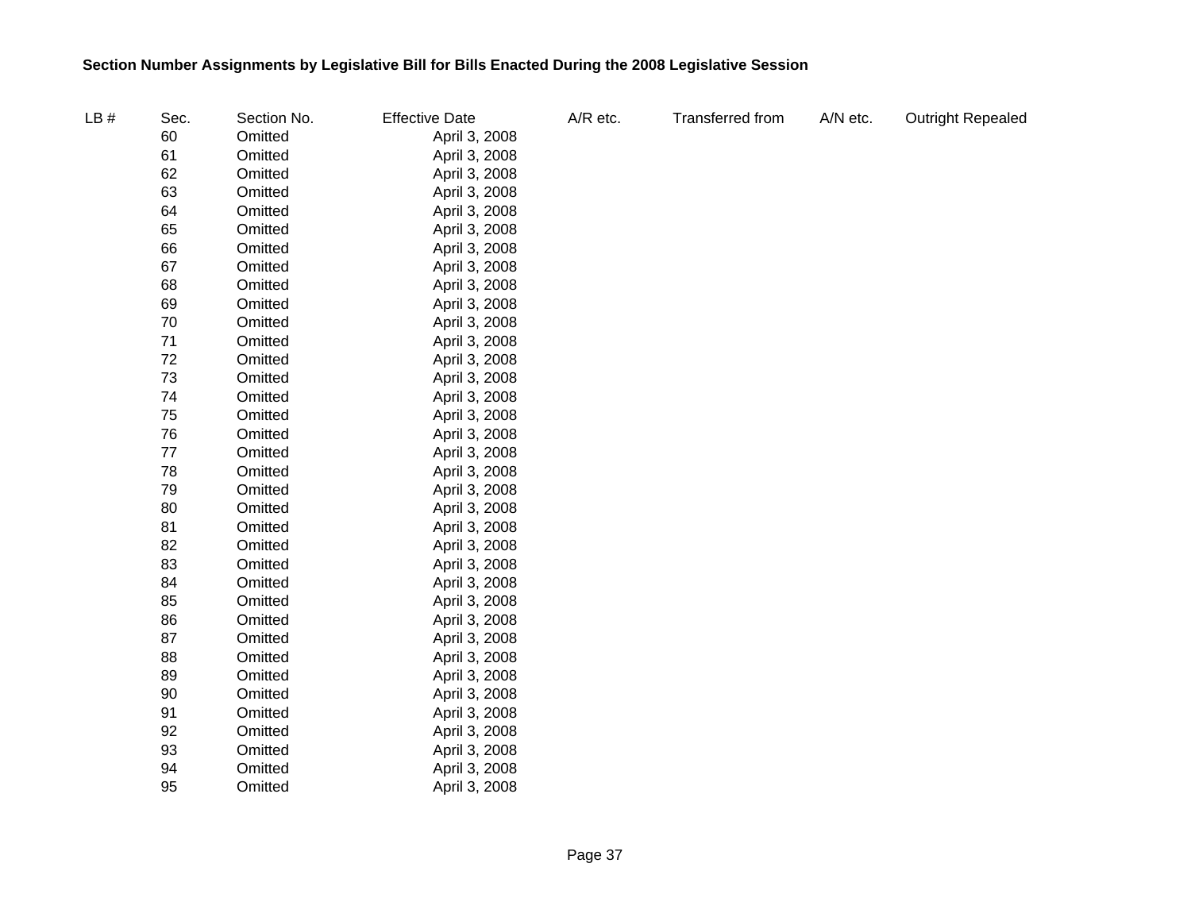**Section Number Assignments by Legislative Bill for Bills Enacted During the 2008 Legislative Session**

| LB # | Sec. | Section No. | Effective Date | A/R etc. | Transferred from | A/N etc. | Outright Repealed |
|---|---|---|---|---|---|---|---|
| | 60 | Omitted | April 3, 2008 | | | | |
| | 61 | Omitted | April 3, 2008 | | | | |
| | 62 | Omitted | April 3, 2008 | | | | |
| | 63 | Omitted | April 3, 2008 | | | | |
| | 64 | Omitted | April 3, 2008 | | | | |
| | 65 | Omitted | April 3, 2008 | | | | |
| | 66 | Omitted | April 3, 2008 | | | | |
| | 67 | Omitted | April 3, 2008 | | | | |
| | 68 | Omitted | April 3, 2008 | | | | |
| | 69 | Omitted | April 3, 2008 | | | | |
| | 70 | Omitted | April 3, 2008 | | | | |
| | 71 | Omitted | April 3, 2008 | | | | |
| | 72 | Omitted | April 3, 2008 | | | | |
| | 73 | Omitted | April 3, 2008 | | | | |
| | 74 | Omitted | April 3, 2008 | | | | |
| | 75 | Omitted | April 3, 2008 | | | | |
| | 76 | Omitted | April 3, 2008 | | | | |
| | 77 | Omitted | April 3, 2008 | | | | |
| | 78 | Omitted | April 3, 2008 | | | | |
| | 79 | Omitted | April 3, 2008 | | | | |
| | 80 | Omitted | April 3, 2008 | | | | |
| | 81 | Omitted | April 3, 2008 | | | | |
| | 82 | Omitted | April 3, 2008 | | | | |
| | 83 | Omitted | April 3, 2008 | | | | |
| | 84 | Omitted | April 3, 2008 | | | | |
| | 85 | Omitted | April 3, 2008 | | | | |
| | 86 | Omitted | April 3, 2008 | | | | |
| | 87 | Omitted | April 3, 2008 | | | | |
| | 88 | Omitted | April 3, 2008 | | | | |
| | 89 | Omitted | April 3, 2008 | | | | |
| | 90 | Omitted | April 3, 2008 | | | | |
| | 91 | Omitted | April 3, 2008 | | | | |
| | 92 | Omitted | April 3, 2008 | | | | |
| | 93 | Omitted | April 3, 2008 | | | | |
| | 94 | Omitted | April 3, 2008 | | | | |
| | 95 | Omitted | April 3, 2008 | | | | |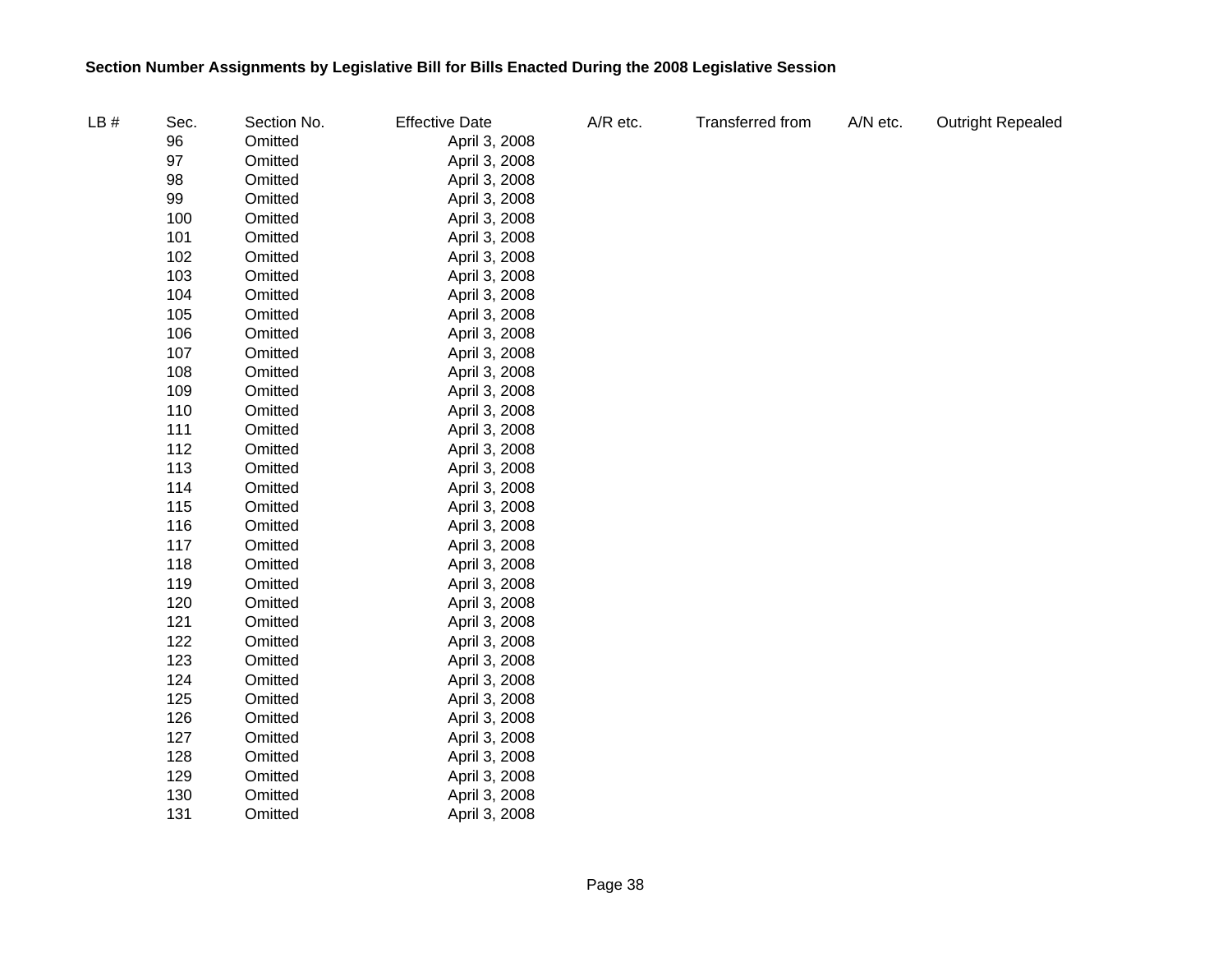**Section Number Assignments by Legislative Bill for Bills Enacted During the 2008 Legislative Session**

| LB # | Sec. | Section No. | Effective Date | A/R etc. | Transferred from | A/N etc. | Outright Repealed |
|---|---|---|---|---|---|---|---|
| | 96 | Omitted | April 3, 2008 | | | | |
| | 97 | Omitted | April 3, 2008 | | | | |
| | 98 | Omitted | April 3, 2008 | | | | |
| | 99 | Omitted | April 3, 2008 | | | | |
| | 100 | Omitted | April 3, 2008 | | | | |
| | 101 | Omitted | April 3, 2008 | | | | |
| | 102 | Omitted | April 3, 2008 | | | | |
| | 103 | Omitted | April 3, 2008 | | | | |
| | 104 | Omitted | April 3, 2008 | | | | |
| | 105 | Omitted | April 3, 2008 | | | | |
| | 106 | Omitted | April 3, 2008 | | | | |
| | 107 | Omitted | April 3, 2008 | | | | |
| | 108 | Omitted | April 3, 2008 | | | | |
| | 109 | Omitted | April 3, 2008 | | | | |
| | 110 | Omitted | April 3, 2008 | | | | |
| | 111 | Omitted | April 3, 2008 | | | | |
| | 112 | Omitted | April 3, 2008 | | | | |
| | 113 | Omitted | April 3, 2008 | | | | |
| | 114 | Omitted | April 3, 2008 | | | | |
| | 115 | Omitted | April 3, 2008 | | | | |
| | 116 | Omitted | April 3, 2008 | | | | |
| | 117 | Omitted | April 3, 2008 | | | | |
| | 118 | Omitted | April 3, 2008 | | | | |
| | 119 | Omitted | April 3, 2008 | | | | |
| | 120 | Omitted | April 3, 2008 | | | | |
| | 121 | Omitted | April 3, 2008 | | | | |
| | 122 | Omitted | April 3, 2008 | | | | |
| | 123 | Omitted | April 3, 2008 | | | | |
| | 124 | Omitted | April 3, 2008 | | | | |
| | 125 | Omitted | April 3, 2008 | | | | |
| | 126 | Omitted | April 3, 2008 | | | | |
| | 127 | Omitted | April 3, 2008 | | | | |
| | 128 | Omitted | April 3, 2008 | | | | |
| | 129 | Omitted | April 3, 2008 | | | | |
| | 130 | Omitted | April 3, 2008 | | | | |
| | 131 | Omitted | April 3, 2008 | | | | |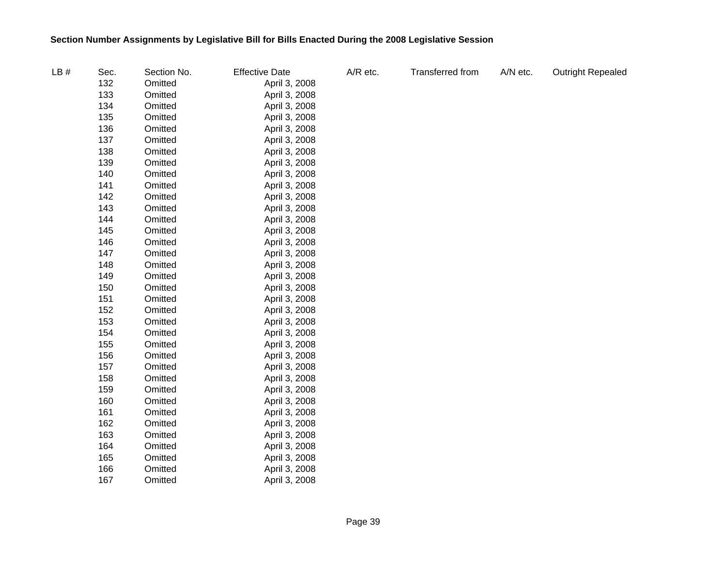**Section Number Assignments by Legislative Bill for Bills Enacted During the 2008 Legislative Session**

| LB # | Sec. | Section No. | Effective Date | A/R etc. | Transferred from | A/N etc. | Outright Repealed |
|---|---|---|---|---|---|---|---|
| | 132 | Omitted | April 3, 2008 | | | | |
| | 133 | Omitted | April 3, 2008 | | | | |
| | 134 | Omitted | April 3, 2008 | | | | |
| | 135 | Omitted | April 3, 2008 | | | | |
| | 136 | Omitted | April 3, 2008 | | | | |
| | 137 | Omitted | April 3, 2008 | | | | |
| | 138 | Omitted | April 3, 2008 | | | | |
| | 139 | Omitted | April 3, 2008 | | | | |
| | 140 | Omitted | April 3, 2008 | | | | |
| | 141 | Omitted | April 3, 2008 | | | | |
| | 142 | Omitted | April 3, 2008 | | | | |
| | 143 | Omitted | April 3, 2008 | | | | |
| | 144 | Omitted | April 3, 2008 | | | | |
| | 145 | Omitted | April 3, 2008 | | | | |
| | 146 | Omitted | April 3, 2008 | | | | |
| | 147 | Omitted | April 3, 2008 | | | | |
| | 148 | Omitted | April 3, 2008 | | | | |
| | 149 | Omitted | April 3, 2008 | | | | |
| | 150 | Omitted | April 3, 2008 | | | | |
| | 151 | Omitted | April 3, 2008 | | | | |
| | 152 | Omitted | April 3, 2008 | | | | |
| | 153 | Omitted | April 3, 2008 | | | | |
| | 154 | Omitted | April 3, 2008 | | | | |
| | 155 | Omitted | April 3, 2008 | | | | |
| | 156 | Omitted | April 3, 2008 | | | | |
| | 157 | Omitted | April 3, 2008 | | | | |
| | 158 | Omitted | April 3, 2008 | | | | |
| | 159 | Omitted | April 3, 2008 | | | | |
| | 160 | Omitted | April 3, 2008 | | | | |
| | 161 | Omitted | April 3, 2008 | | | | |
| | 162 | Omitted | April 3, 2008 | | | | |
| | 163 | Omitted | April 3, 2008 | | | | |
| | 164 | Omitted | April 3, 2008 | | | | |
| | 165 | Omitted | April 3, 2008 | | | | |
| | 166 | Omitted | April 3, 2008 | | | | |
| | 167 | Omitted | April 3, 2008 | | | | |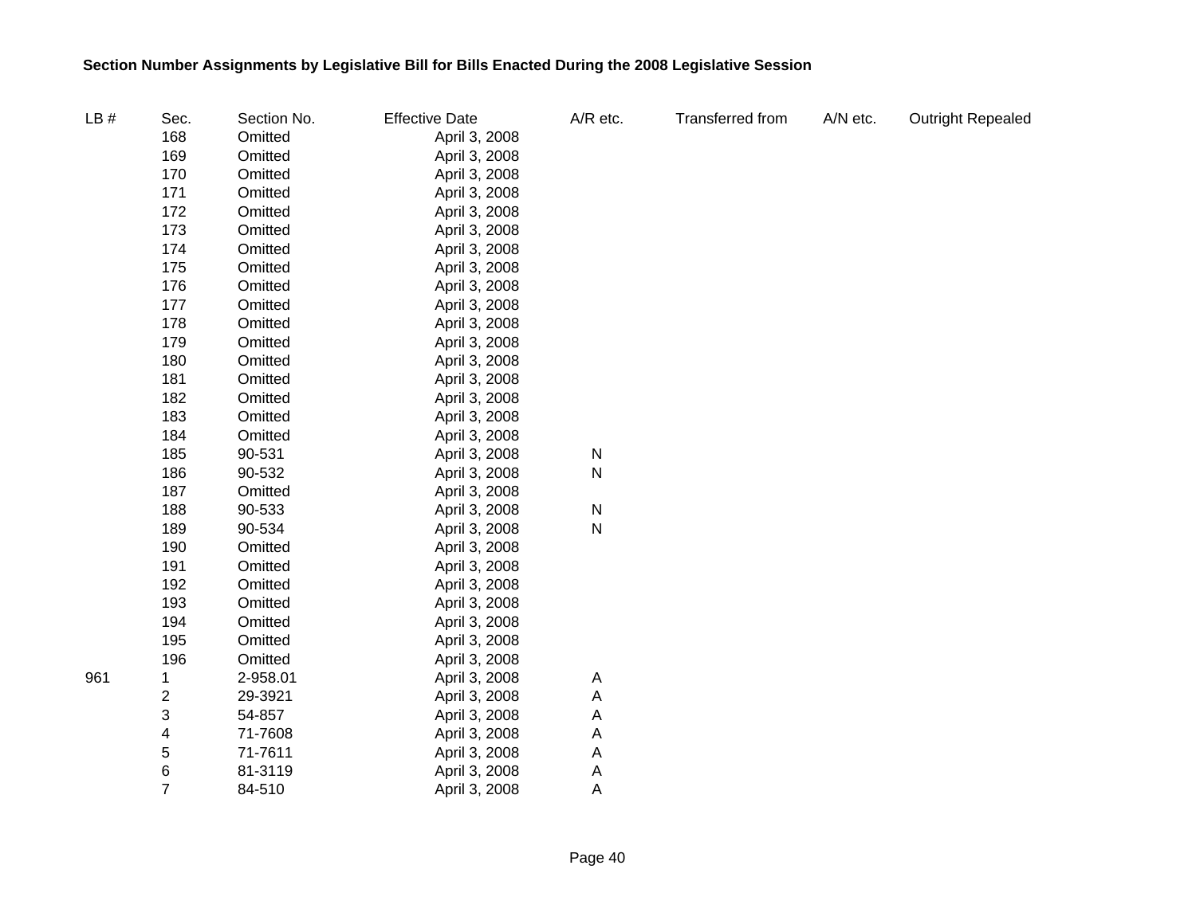**Section Number Assignments by Legislative Bill for Bills Enacted During the 2008 Legislative Session**

| LB # | Sec. | Section No. | Effective Date | A/R etc. | Transferred from | A/N etc. | Outright Repealed |
|---|---|---|---|---|---|---|---|
| | 168 | Omitted | April 3, 2008 | | | | |
| | 169 | Omitted | April 3, 2008 | | | | |
| | 170 | Omitted | April 3, 2008 | | | | |
| | 171 | Omitted | April 3, 2008 | | | | |
| | 172 | Omitted | April 3, 2008 | | | | |
| | 173 | Omitted | April 3, 2008 | | | | |
| | 174 | Omitted | April 3, 2008 | | | | |
| | 175 | Omitted | April 3, 2008 | | | | |
| | 176 | Omitted | April 3, 2008 | | | | |
| | 177 | Omitted | April 3, 2008 | | | | |
| | 178 | Omitted | April 3, 2008 | | | | |
| | 179 | Omitted | April 3, 2008 | | | | |
| | 180 | Omitted | April 3, 2008 | | | | |
| | 181 | Omitted | April 3, 2008 | | | | |
| | 182 | Omitted | April 3, 2008 | | | | |
| | 183 | Omitted | April 3, 2008 | | | | |
| | 184 | Omitted | April 3, 2008 | | | | |
| | 185 | 90-531 | April 3, 2008 | N | | | |
| | 186 | 90-532 | April 3, 2008 | N | | | |
| | 187 | Omitted | April 3, 2008 | | | | |
| | 188 | 90-533 | April 3, 2008 | N | | | |
| | 189 | 90-534 | April 3, 2008 | N | | | |
| | 190 | Omitted | April 3, 2008 | | | | |
| | 191 | Omitted | April 3, 2008 | | | | |
| | 192 | Omitted | April 3, 2008 | | | | |
| | 193 | Omitted | April 3, 2008 | | | | |
| | 194 | Omitted | April 3, 2008 | | | | |
| | 195 | Omitted | April 3, 2008 | | | | |
| | 196 | Omitted | April 3, 2008 | | | | |
| 961 | 1 | 2-958.01 | April 3, 2008 | A | | | |
| | 2 | 29-3921 | April 3, 2008 | A | | | |
| | 3 | 54-857 | April 3, 2008 | A | | | |
| | 4 | 71-7608 | April 3, 2008 | A | | | |
| | 5 | 71-7611 | April 3, 2008 | A | | | |
| | 6 | 81-3119 | April 3, 2008 | A | | | |
| | 7 | 84-510 | April 3, 2008 | A | | | |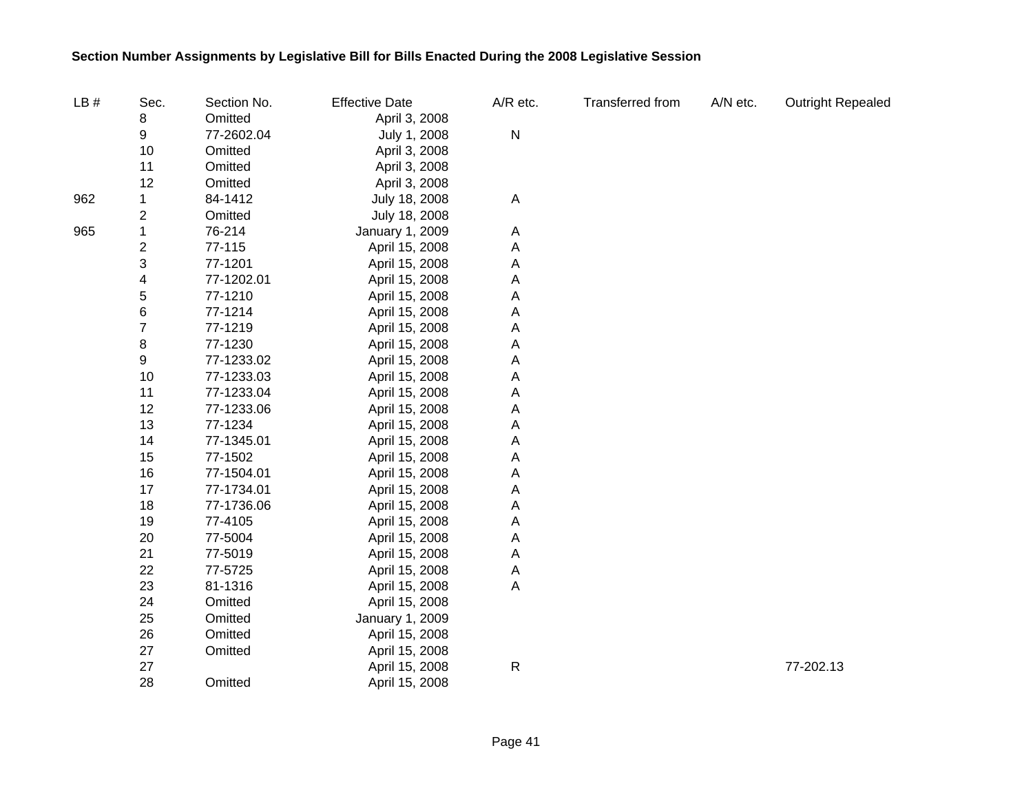**Section Number Assignments by Legislative Bill for Bills Enacted During the 2008 Legislative Session**

| LB # | Sec. | Section No. | Effective Date | A/R etc. | Transferred from | A/N etc. | Outright Repealed |
|---|---|---|---|---|---|---|---|
| | 8 | Omitted | April 3, 2008 | | | | |
| | 9 | 77-2602.04 | July 1, 2008 | N | | | |
| | 10 | Omitted | April 3, 2008 | | | | |
| | 11 | Omitted | April 3, 2008 | | | | |
| | 12 | Omitted | April 3, 2008 | | | | |
| 962 | 1 | 84-1412 | July 18, 2008 | A | | | |
| | 2 | Omitted | July 18, 2008 | | | | |
| 965 | 1 | 76-214 | January 1, 2009 | A | | | |
| | 2 | 77-115 | April 15, 2008 | A | | | |
| | 3 | 77-1201 | April 15, 2008 | A | | | |
| | 4 | 77-1202.01 | April 15, 2008 | A | | | |
| | 5 | 77-1210 | April 15, 2008 | A | | | |
| | 6 | 77-1214 | April 15, 2008 | A | | | |
| | 7 | 77-1219 | April 15, 2008 | A | | | |
| | 8 | 77-1230 | April 15, 2008 | A | | | |
| | 9 | 77-1233.02 | April 15, 2008 | A | | | |
| | 10 | 77-1233.03 | April 15, 2008 | A | | | |
| | 11 | 77-1233.04 | April 15, 2008 | A | | | |
| | 12 | 77-1233.06 | April 15, 2008 | A | | | |
| | 13 | 77-1234 | April 15, 2008 | A | | | |
| | 14 | 77-1345.01 | April 15, 2008 | A | | | |
| | 15 | 77-1502 | April 15, 2008 | A | | | |
| | 16 | 77-1504.01 | April 15, 2008 | A | | | |
| | 17 | 77-1734.01 | April 15, 2008 | A | | | |
| | 18 | 77-1736.06 | April 15, 2008 | A | | | |
| | 19 | 77-4105 | April 15, 2008 | A | | | |
| | 20 | 77-5004 | April 15, 2008 | A | | | |
| | 21 | 77-5019 | April 15, 2008 | A | | | |
| | 22 | 77-5725 | April 15, 2008 | A | | | |
| | 23 | 81-1316 | April 15, 2008 | A | | | |
| | 24 | Omitted | April 15, 2008 | | | | |
| | 25 | Omitted | January 1, 2009 | | | | |
| | 26 | Omitted | April 15, 2008 | | | | |
| | 27 | Omitted | April 15, 2008 | | | | |
| | 27 | | April 15, 2008 | R | | | 77-202.13 |
| | 28 | Omitted | April 15, 2008 | | | | |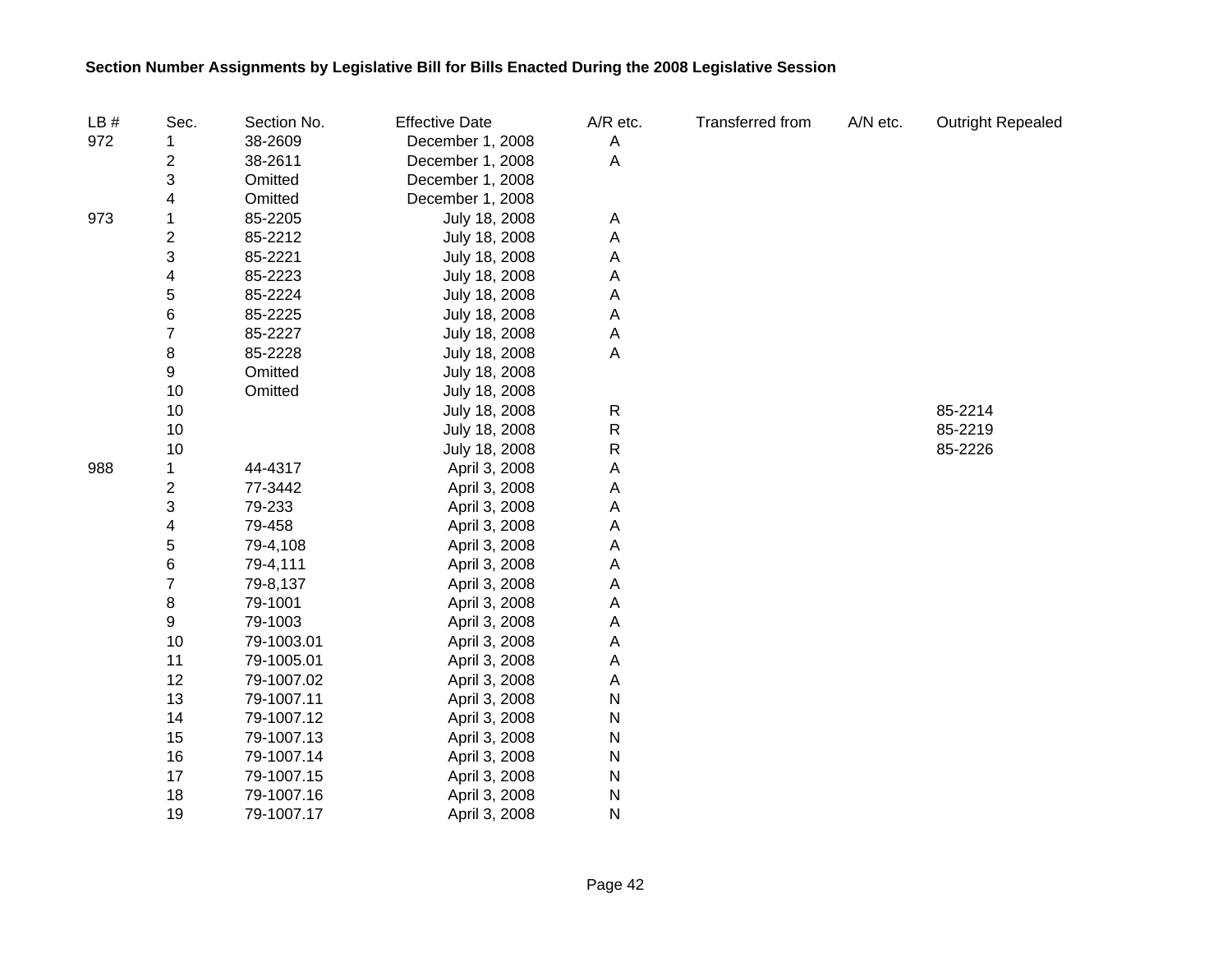**Section Number Assignments by Legislative Bill for Bills Enacted During the 2008 Legislative Session**

| LB # | Sec. | Section No. | Effective Date | A/R etc. | Transferred from | A/N etc. | Outright Repealed |
|---|---|---|---|---|---|---|---|
| 972 | 1 | 38-2609 | December 1, 2008 | A | | | |
| | 2 | 38-2611 | December 1, 2008 | A | | | |
| | 3 | Omitted | December 1, 2008 | | | | |
| | 4 | Omitted | December 1, 2008 | | | | |
| 973 | 1 | 85-2205 | July 18, 2008 | A | | | |
| | 2 | 85-2212 | July 18, 2008 | A | | | |
| | 3 | 85-2221 | July 18, 2008 | A | | | |
| | 4 | 85-2223 | July 18, 2008 | A | | | |
| | 5 | 85-2224 | July 18, 2008 | A | | | |
| | 6 | 85-2225 | July 18, 2008 | A | | | |
| | 7 | 85-2227 | July 18, 2008 | A | | | |
| | 8 | 85-2228 | July 18, 2008 | A | | | |
| | 9 | Omitted | July 18, 2008 | | | | |
| | 10 | Omitted | July 18, 2008 | | | | |
| | 10 | | July 18, 2008 | R | | | 85-2214 |
| | 10 | | July 18, 2008 | R | | | 85-2219 |
| | 10 | | July 18, 2008 | R | | | 85-2226 |
| 988 | 1 | 44-4317 | April 3, 2008 | A | | | |
| | 2 | 77-3442 | April 3, 2008 | A | | | |
| | 3 | 79-233 | April 3, 2008 | A | | | |
| | 4 | 79-458 | April 3, 2008 | A | | | |
| | 5 | 79-4,108 | April 3, 2008 | A | | | |
| | 6 | 79-4,111 | April 3, 2008 | A | | | |
| | 7 | 79-8,137 | April 3, 2008 | A | | | |
| | 8 | 79-1001 | April 3, 2008 | A | | | |
| | 9 | 79-1003 | April 3, 2008 | A | | | |
| | 10 | 79-1003.01 | April 3, 2008 | A | | | |
| | 11 | 79-1005.01 | April 3, 2008 | A | | | |
| | 12 | 79-1007.02 | April 3, 2008 | A | | | |
| | 13 | 79-1007.11 | April 3, 2008 | N | | | |
| | 14 | 79-1007.12 | April 3, 2008 | N | | | |
| | 15 | 79-1007.13 | April 3, 2008 | N | | | |
| | 16 | 79-1007.14 | April 3, 2008 | N | | | |
| | 17 | 79-1007.15 | April 3, 2008 | N | | | |
| | 18 | 79-1007.16 | April 3, 2008 | N | | | |
| | 19 | 79-1007.17 | April 3, 2008 | N | | | |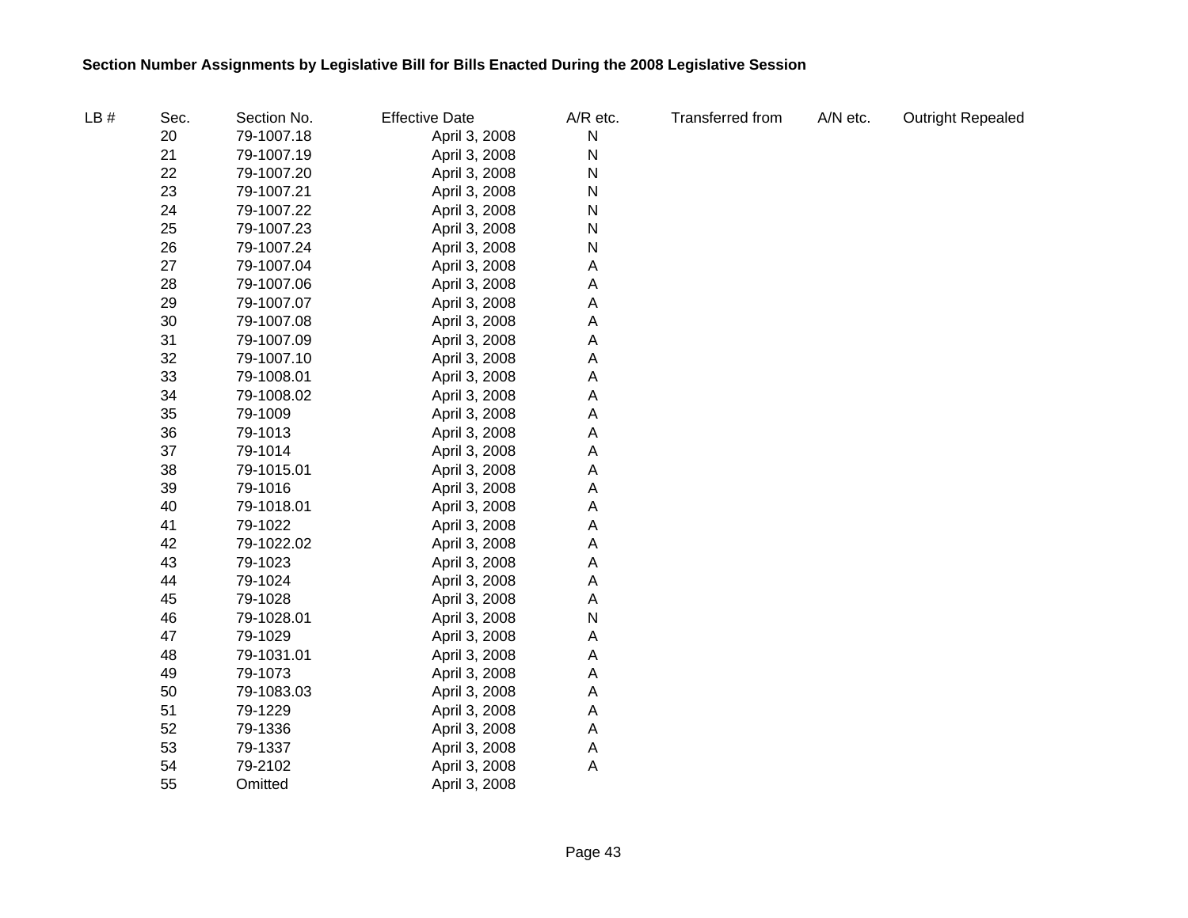**Section Number Assignments by Legislative Bill for Bills Enacted During the 2008 Legislative Session**

| LB # | Sec. | Section No. | Effective Date | A/R etc. | Transferred from | A/N etc. | Outright Repealed |
|---|---|---|---|---|---|---|---|
| | 20 | 79-1007.18 | April 3, 2008 | N | | | |
| | 21 | 79-1007.19 | April 3, 2008 | N | | | |
| | 22 | 79-1007.20 | April 3, 2008 | N | | | |
| | 23 | 79-1007.21 | April 3, 2008 | N | | | |
| | 24 | 79-1007.22 | April 3, 2008 | N | | | |
| | 25 | 79-1007.23 | April 3, 2008 | N | | | |
| | 26 | 79-1007.24 | April 3, 2008 | N | | | |
| | 27 | 79-1007.04 | April 3, 2008 | A | | | |
| | 28 | 79-1007.06 | April 3, 2008 | A | | | |
| | 29 | 79-1007.07 | April 3, 2008 | A | | | |
| | 30 | 79-1007.08 | April 3, 2008 | A | | | |
| | 31 | 79-1007.09 | April 3, 2008 | A | | | |
| | 32 | 79-1007.10 | April 3, 2008 | A | | | |
| | 33 | 79-1008.01 | April 3, 2008 | A | | | |
| | 34 | 79-1008.02 | April 3, 2008 | A | | | |
| | 35 | 79-1009 | April 3, 2008 | A | | | |
| | 36 | 79-1013 | April 3, 2008 | A | | | |
| | 37 | 79-1014 | April 3, 2008 | A | | | |
| | 38 | 79-1015.01 | April 3, 2008 | A | | | |
| | 39 | 79-1016 | April 3, 2008 | A | | | |
| | 40 | 79-1018.01 | April 3, 2008 | A | | | |
| | 41 | 79-1022 | April 3, 2008 | A | | | |
| | 42 | 79-1022.02 | April 3, 2008 | A | | | |
| | 43 | 79-1023 | April 3, 2008 | A | | | |
| | 44 | 79-1024 | April 3, 2008 | A | | | |
| | 45 | 79-1028 | April 3, 2008 | A | | | |
| | 46 | 79-1028.01 | April 3, 2008 | N | | | |
| | 47 | 79-1029 | April 3, 2008 | A | | | |
| | 48 | 79-1031.01 | April 3, 2008 | A | | | |
| | 49 | 79-1073 | April 3, 2008 | A | | | |
| | 50 | 79-1083.03 | April 3, 2008 | A | | | |
| | 51 | 79-1229 | April 3, 2008 | A | | | |
| | 52 | 79-1336 | April 3, 2008 | A | | | |
| | 53 | 79-1337 | April 3, 2008 | A | | | |
| | 54 | 79-2102 | April 3, 2008 | A | | | |
| | 55 | Omitted | April 3, 2008 | | | | |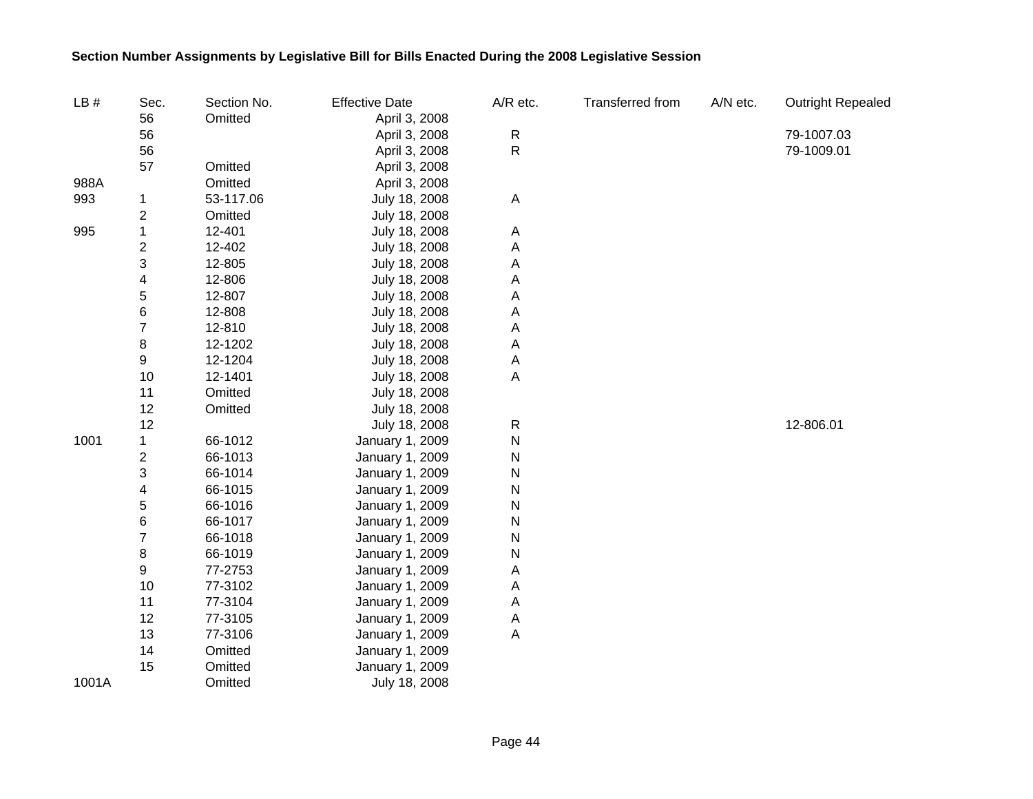**Section Number Assignments by Legislative Bill for Bills Enacted During the 2008 Legislative Session**

| LB # | Sec. | Section No. | Effective Date | A/R etc. | Transferred from | A/N etc. | Outright Repealed |
|---|---|---|---|---|---|---|---|
| | 56 | Omitted | April 3, 2008 | | | | |
| | 56 | | April 3, 2008 | R | | | 79-1007.03 |
| | 56 | | April 3, 2008 | R | | | 79-1009.01 |
| | 57 | Omitted | April 3, 2008 | | | | |
| 988A | | Omitted | April 3, 2008 | | | | |
| 993 | 1 | 53-117.06 | July 18, 2008 | A | | | |
| | 2 | Omitted | July 18, 2008 | | | | |
| 995 | 1 | 12-401 | July 18, 2008 | A | | | |
| | 2 | 12-402 | July 18, 2008 | A | | | |
| | 3 | 12-805 | July 18, 2008 | A | | | |
| | 4 | 12-806 | July 18, 2008 | A | | | |
| | 5 | 12-807 | July 18, 2008 | A | | | |
| | 6 | 12-808 | July 18, 2008 | A | | | |
| | 7 | 12-810 | July 18, 2008 | A | | | |
| | 8 | 12-1202 | July 18, 2008 | A | | | |
| | 9 | 12-1204 | July 18, 2008 | A | | | |
| | 10 | 12-1401 | July 18, 2008 | A | | | |
| | 11 | Omitted | July 18, 2008 | | | | |
| | 12 | Omitted | July 18, 2008 | | | | |
| | 12 | | July 18, 2008 | R | | | 12-806.01 |
| 1001 | 1 | 66-1012 | January 1, 2009 | N | | | |
| | 2 | 66-1013 | January 1, 2009 | N | | | |
| | 3 | 66-1014 | January 1, 2009 | N | | | |
| | 4 | 66-1015 | January 1, 2009 | N | | | |
| | 5 | 66-1016 | January 1, 2009 | N | | | |
| | 6 | 66-1017 | January 1, 2009 | N | | | |
| | 7 | 66-1018 | January 1, 2009 | N | | | |
| | 8 | 66-1019 | January 1, 2009 | N | | | |
| | 9 | 77-2753 | January 1, 2009 | A | | | |
| | 10 | 77-3102 | January 1, 2009 | A | | | |
| | 11 | 77-3104 | January 1, 2009 | A | | | |
| | 12 | 77-3105 | January 1, 2009 | A | | | |
| | 13 | 77-3106 | January 1, 2009 | A | | | |
| | 14 | Omitted | January 1, 2009 | | | | |
| | 15 | Omitted | January 1, 2009 | | | | |
| 1001A | | Omitted | July 18, 2008 | | | | |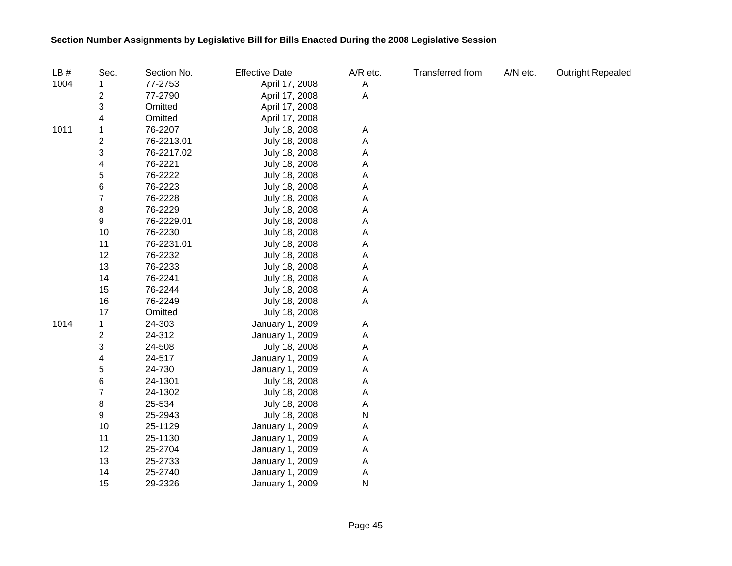**Section Number Assignments by Legislative Bill for Bills Enacted During the 2008 Legislative Session**

| LB # | Sec. | Section No. | Effective Date | A/R etc. | Transferred from | A/N etc. | Outright Repealed |
|---|---|---|---|---|---|---|---|
| 1004 | 1 | 77-2753 | April 17, 2008 | A | | | |
| | 2 | 77-2790 | April 17, 2008 | A | | | |
| | 3 | Omitted | April 17, 2008 | | | | |
| | 4 | Omitted | April 17, 2008 | | | | |
| 1011 | 1 | 76-2207 | July 18, 2008 | A | | | |
| | 2 | 76-2213.01 | July 18, 2008 | A | | | |
| | 3 | 76-2217.02 | July 18, 2008 | A | | | |
| | 4 | 76-2221 | July 18, 2008 | A | | | |
| | 5 | 76-2222 | July 18, 2008 | A | | | |
| | 6 | 76-2223 | July 18, 2008 | A | | | |
| | 7 | 76-2228 | July 18, 2008 | A | | | |
| | 8 | 76-2229 | July 18, 2008 | A | | | |
| | 9 | 76-2229.01 | July 18, 2008 | A | | | |
| | 10 | 76-2230 | July 18, 2008 | A | | | |
| | 11 | 76-2231.01 | July 18, 2008 | A | | | |
| | 12 | 76-2232 | July 18, 2008 | A | | | |
| | 13 | 76-2233 | July 18, 2008 | A | | | |
| | 14 | 76-2241 | July 18, 2008 | A | | | |
| | 15 | 76-2244 | July 18, 2008 | A | | | |
| | 16 | 76-2249 | July 18, 2008 | A | | | |
| | 17 | Omitted | July 18, 2008 | | | | |
| 1014 | 1 | 24-303 | January 1, 2009 | A | | | |
| | 2 | 24-312 | January 1, 2009 | A | | | |
| | 3 | 24-508 | July 18, 2008 | A | | | |
| | 4 | 24-517 | January 1, 2009 | A | | | |
| | 5 | 24-730 | January 1, 2009 | A | | | |
| | 6 | 24-1301 | July 18, 2008 | A | | | |
| | 7 | 24-1302 | July 18, 2008 | A | | | |
| | 8 | 25-534 | July 18, 2008 | A | | | |
| | 9 | 25-2943 | July 18, 2008 | N | | | |
| | 10 | 25-1129 | January 1, 2009 | A | | | |
| | 11 | 25-1130 | January 1, 2009 | A | | | |
| | 12 | 25-2704 | January 1, 2009 | A | | | |
| | 13 | 25-2733 | January 1, 2009 | A | | | |
| | 14 | 25-2740 | January 1, 2009 | A | | | |
| | 15 | 29-2326 | January 1, 2009 | N | | | |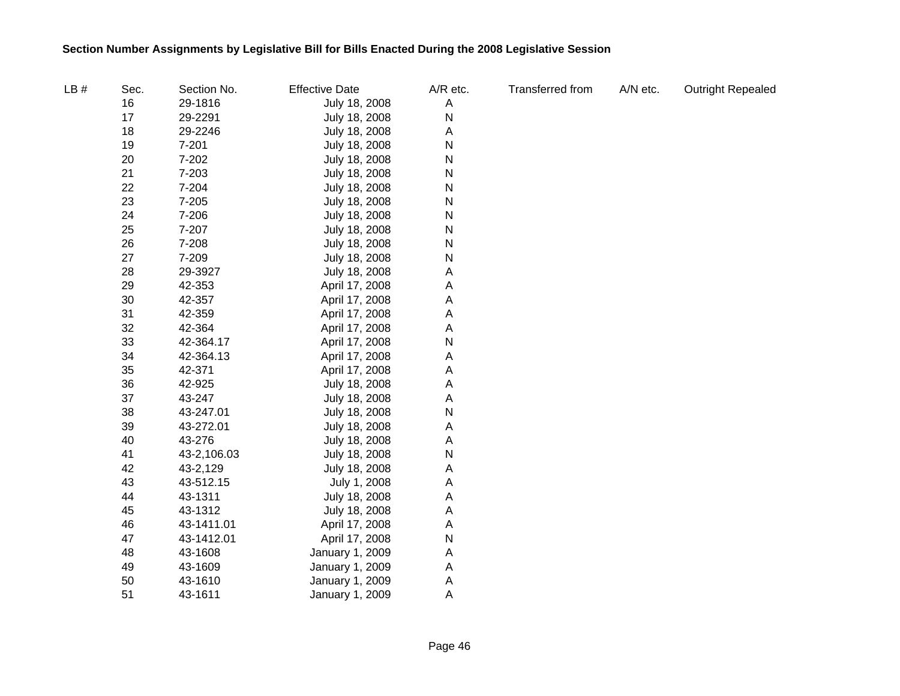**Section Number Assignments by Legislative Bill for Bills Enacted During the 2008 Legislative Session**

| LB # | Sec. | Section No. | Effective Date | A/R etc. | Transferred from | A/N etc. | Outright Repealed |
|---|---|---|---|---|---|---|---|
| | 16 | 29-1816 | July 18, 2008 | A | | | |
| | 17 | 29-2291 | July 18, 2008 | N | | | |
| | 18 | 29-2246 | July 18, 2008 | A | | | |
| | 19 | 7-201 | July 18, 2008 | N | | | |
| | 20 | 7-202 | July 18, 2008 | N | | | |
| | 21 | 7-203 | July 18, 2008 | N | | | |
| | 22 | 7-204 | July 18, 2008 | N | | | |
| | 23 | 7-205 | July 18, 2008 | N | | | |
| | 24 | 7-206 | July 18, 2008 | N | | | |
| | 25 | 7-207 | July 18, 2008 | N | | | |
| | 26 | 7-208 | July 18, 2008 | N | | | |
| | 27 | 7-209 | July 18, 2008 | N | | | |
| | 28 | 29-3927 | July 18, 2008 | A | | | |
| | 29 | 42-353 | April 17, 2008 | A | | | |
| | 30 | 42-357 | April 17, 2008 | A | | | |
| | 31 | 42-359 | April 17, 2008 | A | | | |
| | 32 | 42-364 | April 17, 2008 | A | | | |
| | 33 | 42-364.17 | April 17, 2008 | N | | | |
| | 34 | 42-364.13 | April 17, 2008 | A | | | |
| | 35 | 42-371 | April 17, 2008 | A | | | |
| | 36 | 42-925 | July 18, 2008 | A | | | |
| | 37 | 43-247 | July 18, 2008 | A | | | |
| | 38 | 43-247.01 | July 18, 2008 | N | | | |
| | 39 | 43-272.01 | July 18, 2008 | A | | | |
| | 40 | 43-276 | July 18, 2008 | A | | | |
| | 41 | 43-2,106.03 | July 18, 2008 | N | | | |
| | 42 | 43-2,129 | July 18, 2008 | A | | | |
| | 43 | 43-512.15 | July 1, 2008 | A | | | |
| | 44 | 43-1311 | July 18, 2008 | A | | | |
| | 45 | 43-1312 | July 18, 2008 | A | | | |
| | 46 | 43-1411.01 | April 17, 2008 | A | | | |
| | 47 | 43-1412.01 | April 17, 2008 | N | | | |
| | 48 | 43-1608 | January 1, 2009 | A | | | |
| | 49 | 43-1609 | January 1, 2009 | A | | | |
| | 50 | 43-1610 | January 1, 2009 | A | | | |
| | 51 | 43-1611 | January 1, 2009 | A | | | |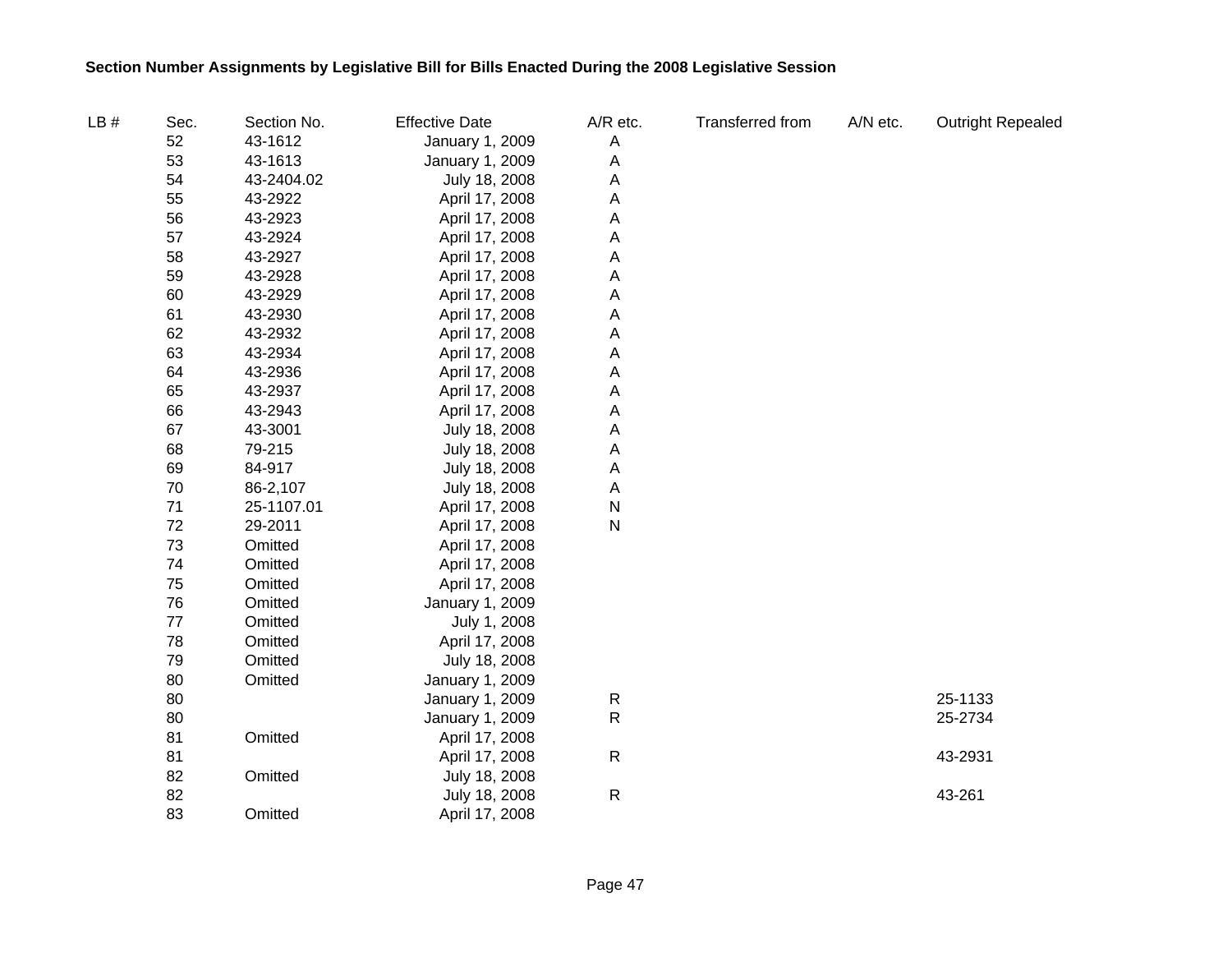**Section Number Assignments by Legislative Bill for Bills Enacted During the 2008 Legislative Session**

| LB # | Sec. | Section No. | Effective Date | A/R etc. | Transferred from | A/N etc. | Outright Repealed |
|---|---|---|---|---|---|---|---|
| | 52 | 43-1612 | January 1, 2009 | A | | | |
| | 53 | 43-1613 | January 1, 2009 | A | | | |
| | 54 | 43-2404.02 | July 18, 2008 | A | | | |
| | 55 | 43-2922 | April 17, 2008 | A | | | |
| | 56 | 43-2923 | April 17, 2008 | A | | | |
| | 57 | 43-2924 | April 17, 2008 | A | | | |
| | 58 | 43-2927 | April 17, 2008 | A | | | |
| | 59 | 43-2928 | April 17, 2008 | A | | | |
| | 60 | 43-2929 | April 17, 2008 | A | | | |
| | 61 | 43-2930 | April 17, 2008 | A | | | |
| | 62 | 43-2932 | April 17, 2008 | A | | | |
| | 63 | 43-2934 | April 17, 2008 | A | | | |
| | 64 | 43-2936 | April 17, 2008 | A | | | |
| | 65 | 43-2937 | April 17, 2008 | A | | | |
| | 66 | 43-2943 | April 17, 2008 | A | | | |
| | 67 | 43-3001 | July 18, 2008 | A | | | |
| | 68 | 79-215 | July 18, 2008 | A | | | |
| | 69 | 84-917 | July 18, 2008 | A | | | |
| | 70 | 86-2,107 | July 18, 2008 | A | | | |
| | 71 | 25-1107.01 | April 17, 2008 | N | | | |
| | 72 | 29-2011 | April 17, 2008 | N | | | |
| | 73 | Omitted | April 17, 2008 | | | | |
| | 74 | Omitted | April 17, 2008 | | | | |
| | 75 | Omitted | April 17, 2008 | | | | |
| | 76 | Omitted | January 1, 2009 | | | | |
| | 77 | Omitted | July 1, 2008 | | | | |
| | 78 | Omitted | April 17, 2008 | | | | |
| | 79 | Omitted | July 18, 2008 | | | | |
| | 80 | Omitted | January 1, 2009 | | | | |
| | 80 | | January 1, 2009 | R | | | 25-1133 |
| | 80 | | January 1, 2009 | R | | | 25-2734 |
| | 81 | Omitted | April 17, 2008 | | | | |
| | 81 | | April 17, 2008 | R | | | 43-2931 |
| | 82 | Omitted | July 18, 2008 | | | | |
| | 82 | | July 18, 2008 | R | | | 43-261 |
| | 83 | Omitted | April 17, 2008 | | | | |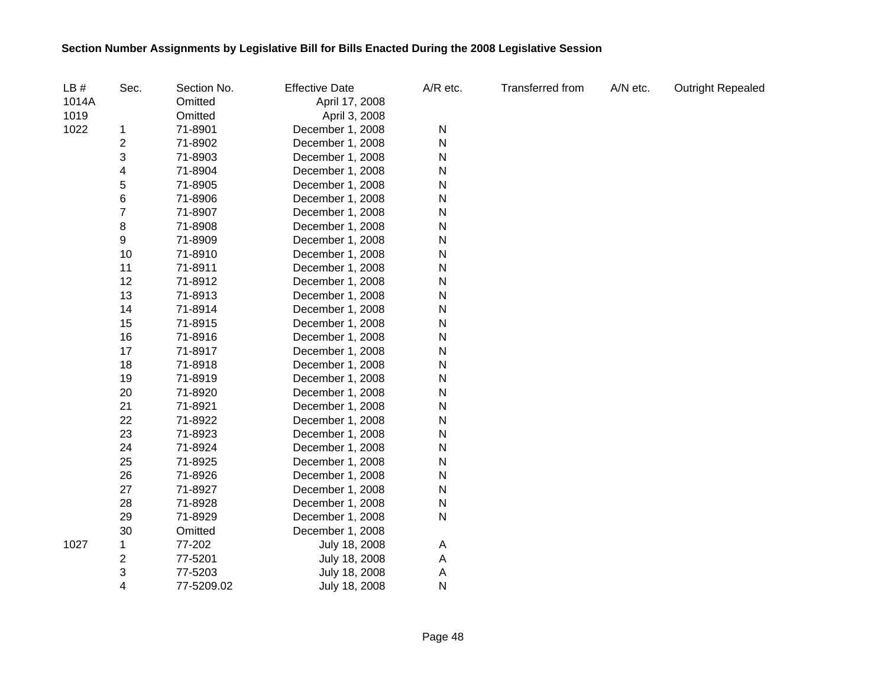**Section Number Assignments by Legislative Bill for Bills Enacted During the 2008 Legislative Session**

| LB # | Sec. | Section No. | Effective Date | A/R etc. | Transferred from | A/N etc. | Outright Repealed |
|---|---|---|---|---|---|---|---|
| 1014A | | Omitted | April 17, 2008 | | | | |
| 1019 | | Omitted | April 3, 2008 | | | | |
| 1022 | 1 | 71-8901 | December 1, 2008 | N | | | |
| | 2 | 71-8902 | December 1, 2008 | N | | | |
| | 3 | 71-8903 | December 1, 2008 | N | | | |
| | 4 | 71-8904 | December 1, 2008 | N | | | |
| | 5 | 71-8905 | December 1, 2008 | N | | | |
| | 6 | 71-8906 | December 1, 2008 | N | | | |
| | 7 | 71-8907 | December 1, 2008 | N | | | |
| | 8 | 71-8908 | December 1, 2008 | N | | | |
| | 9 | 71-8909 | December 1, 2008 | N | | | |
| | 10 | 71-8910 | December 1, 2008 | N | | | |
| | 11 | 71-8911 | December 1, 2008 | N | | | |
| | 12 | 71-8912 | December 1, 2008 | N | | | |
| | 13 | 71-8913 | December 1, 2008 | N | | | |
| | 14 | 71-8914 | December 1, 2008 | N | | | |
| | 15 | 71-8915 | December 1, 2008 | N | | | |
| | 16 | 71-8916 | December 1, 2008 | N | | | |
| | 17 | 71-8917 | December 1, 2008 | N | | | |
| | 18 | 71-8918 | December 1, 2008 | N | | | |
| | 19 | 71-8919 | December 1, 2008 | N | | | |
| | 20 | 71-8920 | December 1, 2008 | N | | | |
| | 21 | 71-8921 | December 1, 2008 | N | | | |
| | 22 | 71-8922 | December 1, 2008 | N | | | |
| | 23 | 71-8923 | December 1, 2008 | N | | | |
| | 24 | 71-8924 | December 1, 2008 | N | | | |
| | 25 | 71-8925 | December 1, 2008 | N | | | |
| | 26 | 71-8926 | December 1, 2008 | N | | | |
| | 27 | 71-8927 | December 1, 2008 | N | | | |
| | 28 | 71-8928 | December 1, 2008 | N | | | |
| | 29 | 71-8929 | December 1, 2008 | N | | | |
| | 30 | Omitted | December 1, 2008 | | | | |
| 1027 | 1 | 77-202 | July 18, 2008 | A | | | |
| | 2 | 77-5201 | July 18, 2008 | A | | | |
| | 3 | 77-5203 | July 18, 2008 | A | | | |
| | 4 | 77-5209.02 | July 18, 2008 | N | | | |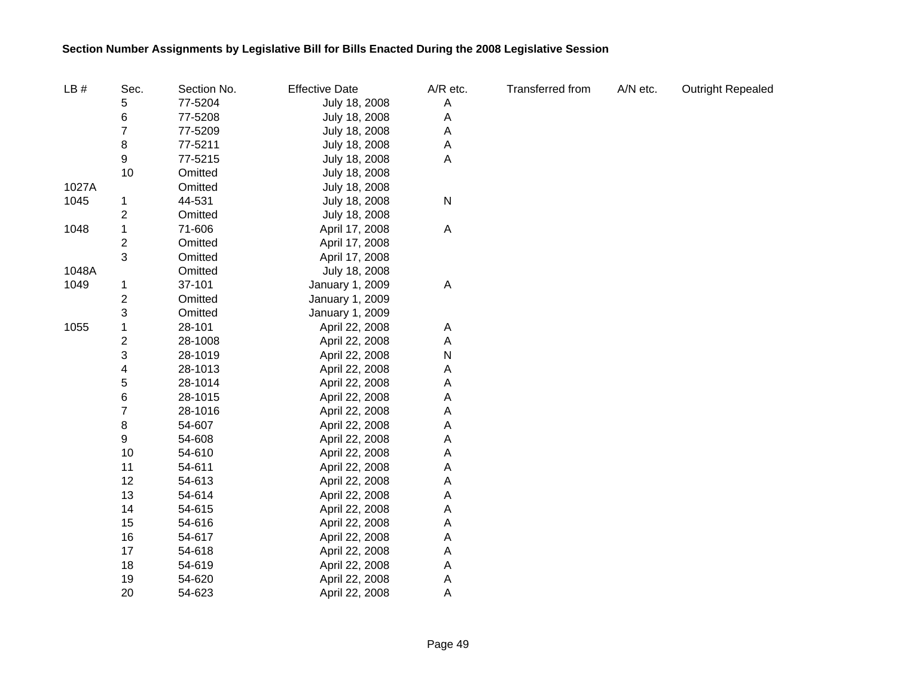**Section Number Assignments by Legislative Bill for Bills Enacted During the 2008 Legislative Session**

| LB # | Sec. | Section No. | Effective Date | A/R etc. | Transferred from | A/N etc. | Outright Repealed |
|---|---|---|---|---|---|---|---|
| | 5 | 77-5204 | July 18, 2008 | A | | | |
| | 6 | 77-5208 | July 18, 2008 | A | | | |
| | 7 | 77-5209 | July 18, 2008 | A | | | |
| | 8 | 77-5211 | July 18, 2008 | A | | | |
| | 9 | 77-5215 | July 18, 2008 | A | | | |
| | 10 | Omitted | July 18, 2008 | | | | |
| 1027A | | Omitted | July 18, 2008 | | | | |
| 1045 | 1 | 44-531 | July 18, 2008 | N | | | |
| | 2 | Omitted | July 18, 2008 | | | | |
| 1048 | 1 | 71-606 | April 17, 2008 | A | | | |
| | 2 | Omitted | April 17, 2008 | | | | |
| | 3 | Omitted | April 17, 2008 | | | | |
| 1048A | | Omitted | July 18, 2008 | | | | |
| 1049 | 1 | 37-101 | January 1, 2009 | A | | | |
| | 2 | Omitted | January 1, 2009 | | | | |
| | 3 | Omitted | January 1, 2009 | | | | |
| 1055 | 1 | 28-101 | April 22, 2008 | A | | | |
| | 2 | 28-1008 | April 22, 2008 | A | | | |
| | 3 | 28-1019 | April 22, 2008 | N | | | |
| | 4 | 28-1013 | April 22, 2008 | A | | | |
| | 5 | 28-1014 | April 22, 2008 | A | | | |
| | 6 | 28-1015 | April 22, 2008 | A | | | |
| | 7 | 28-1016 | April 22, 2008 | A | | | |
| | 8 | 54-607 | April 22, 2008 | A | | | |
| | 9 | 54-608 | April 22, 2008 | A | | | |
| | 10 | 54-610 | April 22, 2008 | A | | | |
| | 11 | 54-611 | April 22, 2008 | A | | | |
| | 12 | 54-613 | April 22, 2008 | A | | | |
| | 13 | 54-614 | April 22, 2008 | A | | | |
| | 14 | 54-615 | April 22, 2008 | A | | | |
| | 15 | 54-616 | April 22, 2008 | A | | | |
| | 16 | 54-617 | April 22, 2008 | A | | | |
| | 17 | 54-618 | April 22, 2008 | A | | | |
| | 18 | 54-619 | April 22, 2008 | A | | | |
| | 19 | 54-620 | April 22, 2008 | A | | | |
| | 20 | 54-623 | April 22, 2008 | A | | | |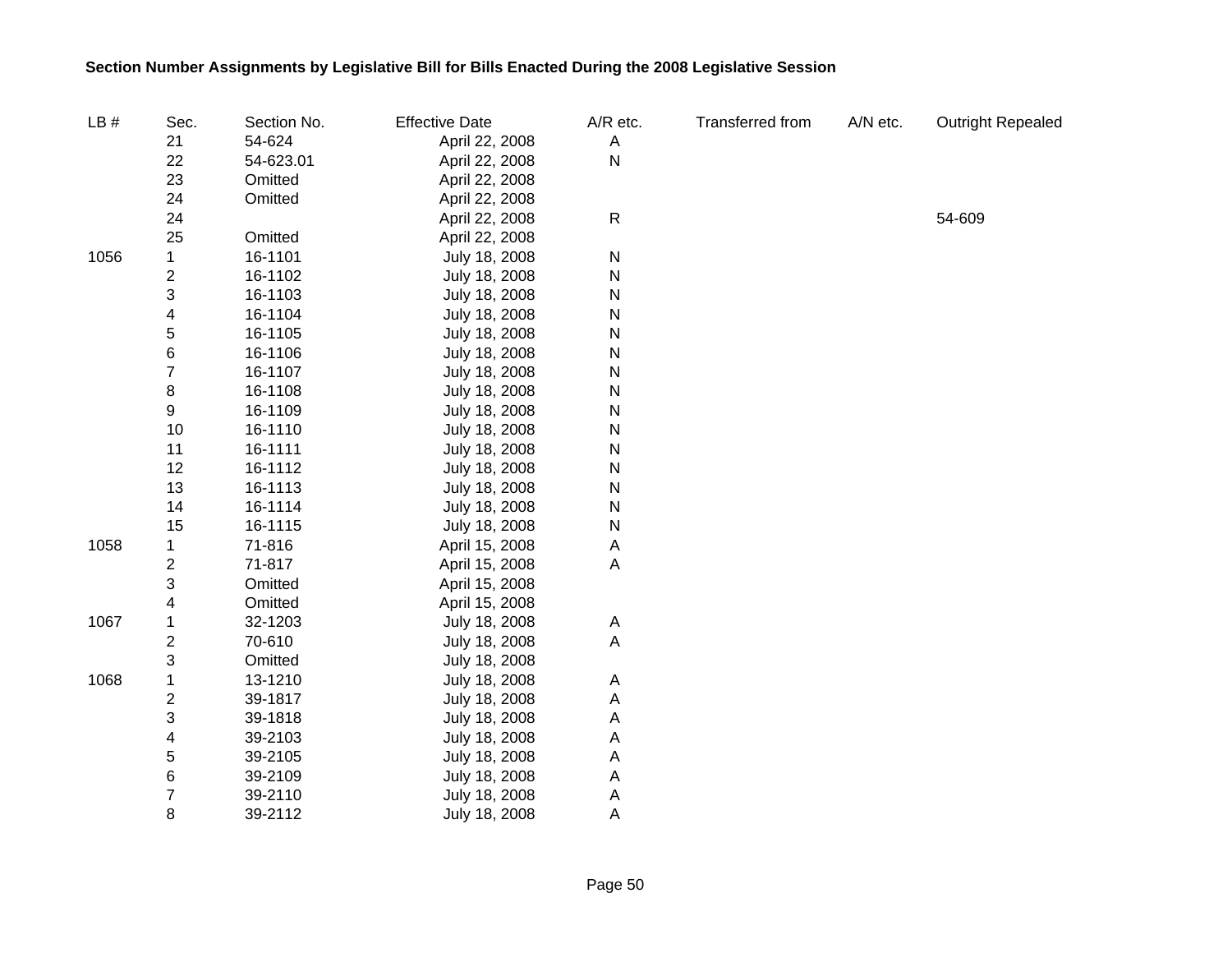**Section Number Assignments by Legislative Bill for Bills Enacted During the 2008 Legislative Session**

| LB # | Sec. | Section No. | Effective Date | A/R etc. | Transferred from | A/N etc. | Outright Repealed |
|---|---|---|---|---|---|---|---|
| | 21 | 54-624 | April 22, 2008 | A | | | |
| | 22 | 54-623.01 | April 22, 2008 | N | | | |
| | 23 | Omitted | April 22, 2008 | | | | |
| | 24 | Omitted | April 22, 2008 | | | | |
| | 24 | | April 22, 2008 | R | | | 54-609 |
| | 25 | Omitted | April 22, 2008 | | | | |
| 1056 | 1 | 16-1101 | July 18, 2008 | N | | | |
| | 2 | 16-1102 | July 18, 2008 | N | | | |
| | 3 | 16-1103 | July 18, 2008 | N | | | |
| | 4 | 16-1104 | July 18, 2008 | N | | | |
| | 5 | 16-1105 | July 18, 2008 | N | | | |
| | 6 | 16-1106 | July 18, 2008 | N | | | |
| | 7 | 16-1107 | July 18, 2008 | N | | | |
| | 8 | 16-1108 | July 18, 2008 | N | | | |
| | 9 | 16-1109 | July 18, 2008 | N | | | |
| | 10 | 16-1110 | July 18, 2008 | N | | | |
| | 11 | 16-1111 | July 18, 2008 | N | | | |
| | 12 | 16-1112 | July 18, 2008 | N | | | |
| | 13 | 16-1113 | July 18, 2008 | N | | | |
| | 14 | 16-1114 | July 18, 2008 | N | | | |
| | 15 | 16-1115 | July 18, 2008 | N | | | |
| 1058 | 1 | 71-816 | April 15, 2008 | A | | | |
| | 2 | 71-817 | April 15, 2008 | A | | | |
| | 3 | Omitted | April 15, 2008 | | | | |
| | 4 | Omitted | April 15, 2008 | | | | |
| 1067 | 1 | 32-1203 | July 18, 2008 | A | | | |
| | 2 | 70-610 | July 18, 2008 | A | | | |
| | 3 | Omitted | July 18, 2008 | | | | |
| 1068 | 1 | 13-1210 | July 18, 2008 | A | | | |
| | 2 | 39-1817 | July 18, 2008 | A | | | |
| | 3 | 39-1818 | July 18, 2008 | A | | | |
| | 4 | 39-2103 | July 18, 2008 | A | | | |
| | 5 | 39-2105 | July 18, 2008 | A | | | |
| | 6 | 39-2109 | July 18, 2008 | A | | | |
| | 7 | 39-2110 | July 18, 2008 | A | | | |
| | 8 | 39-2112 | July 18, 2008 | A | | | |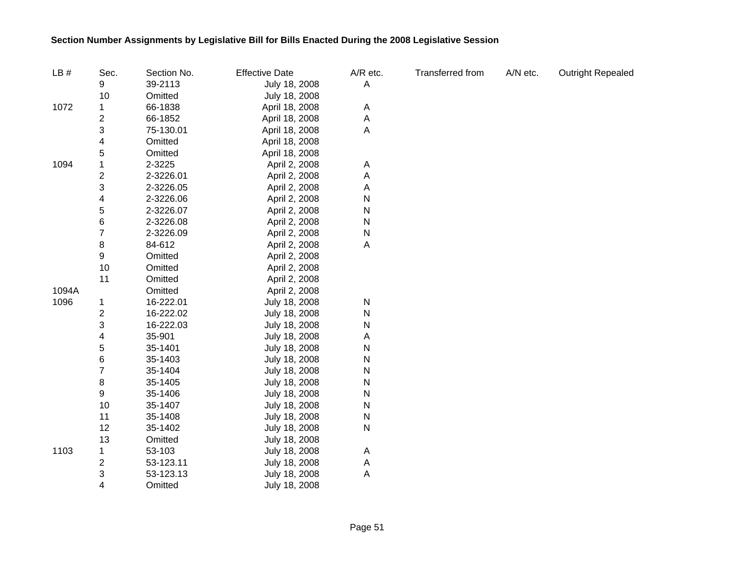**Section Number Assignments by Legislative Bill for Bills Enacted During the 2008 Legislative Session**

| LB # | Sec. | Section No. | Effective Date | A/R etc. | Transferred from | A/N etc. | Outright Repealed |
|---|---|---|---|---|---|---|---|
| | 9 | 39-2113 | July 18, 2008 | A | | | |
| | 10 | Omitted | July 18, 2008 | | | | |
| 1072 | 1 | 66-1838 | April 18, 2008 | A | | | |
| | 2 | 66-1852 | April 18, 2008 | A | | | |
| | 3 | 75-130.01 | April 18, 2008 | A | | | |
| | 4 | Omitted | April 18, 2008 | | | | |
| | 5 | Omitted | April 18, 2008 | | | | |
| 1094 | 1 | 2-3225 | April 2, 2008 | A | | | |
| | 2 | 2-3226.01 | April 2, 2008 | A | | | |
| | 3 | 2-3226.05 | April 2, 2008 | A | | | |
| | 4 | 2-3226.06 | April 2, 2008 | N | | | |
| | 5 | 2-3226.07 | April 2, 2008 | N | | | |
| | 6 | 2-3226.08 | April 2, 2008 | N | | | |
| | 7 | 2-3226.09 | April 2, 2008 | N | | | |
| | 8 | 84-612 | April 2, 2008 | A | | | |
| | 9 | Omitted | April 2, 2008 | | | | |
| | 10 | Omitted | April 2, 2008 | | | | |
| | 11 | Omitted | April 2, 2008 | | | | |
| 1094A | | Omitted | April 2, 2008 | | | | |
| 1096 | 1 | 16-222.01 | July 18, 2008 | N | | | |
| | 2 | 16-222.02 | July 18, 2008 | N | | | |
| | 3 | 16-222.03 | July 18, 2008 | N | | | |
| | 4 | 35-901 | July 18, 2008 | A | | | |
| | 5 | 35-1401 | July 18, 2008 | N | | | |
| | 6 | 35-1403 | July 18, 2008 | N | | | |
| | 7 | 35-1404 | July 18, 2008 | N | | | |
| | 8 | 35-1405 | July 18, 2008 | N | | | |
| | 9 | 35-1406 | July 18, 2008 | N | | | |
| | 10 | 35-1407 | July 18, 2008 | N | | | |
| | 11 | 35-1408 | July 18, 2008 | N | | | |
| | 12 | 35-1402 | July 18, 2008 | N | | | |
| | 13 | Omitted | July 18, 2008 | | | | |
| 1103 | 1 | 53-103 | July 18, 2008 | A | | | |
| | 2 | 53-123.11 | July 18, 2008 | A | | | |
| | 3 | 53-123.13 | July 18, 2008 | A | | | |
| | 4 | Omitted | July 18, 2008 | | | | |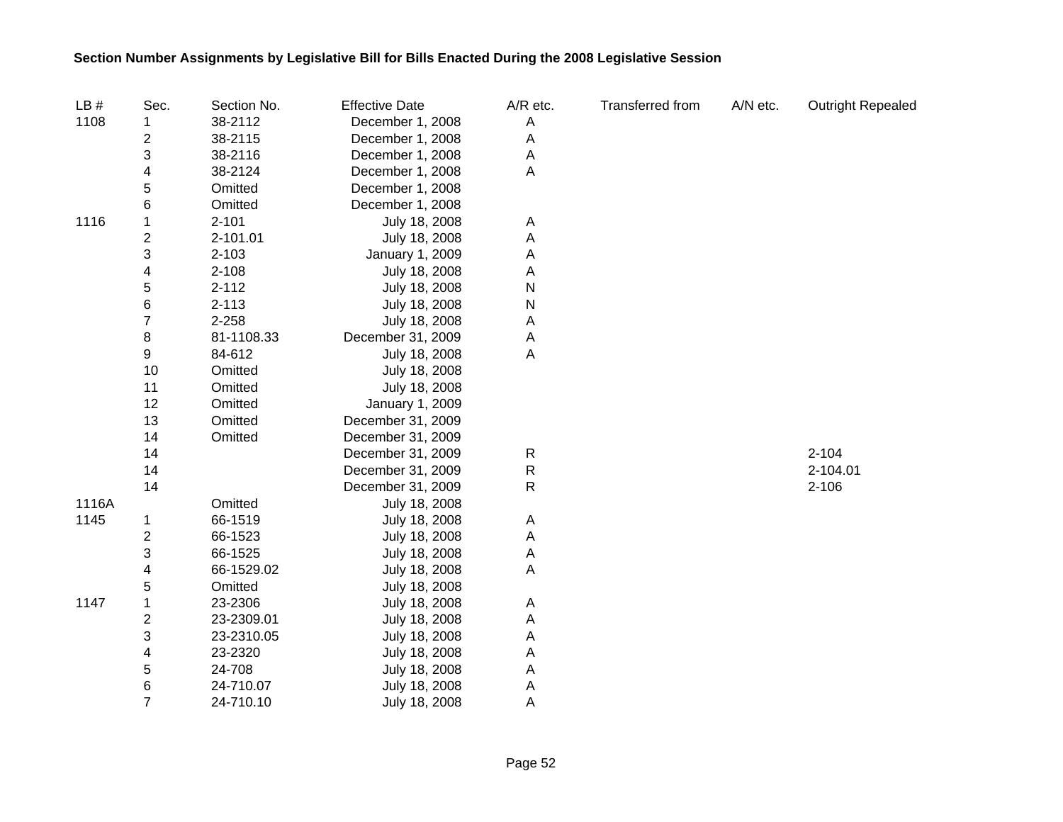**Section Number Assignments by Legislative Bill for Bills Enacted During the 2008 Legislative Session**

| LB # | Sec. | Section No. | Effective Date | A/R etc. | Transferred from | A/N etc. | Outright Repealed |
|---|---|---|---|---|---|---|---|
| 1108 | 1 | 38-2112 | December 1, 2008 | A | | | |
| | 2 | 38-2115 | December 1, 2008 | A | | | |
| | 3 | 38-2116 | December 1, 2008 | A | | | |
| | 4 | 38-2124 | December 1, 2008 | A | | | |
| | 5 | Omitted | December 1, 2008 | | | | |
| | 6 | Omitted | December 1, 2008 | | | | |
| 1116 | 1 | 2-101 | July 18, 2008 | A | | | |
| | 2 | 2-101.01 | July 18, 2008 | A | | | |
| | 3 | 2-103 | January 1, 2009 | A | | | |
| | 4 | 2-108 | July 18, 2008 | A | | | |
| | 5 | 2-112 | July 18, 2008 | N | | | |
| | 6 | 2-113 | July 18, 2008 | N | | | |
| | 7 | 2-258 | July 18, 2008 | A | | | |
| | 8 | 81-1108.33 | December 31, 2009 | A | | | |
| | 9 | 84-612 | July 18, 2008 | A | | | |
| | 10 | Omitted | July 18, 2008 | | | | |
| | 11 | Omitted | July 18, 2008 | | | | |
| | 12 | Omitted | January 1, 2009 | | | | |
| | 13 | Omitted | December 31, 2009 | | | | |
| | 14 | Omitted | December 31, 2009 | | | | |
| | 14 | | December 31, 2009 | R | | | 2-104 |
| | 14 | | December 31, 2009 | R | | | 2-104.01 |
| | 14 | | December 31, 2009 | R | | | 2-106 |
| 1116A | | Omitted | July 18, 2008 | | | | |
| 1145 | 1 | 66-1519 | July 18, 2008 | A | | | |
| | 2 | 66-1523 | July 18, 2008 | A | | | |
| | 3 | 66-1525 | July 18, 2008 | A | | | |
| | 4 | 66-1529.02 | July 18, 2008 | A | | | |
| | 5 | Omitted | July 18, 2008 | | | | |
| 1147 | 1 | 23-2306 | July 18, 2008 | A | | | |
| | 2 | 23-2309.01 | July 18, 2008 | A | | | |
| | 3 | 23-2310.05 | July 18, 2008 | A | | | |
| | 4 | 23-2320 | July 18, 2008 | A | | | |
| | 5 | 24-708 | July 18, 2008 | A | | | |
| | 6 | 24-710.07 | July 18, 2008 | A | | | |
| | 7 | 24-710.10 | July 18, 2008 | A | | | |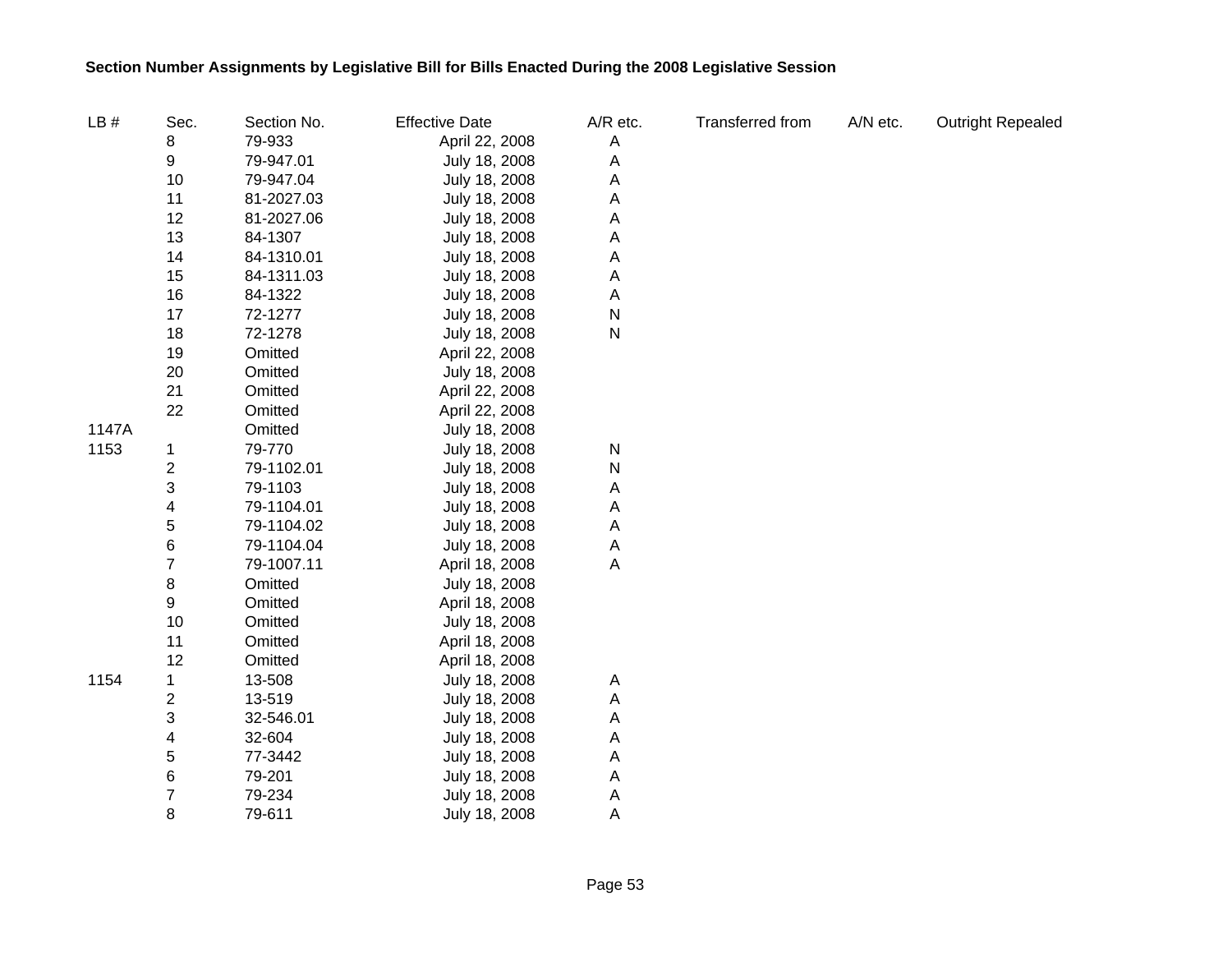**Section Number Assignments by Legislative Bill for Bills Enacted During the 2008 Legislative Session**

| LB # | Sec. | Section No. | Effective Date | A/R etc. | Transferred from | A/N etc. | Outright Repealed |
|---|---|---|---|---|---|---|---|
| | 8 | 79-933 | April 22, 2008 | A | | | |
| | 9 | 79-947.01 | July 18, 2008 | A | | | |
| | 10 | 79-947.04 | July 18, 2008 | A | | | |
| | 11 | 81-2027.03 | July 18, 2008 | A | | | |
| | 12 | 81-2027.06 | July 18, 2008 | A | | | |
| | 13 | 84-1307 | July 18, 2008 | A | | | |
| | 14 | 84-1310.01 | July 18, 2008 | A | | | |
| | 15 | 84-1311.03 | July 18, 2008 | A | | | |
| | 16 | 84-1322 | July 18, 2008 | A | | | |
| | 17 | 72-1277 | July 18, 2008 | N | | | |
| | 18 | 72-1278 | July 18, 2008 | N | | | |
| | 19 | Omitted | April 22, 2008 | | | | |
| | 20 | Omitted | July 18, 2008 | | | | |
| | 21 | Omitted | April 22, 2008 | | | | |
| | 22 | Omitted | April 22, 2008 | | | | |
| 1147A | | Omitted | July 18, 2008 | | | | |
| 1153 | 1 | 79-770 | July 18, 2008 | N | | | |
| | 2 | 79-1102.01 | July 18, 2008 | N | | | |
| | 3 | 79-1103 | July 18, 2008 | A | | | |
| | 4 | 79-1104.01 | July 18, 2008 | A | | | |
| | 5 | 79-1104.02 | July 18, 2008 | A | | | |
| | 6 | 79-1104.04 | July 18, 2008 | A | | | |
| | 7 | 79-1007.11 | April 18, 2008 | A | | | |
| | 8 | Omitted | July 18, 2008 | | | | |
| | 9 | Omitted | April 18, 2008 | | | | |
| | 10 | Omitted | July 18, 2008 | | | | |
| | 11 | Omitted | April 18, 2008 | | | | |
| | 12 | Omitted | April 18, 2008 | | | | |
| 1154 | 1 | 13-508 | July 18, 2008 | A | | | |
| | 2 | 13-519 | July 18, 2008 | A | | | |
| | 3 | 32-546.01 | July 18, 2008 | A | | | |
| | 4 | 32-604 | July 18, 2008 | A | | | |
| | 5 | 77-3442 | July 18, 2008 | A | | | |
| | 6 | 79-201 | July 18, 2008 | A | | | |
| | 7 | 79-234 | July 18, 2008 | A | | | |
| | 8 | 79-611 | July 18, 2008 | A | | | |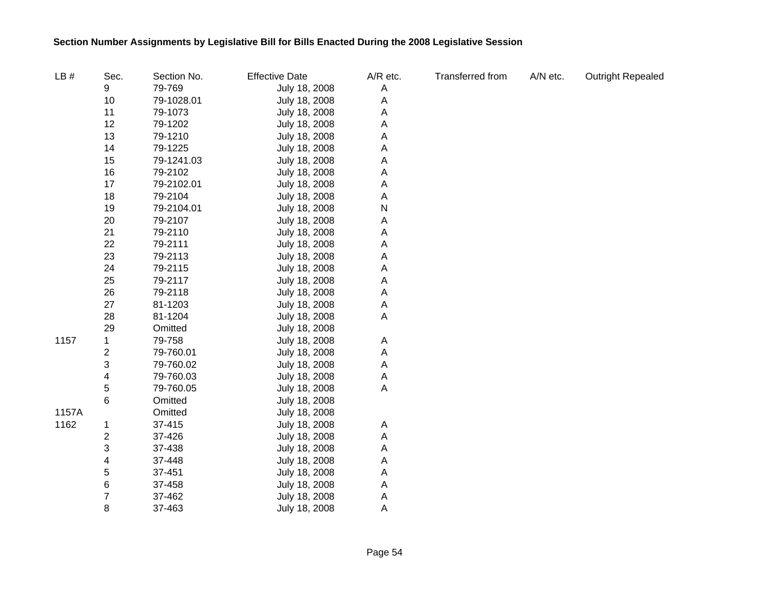**Section Number Assignments by Legislative Bill for Bills Enacted During the 2008 Legislative Session**

| LB # | Sec. | Section No. | Effective Date | A/R etc. | Transferred from | A/N etc. | Outright Repealed |
|---|---|---|---|---|---|---|---|
| | 9 | 79-769 | July 18, 2008 | A | | | |
| | 10 | 79-1028.01 | July 18, 2008 | A | | | |
| | 11 | 79-1073 | July 18, 2008 | A | | | |
| | 12 | 79-1202 | July 18, 2008 | A | | | |
| | 13 | 79-1210 | July 18, 2008 | A | | | |
| | 14 | 79-1225 | July 18, 2008 | A | | | |
| | 15 | 79-1241.03 | July 18, 2008 | A | | | |
| | 16 | 79-2102 | July 18, 2008 | A | | | |
| | 17 | 79-2102.01 | July 18, 2008 | A | | | |
| | 18 | 79-2104 | July 18, 2008 | A | | | |
| | 19 | 79-2104.01 | July 18, 2008 | N | | | |
| | 20 | 79-2107 | July 18, 2008 | A | | | |
| | 21 | 79-2110 | July 18, 2008 | A | | | |
| | 22 | 79-2111 | July 18, 2008 | A | | | |
| | 23 | 79-2113 | July 18, 2008 | A | | | |
| | 24 | 79-2115 | July 18, 2008 | A | | | |
| | 25 | 79-2117 | July 18, 2008 | A | | | |
| | 26 | 79-2118 | July 18, 2008 | A | | | |
| | 27 | 81-1203 | July 18, 2008 | A | | | |
| | 28 | 81-1204 | July 18, 2008 | A | | | |
| | 29 | Omitted | July 18, 2008 | | | | |
| 1157 | 1 | 79-758 | July 18, 2008 | A | | | |
| | 2 | 79-760.01 | July 18, 2008 | A | | | |
| | 3 | 79-760.02 | July 18, 2008 | A | | | |
| | 4 | 79-760.03 | July 18, 2008 | A | | | |
| | 5 | 79-760.05 | July 18, 2008 | A | | | |
| | 6 | Omitted | July 18, 2008 | | | | |
| 1157A | | Omitted | July 18, 2008 | | | | |
| 1162 | 1 | 37-415 | July 18, 2008 | A | | | |
| | 2 | 37-426 | July 18, 2008 | A | | | |
| | 3 | 37-438 | July 18, 2008 | A | | | |
| | 4 | 37-448 | July 18, 2008 | A | | | |
| | 5 | 37-451 | July 18, 2008 | A | | | |
| | 6 | 37-458 | July 18, 2008 | A | | | |
| | 7 | 37-462 | July 18, 2008 | A | | | |
| | 8 | 37-463 | July 18, 2008 | A | | | |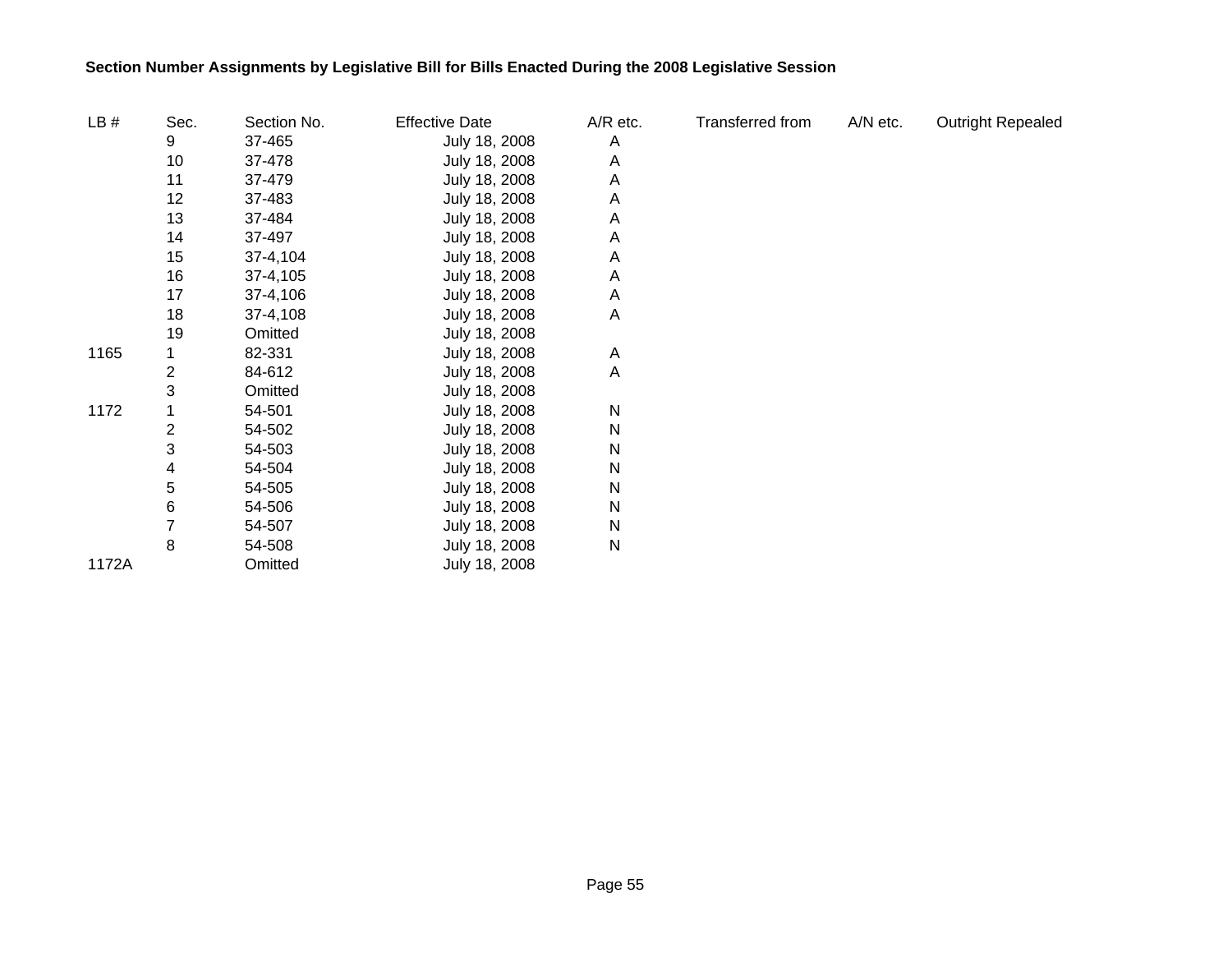**Section Number Assignments by Legislative Bill for Bills Enacted During the 2008 Legislative Session**

| LB # | Sec. | Section No. | Effective Date | A/R etc. | Transferred from | A/N etc. | Outright Repealed |
|---|---|---|---|---|---|---|---|
| | 9 | 37-465 | July 18, 2008 | A | | | |
| | 10 | 37-478 | July 18, 2008 | A | | | |
| | 11 | 37-479 | July 18, 2008 | A | | | |
| | 12 | 37-483 | July 18, 2008 | A | | | |
| | 13 | 37-484 | July 18, 2008 | A | | | |
| | 14 | 37-497 | July 18, 2008 | A | | | |
| | 15 | 37-4,104 | July 18, 2008 | A | | | |
| | 16 | 37-4,105 | July 18, 2008 | A | | | |
| | 17 | 37-4,106 | July 18, 2008 | A | | | |
| | 18 | 37-4,108 | July 18, 2008 | A | | | |
| | 19 | Omitted | July 18, 2008 | | | | |
| 1165 | 1 | 82-331 | July 18, 2008 | A | | | |
| | 2 | 84-612 | July 18, 2008 | A | | | |
| | 3 | Omitted | July 18, 2008 | | | | |
| 1172 | 1 | 54-501 | July 18, 2008 | N | | | |
| | 2 | 54-502 | July 18, 2008 | N | | | |
| | 3 | 54-503 | July 18, 2008 | N | | | |
| | 4 | 54-504 | July 18, 2008 | N | | | |
| | 5 | 54-505 | July 18, 2008 | N | | | |
| | 6 | 54-506 | July 18, 2008 | N | | | |
| | 7 | 54-507 | July 18, 2008 | N | | | |
| | 8 | 54-508 | July 18, 2008 | N | | | |
| 1172A | | Omitted | July 18, 2008 | | | | |